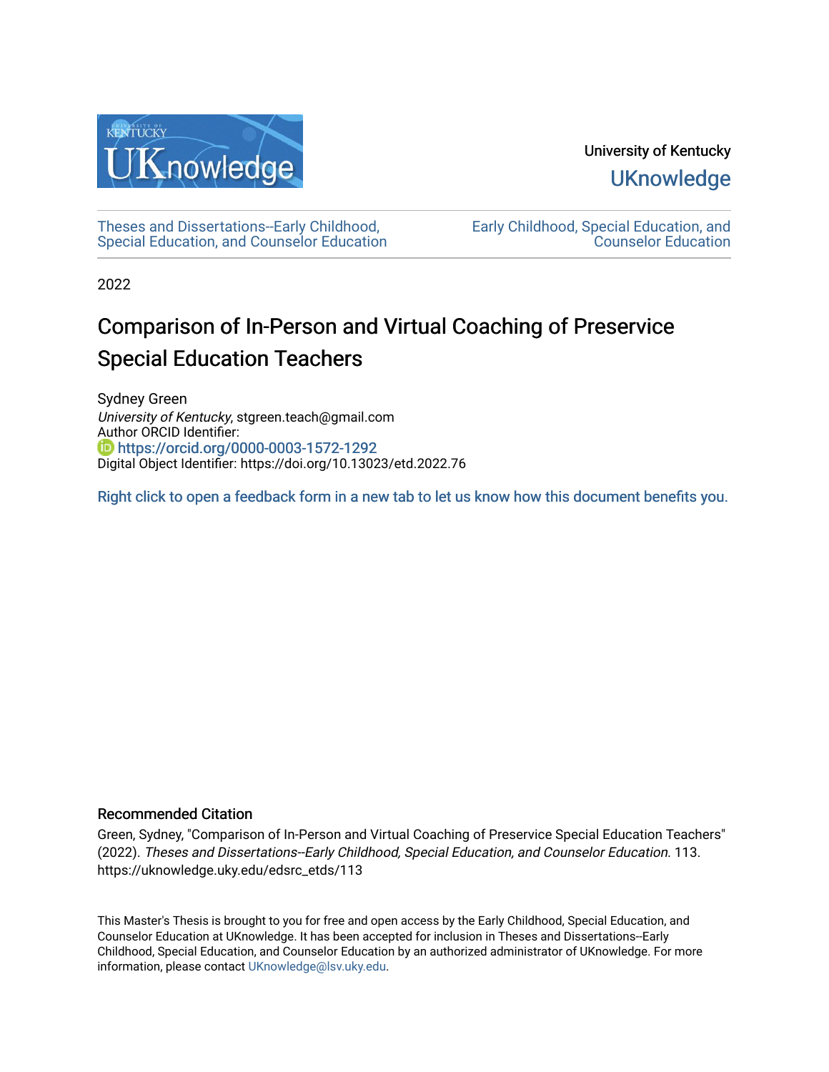University of Kentucky

UKnowledge

Theses and Dissertations--Early Childhood, Special Education, and Counselor Education

Early Childhood, Special Education, and Counselor Education

2022

# Comparison of In-Person and Virtual Coaching of Preservice Special Education Teachers

Sydney Green

*University of Kentucky*, stgreen.teach@gmail.com

Author ORCID Identifier:

https://orcid.org/0000-0003-1572-1292

Digital Object Identifier: https://doi.org/10.13023/etd.2022.76

Right click to open a feedback form in a new tab to let us know how this document benefits you.

## Recommended Citation

Green, Sydney, "Comparison of In-Person and Virtual Coaching of Preservice Special Education Teachers" (2022). *Theses and Dissertations--Early Childhood, Special Education, and Counselor Education*. 113. https://uknowledge.uky.edu/edsrc_etds/113

This Master's Thesis is brought to you for free and open access by the Early Childhood, Special Education, and Counselor Education at UKnowledge. It has been accepted for inclusion in Theses and Dissertations--Early Childhood, Special Education, and Counselor Education by an authorized administrator of UKnowledge. For more information, please contact UKnowledge@lsv.uky.edu.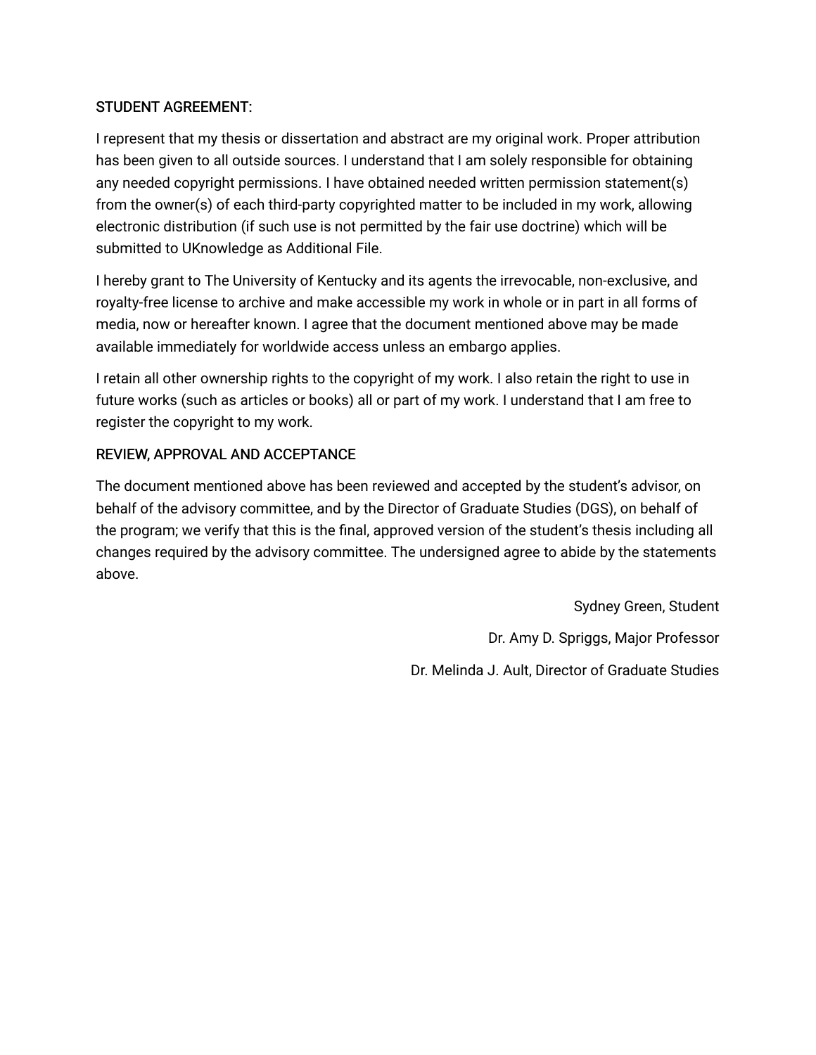STUDENT AGREEMENT:

I represent that my thesis or dissertation and abstract are my original work. Proper attribution has been given to all outside sources. I understand that I am solely responsible for obtaining any needed copyright permissions. I have obtained needed written permission statement(s) from the owner(s) of each third-party copyrighted matter to be included in my work, allowing electronic distribution (if such use is not permitted by the fair use doctrine) which will be submitted to UKnowledge as Additional File.

I hereby grant to The University of Kentucky and its agents the irrevocable, non-exclusive, and royalty-free license to archive and make accessible my work in whole or in part in all forms of media, now or hereafter known. I agree that the document mentioned above may be made available immediately for worldwide access unless an embargo applies.

I retain all other ownership rights to the copyright of my work. I also retain the right to use in future works (such as articles or books) all or part of my work. I understand that I am free to register the copyright to my work.

REVIEW, APPROVAL AND ACCEPTANCE

The document mentioned above has been reviewed and accepted by the student's advisor, on behalf of the advisory committee, and by the Director of Graduate Studies (DGS), on behalf of the program; we verify that this is the final, approved version of the student's thesis including all changes required by the advisory committee. The undersigned agree to abide by the statements above.

Sydney Green, Student

Dr. Amy D. Spriggs, Major Professor

Dr. Melinda J. Ault, Director of Graduate Studies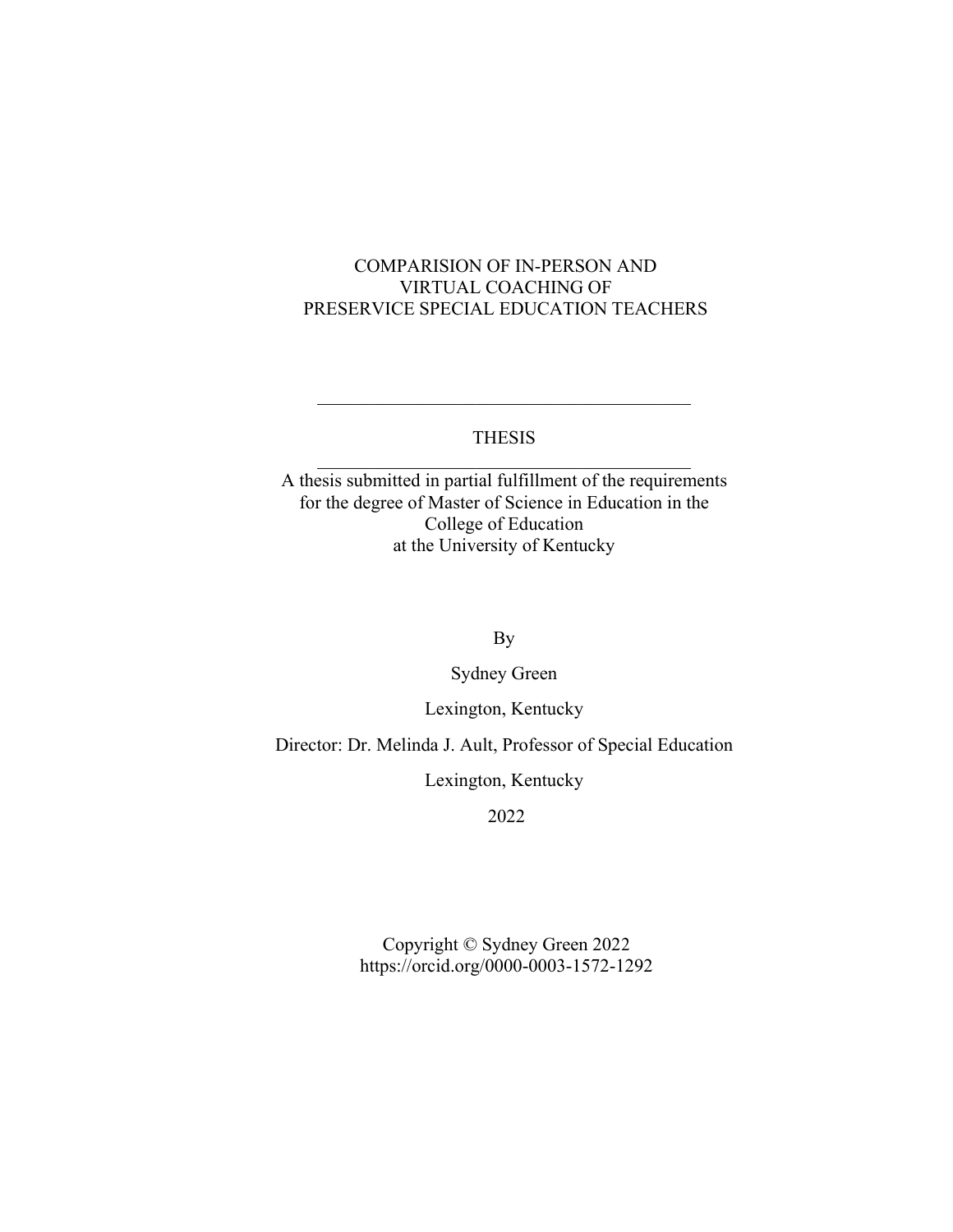# COMPARISION OF IN-PERSON AND VIRTUAL COACHING OF PRESERVICE SPECIAL EDUCATION TEACHERS

---

THESIS

---

A thesis submitted in partial fulfillment of the requirements for the degree of Master of Science in Education in the College of Education at the University of Kentucky

By

Sydney Green

Lexington, Kentucky

Director: Dr. Melinda J. Ault, Professor of Special Education

Lexington, Kentucky

2022

Copyright © Sydney Green 2022
https://orcid.org/0000-0003-1572-1292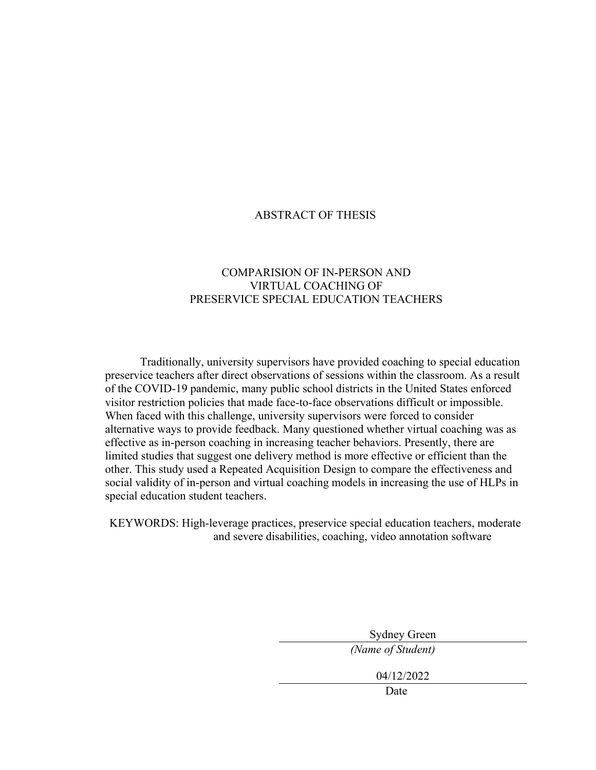# ABSTRACT OF THESIS

## COMPARISION OF IN-PERSON AND VIRTUAL COACHING OF PRESERVICE SPECIAL EDUCATION TEACHERS

Traditionally, university supervisors have provided coaching to special education preservice teachers after direct observations of sessions within the classroom. As a result of the COVID-19 pandemic, many public school districts in the United States enforced visitor restriction policies that made face-to-face observations difficult or impossible. When faced with this challenge, university supervisors were forced to consider alternative ways to provide feedback. Many questioned whether virtual coaching was as effective as in-person coaching in increasing teacher behaviors. Presently, there are limited studies that suggest one delivery method is more effective or efficient than the other. This study used a Repeated Acquisition Design to compare the effectiveness and social validity of in-person and virtual coaching models in increasing the use of HLPs in special education student teachers.

KEYWORDS: High-leverage practices, preservice special education teachers, moderate and severe disabilities, coaching, video annotation software

Sydney Green
*(Name of Student)*

04/12/2022
Date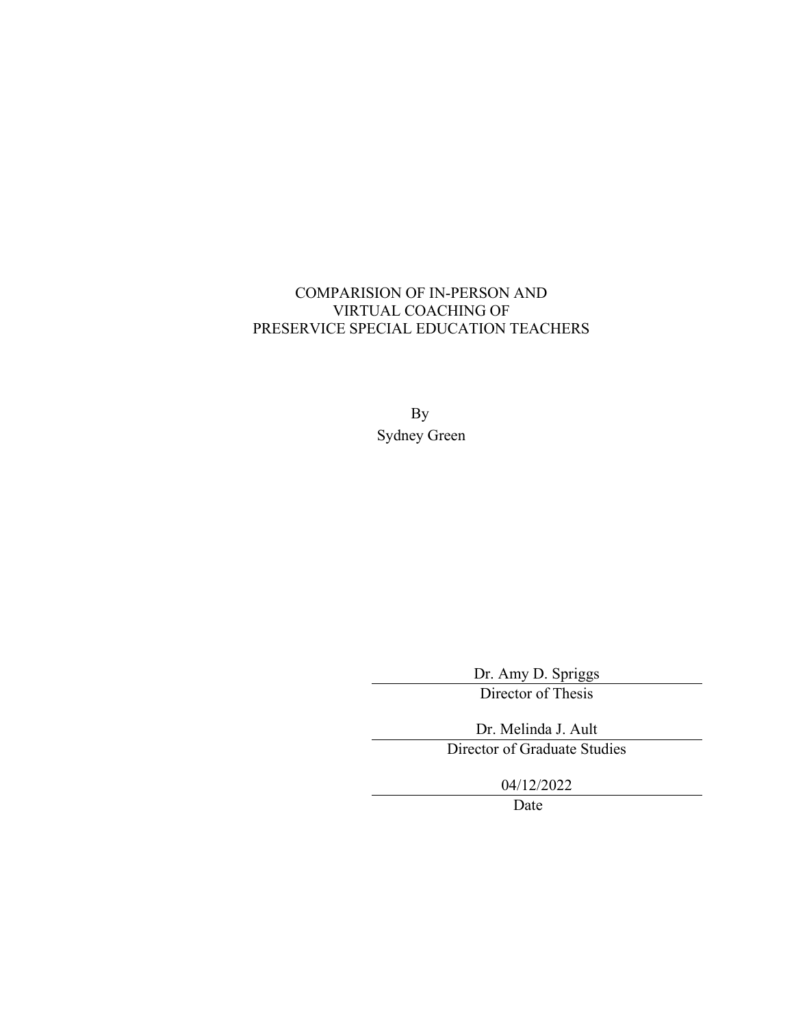COMPARISION OF IN-PERSON AND
VIRTUAL COACHING OF
PRESERVICE SPECIAL EDUCATION TEACHERS

By
Sydney Green

Dr. Amy D. Spriggs
Director of Thesis

Dr. Melinda J. Ault
Director of Graduate Studies

04/12/2022
Date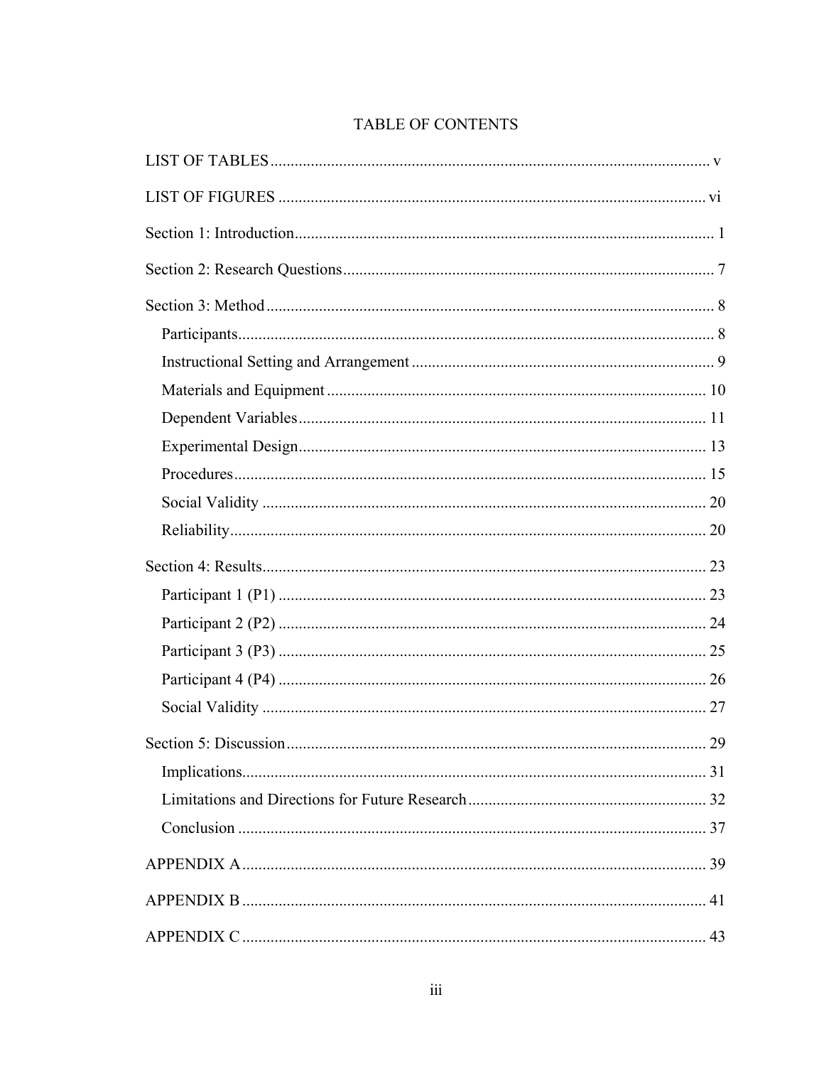# TABLE OF CONTENTS

LIST OF TABLES ........................................................................................................ v

LIST OF FIGURES ..................................................................................................... vi

Section 1: Introduction.................................................................................................. 1

Section 2: Research Questions ...................................................................................... 7

Section 3: Method ......................................................................................................... 8

- Participants................................................................................................................. 8
- Instructional Setting and Arrangement ...................................................................... 9
- Materials and Equipment ......................................................................................... 10
- Dependent Variables ................................................................................................ 11
- Experimental Design ................................................................................................ 13
- Procedures ................................................................................................................ 15
- Social Validity .......................................................................................................... 20
- Reliability ................................................................................................................. 20

Section 4: Results ........................................................................................................ 23

- Participant 1 (P1) ..................................................................................................... 23
- Participant 2 (P2) ..................................................................................................... 24
- Participant 3 (P3) ..................................................................................................... 25
- Participant 4 (P4) ..................................................................................................... 26
- Social Validity .......................................................................................................... 27

Section 5: Discussion ................................................................................................... 29

- Implications.............................................................................................................. 31
- Limitations and Directions for Future Research ...................................................... 32
- Conclusion ................................................................................................................ 37

APPENDIX A .............................................................................................................. 39

APPENDIX B .............................................................................................................. 41

APPENDIX C .............................................................................................................. 43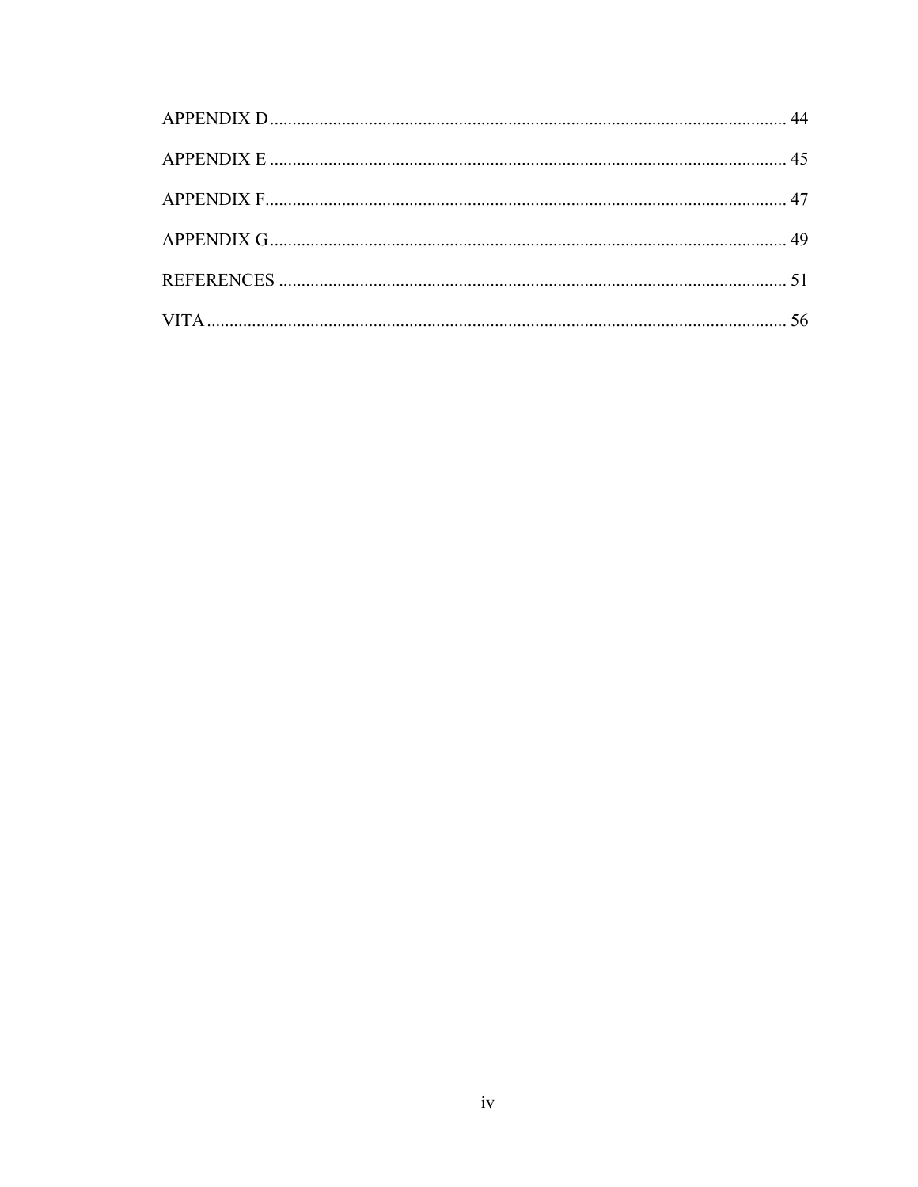APPENDIX D .................................................................................................................. 44

APPENDIX E .................................................................................................................. 45

APPENDIX F .................................................................................................................. 47

APPENDIX G .................................................................................................................. 49

REFERENCES ................................................................................................................ 51

VITA ............................................................................................................................... 56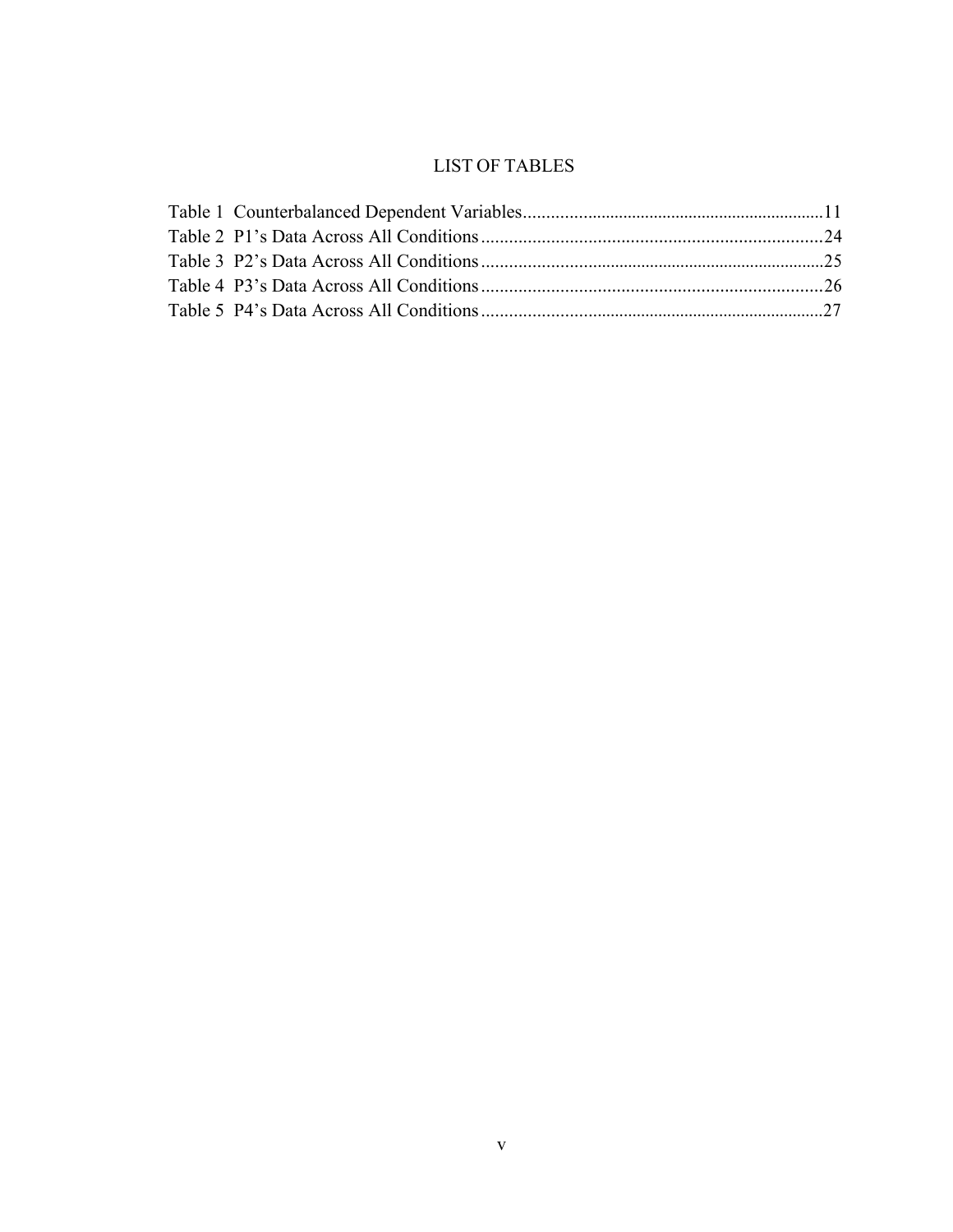# LIST OF TABLES

Table 1 Counterbalanced Dependent Variables....................................................................11
Table 2 P1's Data Across All Conditions..........................................................................24
Table 3 P2's Data Across All Conditions..........................................................................25
Table 4 P3's Data Across All Conditions..........................................................................26
Table 5 P4's Data Across All Conditions..........................................................................27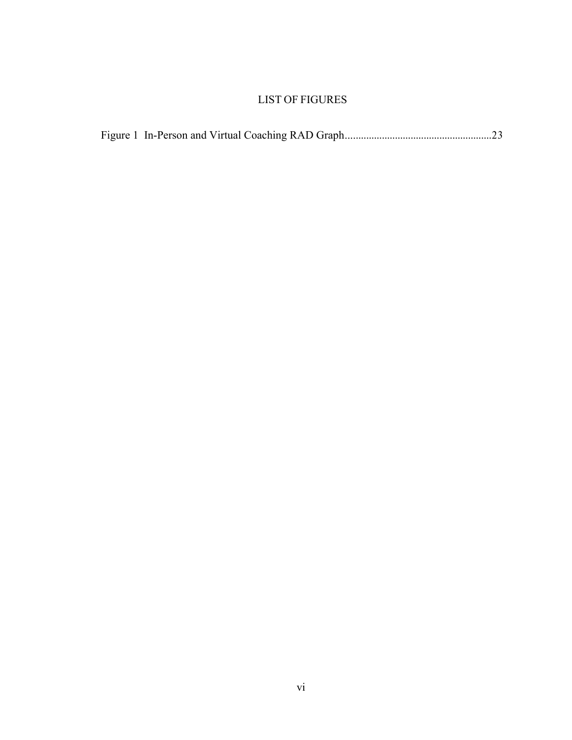# LIST OF FIGURES

Figure 1 In-Person and Virtual Coaching RAD Graph........................................................23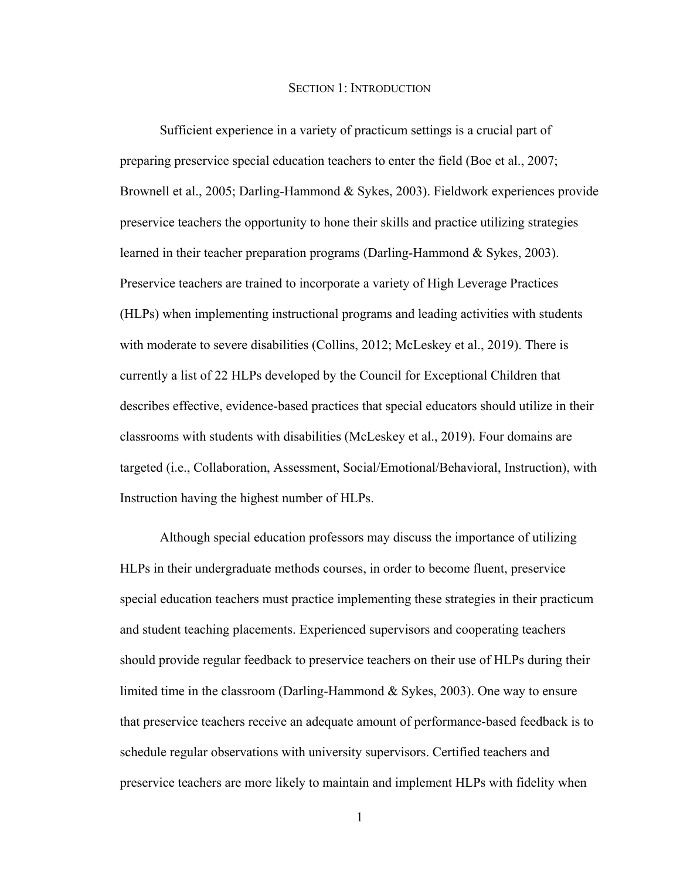# Section 1: Introduction

Sufficient experience in a variety of practicum settings is a crucial part of preparing preservice special education teachers to enter the field (Boe et al., 2007; Brownell et al., 2005; Darling-Hammond & Sykes, 2003). Fieldwork experiences provide preservice teachers the opportunity to hone their skills and practice utilizing strategies learned in their teacher preparation programs (Darling-Hammond & Sykes, 2003). Preservice teachers are trained to incorporate a variety of High Leverage Practices (HLPs) when implementing instructional programs and leading activities with students with moderate to severe disabilities (Collins, 2012; McLeskey et al., 2019). There is currently a list of 22 HLPs developed by the Council for Exceptional Children that describes effective, evidence-based practices that special educators should utilize in their classrooms with students with disabilities (McLeskey et al., 2019). Four domains are targeted (i.e., Collaboration, Assessment, Social/Emotional/Behavioral, Instruction), with Instruction having the highest number of HLPs.

Although special education professors may discuss the importance of utilizing HLPs in their undergraduate methods courses, in order to become fluent, preservice special education teachers must practice implementing these strategies in their practicum and student teaching placements. Experienced supervisors and cooperating teachers should provide regular feedback to preservice teachers on their use of HLPs during their limited time in the classroom (Darling-Hammond & Sykes, 2003). One way to ensure that preservice teachers receive an adequate amount of performance-based feedback is to schedule regular observations with university supervisors. Certified teachers and preservice teachers are more likely to maintain and implement HLPs with fidelity when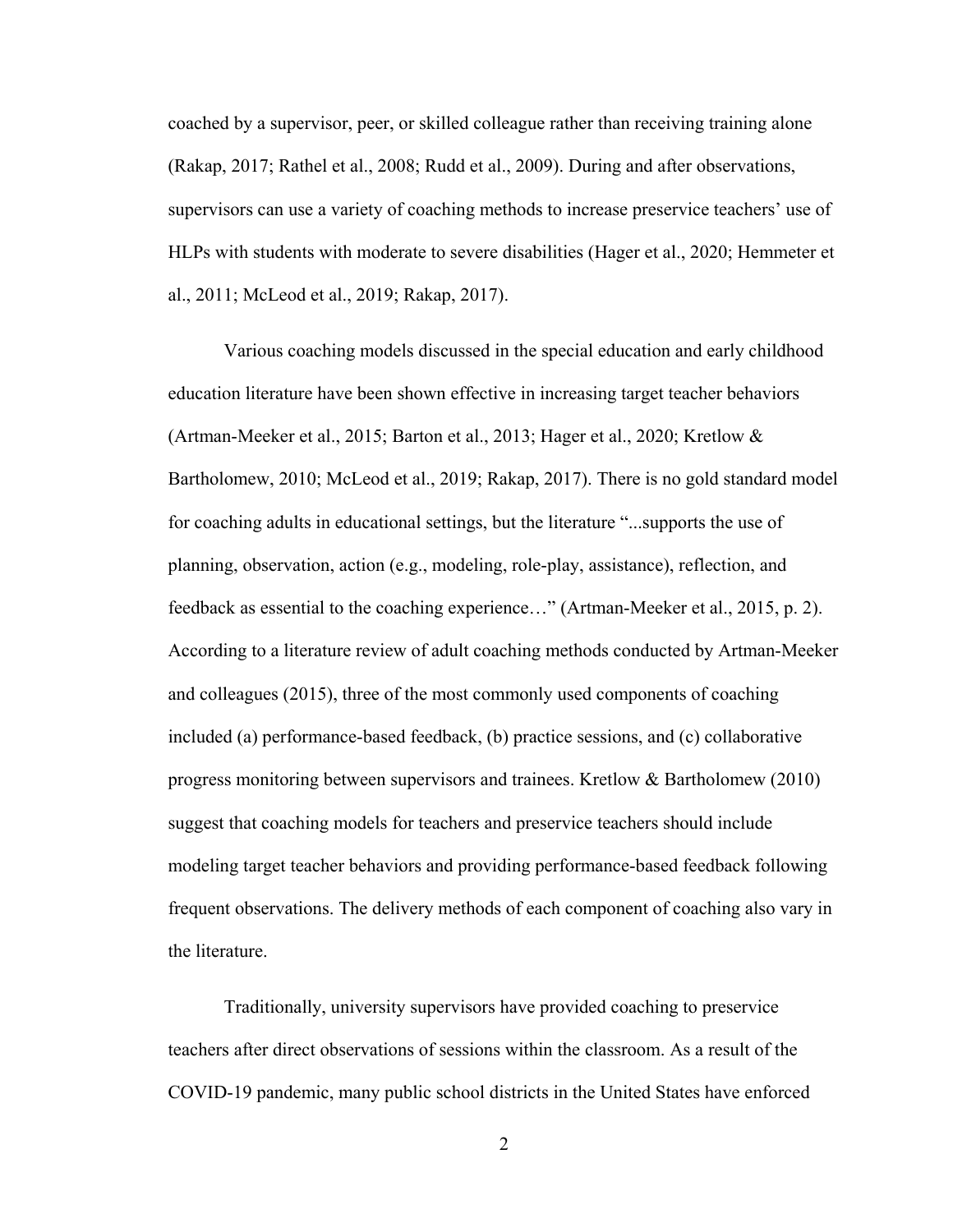coached by a supervisor, peer, or skilled colleague rather than receiving training alone (Rakap, 2017; Rathel et al., 2008; Rudd et al., 2009). During and after observations, supervisors can use a variety of coaching methods to increase preservice teachers' use of HLPs with students with moderate to severe disabilities (Hager et al., 2020; Hemmeter et al., 2011; McLeod et al., 2019; Rakap, 2017).

Various coaching models discussed in the special education and early childhood education literature have been shown effective in increasing target teacher behaviors (Artman-Meeker et al., 2015; Barton et al., 2013; Hager et al., 2020; Kretlow & Bartholomew, 2010; McLeod et al., 2019; Rakap, 2017). There is no gold standard model for coaching adults in educational settings, but the literature "...supports the use of planning, observation, action (e.g., modeling, role-play, assistance), reflection, and feedback as essential to the coaching experience…" (Artman-Meeker et al., 2015, p. 2). According to a literature review of adult coaching methods conducted by Artman-Meeker and colleagues (2015), three of the most commonly used components of coaching included (a) performance-based feedback, (b) practice sessions, and (c) collaborative progress monitoring between supervisors and trainees. Kretlow & Bartholomew (2010) suggest that coaching models for teachers and preservice teachers should include modeling target teacher behaviors and providing performance-based feedback following frequent observations. The delivery methods of each component of coaching also vary in the literature.

Traditionally, university supervisors have provided coaching to preservice teachers after direct observations of sessions within the classroom. As a result of the COVID-19 pandemic, many public school districts in the United States have enforced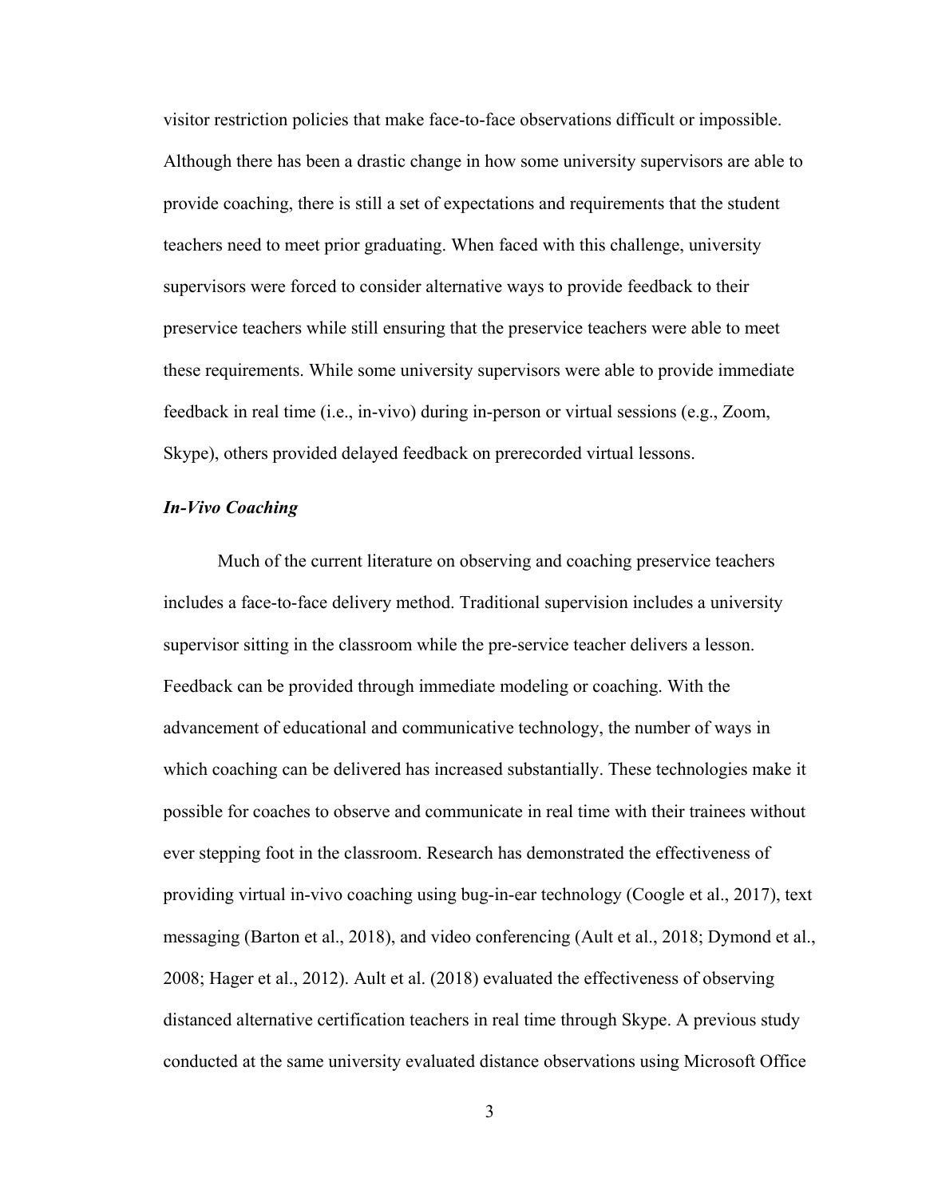visitor restriction policies that make face-to-face observations difficult or impossible. Although there has been a drastic change in how some university supervisors are able to provide coaching, there is still a set of expectations and requirements that the student teachers need to meet prior graduating. When faced with this challenge, university supervisors were forced to consider alternative ways to provide feedback to their preservice teachers while still ensuring that the preservice teachers were able to meet these requirements. While some university supervisors were able to provide immediate feedback in real time (i.e., in-vivo) during in-person or virtual sessions (e.g., Zoom, Skype), others provided delayed feedback on prerecorded virtual lessons.

### ***In-Vivo Coaching***

Much of the current literature on observing and coaching preservice teachers includes a face-to-face delivery method. Traditional supervision includes a university supervisor sitting in the classroom while the pre-service teacher delivers a lesson. Feedback can be provided through immediate modeling or coaching. With the advancement of educational and communicative technology, the number of ways in which coaching can be delivered has increased substantially. These technologies make it possible for coaches to observe and communicate in real time with their trainees without ever stepping foot in the classroom. Research has demonstrated the effectiveness of providing virtual in-vivo coaching using bug-in-ear technology (Coogle et al., 2017), text messaging (Barton et al., 2018), and video conferencing (Ault et al., 2018; Dymond et al., 2008; Hager et al., 2012). Ault et al. (2018) evaluated the effectiveness of observing distanced alternative certification teachers in real time through Skype. A previous study conducted at the same university evaluated distance observations using Microsoft Office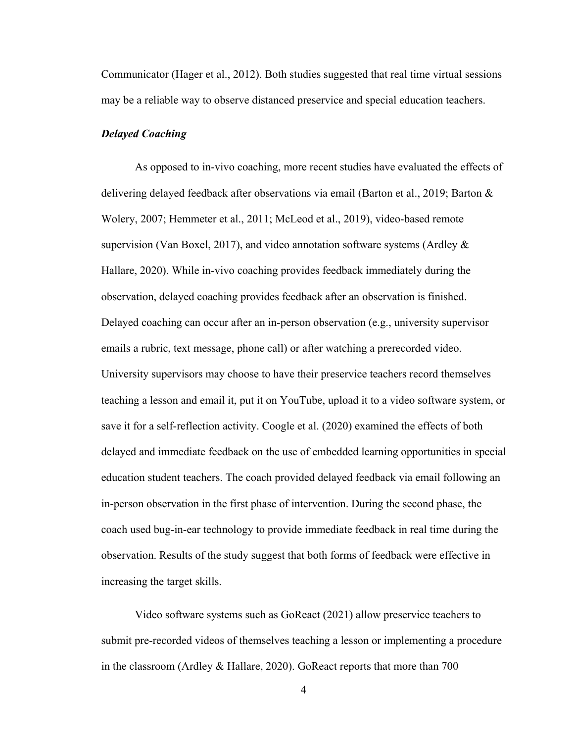Communicator (Hager et al., 2012). Both studies suggested that real time virtual sessions may be a reliable way to observe distanced preservice and special education teachers.

### *Delayed Coaching*

As opposed to in-vivo coaching, more recent studies have evaluated the effects of delivering delayed feedback after observations via email (Barton et al., 2019; Barton & Wolery, 2007; Hemmeter et al., 2011; McLeod et al., 2019), video-based remote supervision (Van Boxel, 2017), and video annotation software systems (Ardley & Hallare, 2020). While in-vivo coaching provides feedback immediately during the observation, delayed coaching provides feedback after an observation is finished. Delayed coaching can occur after an in-person observation (e.g., university supervisor emails a rubric, text message, phone call) or after watching a prerecorded video. University supervisors may choose to have their preservice teachers record themselves teaching a lesson and email it, put it on YouTube, upload it to a video software system, or save it for a self-reflection activity. Coogle et al. (2020) examined the effects of both delayed and immediate feedback on the use of embedded learning opportunities in special education student teachers. The coach provided delayed feedback via email following an in-person observation in the first phase of intervention. During the second phase, the coach used bug-in-ear technology to provide immediate feedback in real time during the observation. Results of the study suggest that both forms of feedback were effective in increasing the target skills.

Video software systems such as GoReact (2021) allow preservice teachers to submit pre-recorded videos of themselves teaching a lesson or implementing a procedure in the classroom (Ardley & Hallare, 2020). GoReact reports that more than 700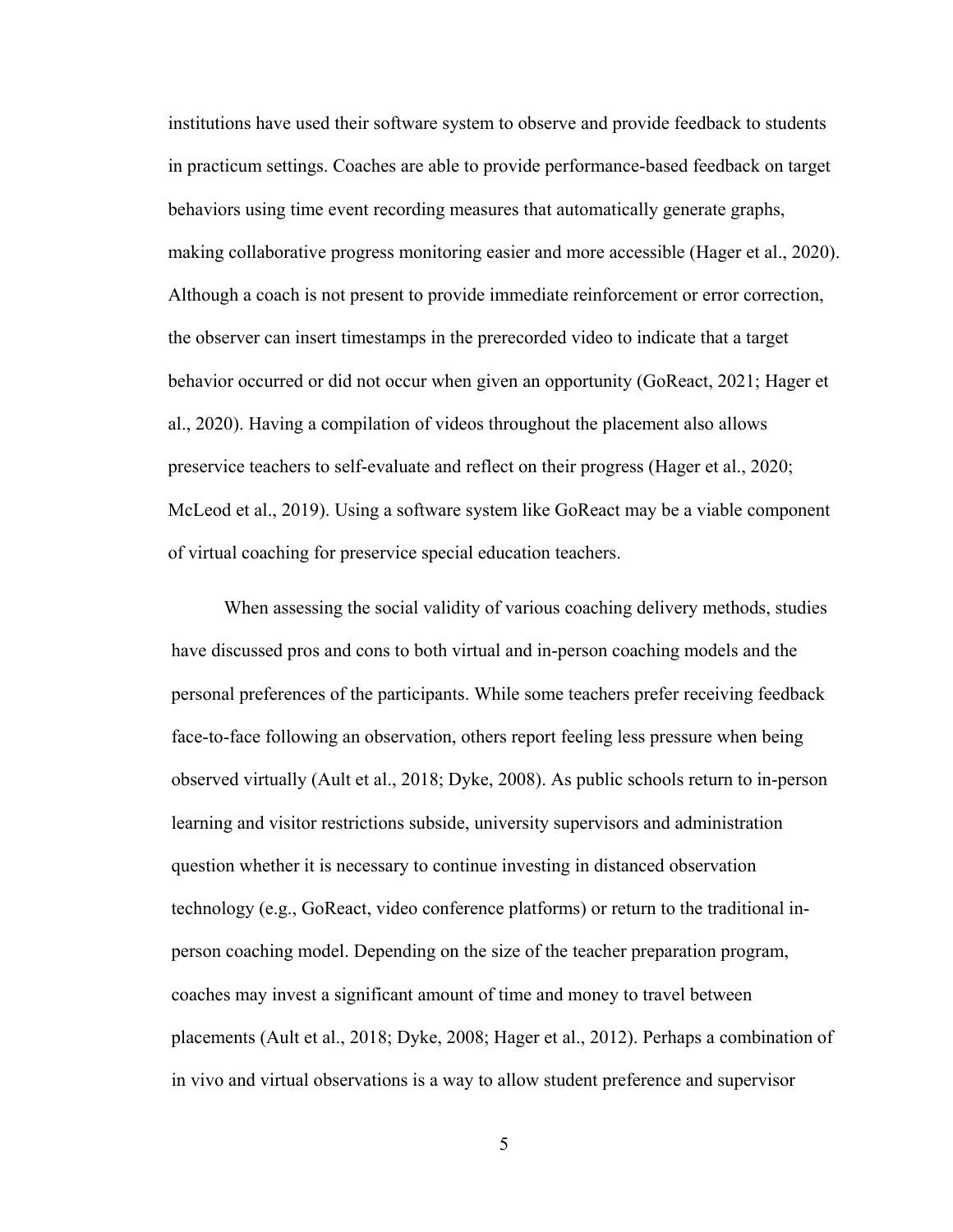institutions have used their software system to observe and provide feedback to students in practicum settings. Coaches are able to provide performance-based feedback on target behaviors using time event recording measures that automatically generate graphs, making collaborative progress monitoring easier and more accessible (Hager et al., 2020). Although a coach is not present to provide immediate reinforcement or error correction, the observer can insert timestamps in the prerecorded video to indicate that a target behavior occurred or did not occur when given an opportunity (GoReact, 2021; Hager et al., 2020). Having a compilation of videos throughout the placement also allows preservice teachers to self-evaluate and reflect on their progress (Hager et al., 2020; McLeod et al., 2019). Using a software system like GoReact may be a viable component of virtual coaching for preservice special education teachers.

When assessing the social validity of various coaching delivery methods, studies have discussed pros and cons to both virtual and in-person coaching models and the personal preferences of the participants. While some teachers prefer receiving feedback face-to-face following an observation, others report feeling less pressure when being observed virtually (Ault et al., 2018; Dyke, 2008). As public schools return to in-person learning and visitor restrictions subside, university supervisors and administration question whether it is necessary to continue investing in distanced observation technology (e.g., GoReact, video conference platforms) or return to the traditional in-person coaching model. Depending on the size of the teacher preparation program, coaches may invest a significant amount of time and money to travel between placements (Ault et al., 2018; Dyke, 2008; Hager et al., 2012). Perhaps a combination of in vivo and virtual observations is a way to allow student preference and supervisor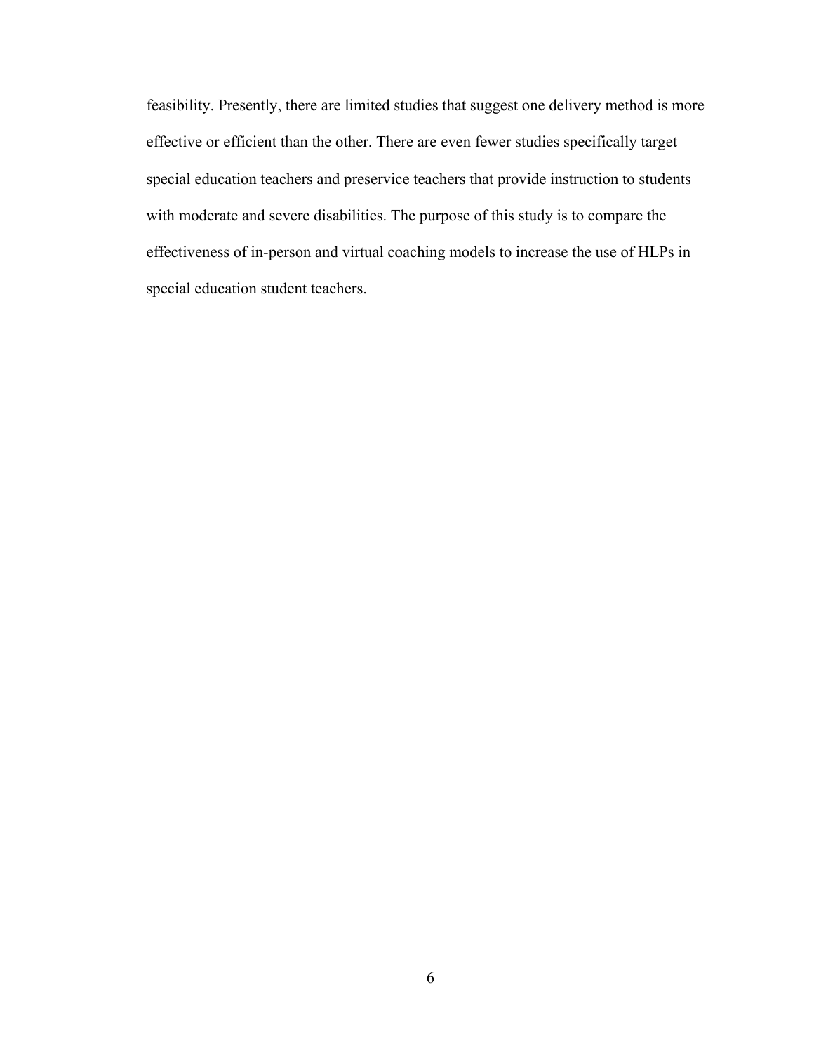feasibility. Presently, there are limited studies that suggest one delivery method is more effective or efficient than the other. There are even fewer studies specifically target special education teachers and preservice teachers that provide instruction to students with moderate and severe disabilities. The purpose of this study is to compare the effectiveness of in-person and virtual coaching models to increase the use of HLPs in special education student teachers.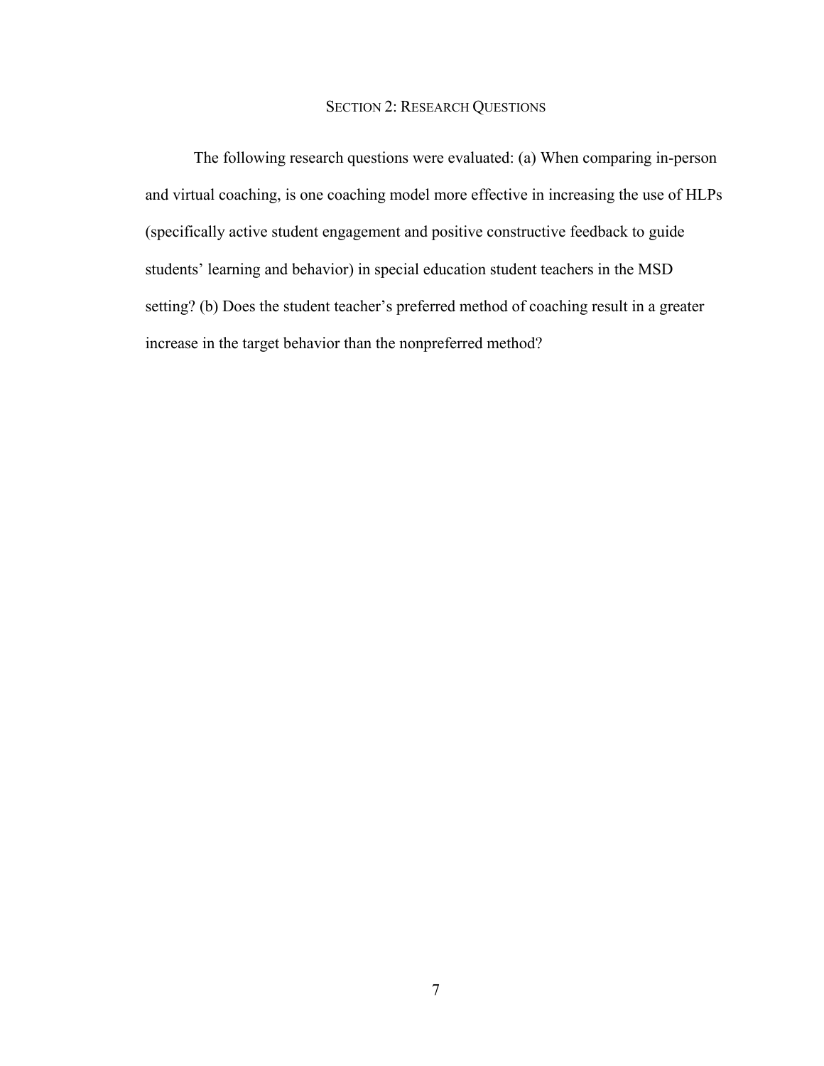## Section 2: Research Questions

The following research questions were evaluated: (a) When comparing in-person and virtual coaching, is one coaching model more effective in increasing the use of HLPs (specifically active student engagement and positive constructive feedback to guide students' learning and behavior) in special education student teachers in the MSD setting? (b) Does the student teacher's preferred method of coaching result in a greater increase in the target behavior than the nonpreferred method?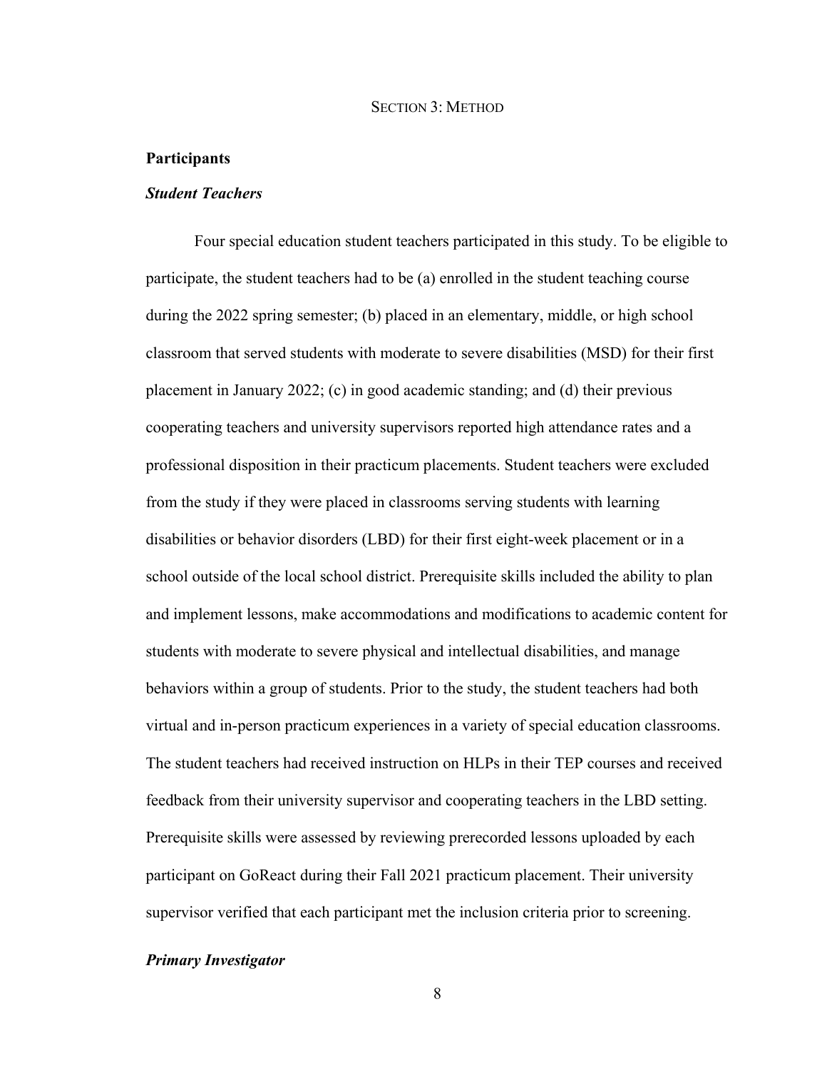# SECTION 3: METHOD

## Participants

### *Student Teachers*

Four special education student teachers participated in this study. To be eligible to participate, the student teachers had to be (a) enrolled in the student teaching course during the 2022 spring semester; (b) placed in an elementary, middle, or high school classroom that served students with moderate to severe disabilities (MSD) for their first placement in January 2022; (c) in good academic standing; and (d) their previous cooperating teachers and university supervisors reported high attendance rates and a professional disposition in their practicum placements. Student teachers were excluded from the study if they were placed in classrooms serving students with learning disabilities or behavior disorders (LBD) for their first eight-week placement or in a school outside of the local school district. Prerequisite skills included the ability to plan and implement lessons, make accommodations and modifications to academic content for students with moderate to severe physical and intellectual disabilities, and manage behaviors within a group of students. Prior to the study, the student teachers had both virtual and in-person practicum experiences in a variety of special education classrooms. The student teachers had received instruction on HLPs in their TEP courses and received feedback from their university supervisor and cooperating teachers in the LBD setting. Prerequisite skills were assessed by reviewing prerecorded lessons uploaded by each participant on GoReact during their Fall 2021 practicum placement. Their university supervisor verified that each participant met the inclusion criteria prior to screening.

### *Primary Investigator*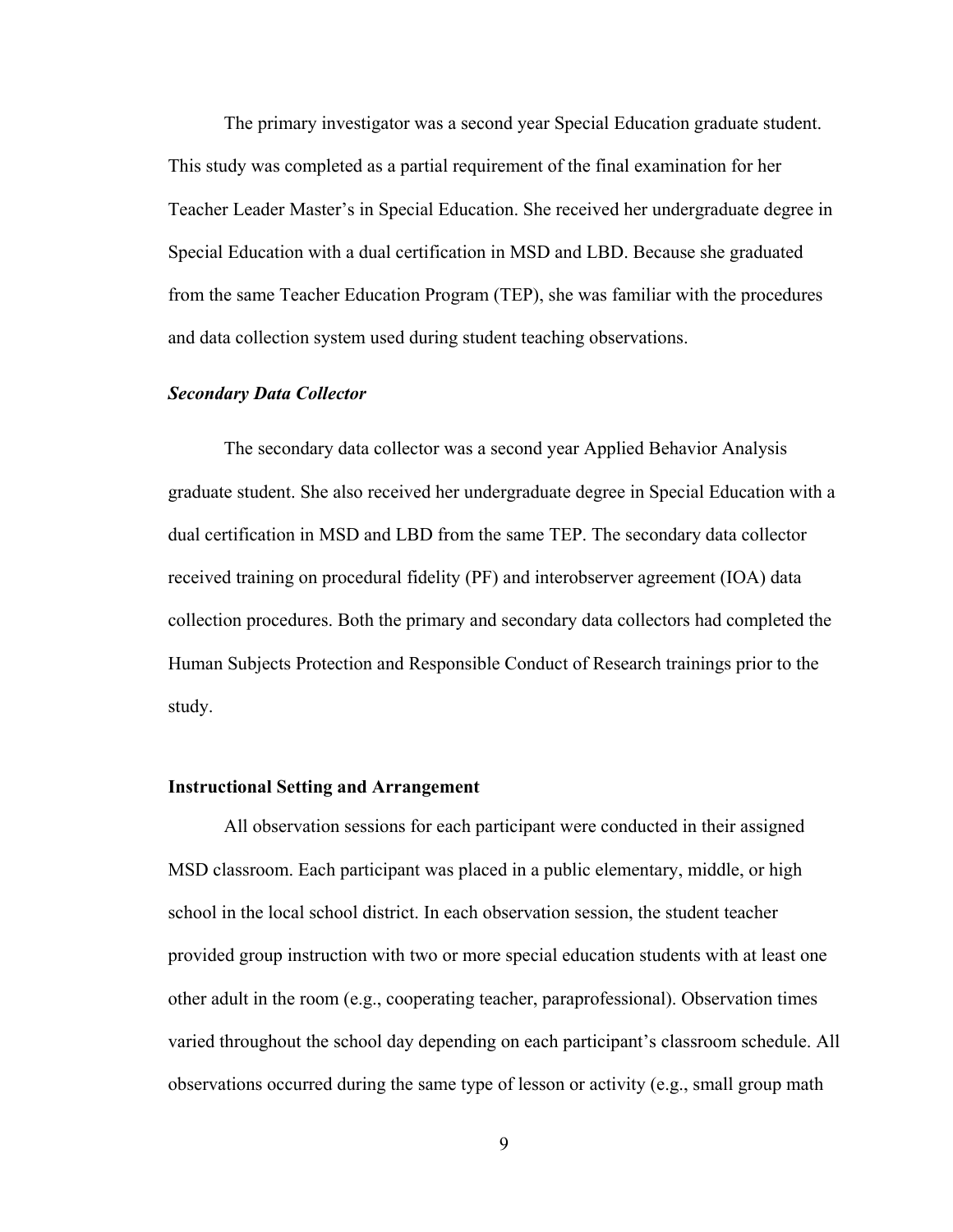The primary investigator was a second year Special Education graduate student. This study was completed as a partial requirement of the final examination for her Teacher Leader Master's in Special Education. She received her undergraduate degree in Special Education with a dual certification in MSD and LBD. Because she graduated from the same Teacher Education Program (TEP), she was familiar with the procedures and data collection system used during student teaching observations.

### *Secondary Data Collector*

The secondary data collector was a second year Applied Behavior Analysis graduate student. She also received her undergraduate degree in Special Education with a dual certification in MSD and LBD from the same TEP. The secondary data collector received training on procedural fidelity (PF) and interobserver agreement (IOA) data collection procedures. Both the primary and secondary data collectors had completed the Human Subjects Protection and Responsible Conduct of Research trainings prior to the study.

## **Instructional Setting and Arrangement**

All observation sessions for each participant were conducted in their assigned MSD classroom. Each participant was placed in a public elementary, middle, or high school in the local school district. In each observation session, the student teacher provided group instruction with two or more special education students with at least one other adult in the room (e.g., cooperating teacher, paraprofessional). Observation times varied throughout the school day depending on each participant's classroom schedule. All observations occurred during the same type of lesson or activity (e.g., small group math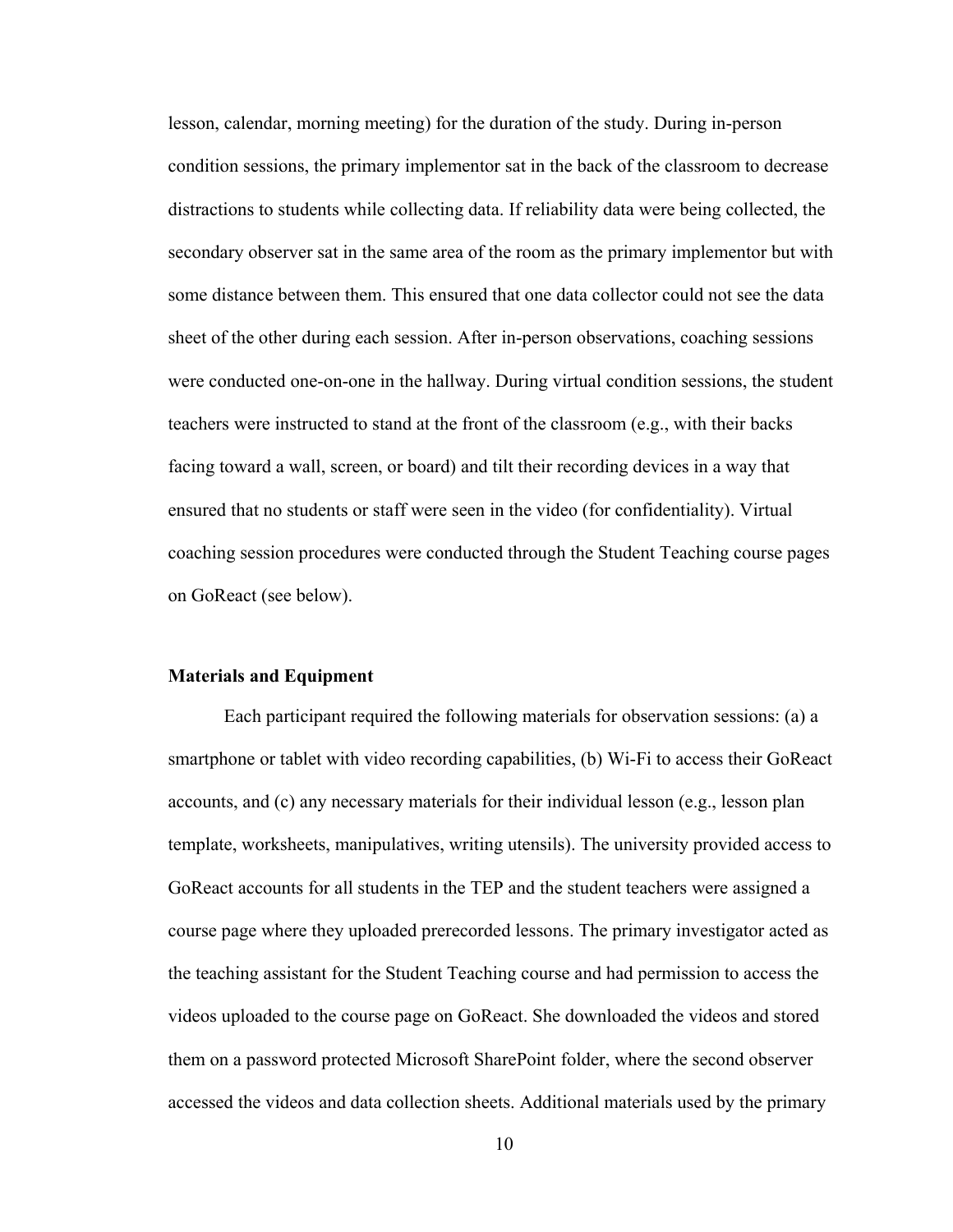lesson, calendar, morning meeting) for the duration of the study. During in-person condition sessions, the primary implementor sat in the back of the classroom to decrease distractions to students while collecting data. If reliability data were being collected, the secondary observer sat in the same area of the room as the primary implementor but with some distance between them. This ensured that one data collector could not see the data sheet of the other during each session. After in-person observations, coaching sessions were conducted one-on-one in the hallway. During virtual condition sessions, the student teachers were instructed to stand at the front of the classroom (e.g., with their backs facing toward a wall, screen, or board) and tilt their recording devices in a way that ensured that no students or staff were seen in the video (for confidentiality). Virtual coaching session procedures were conducted through the Student Teaching course pages on GoReact (see below).

**Materials and Equipment**

Each participant required the following materials for observation sessions: (a) a smartphone or tablet with video recording capabilities, (b) Wi-Fi to access their GoReact accounts, and (c) any necessary materials for their individual lesson (e.g., lesson plan template, worksheets, manipulatives, writing utensils). The university provided access to GoReact accounts for all students in the TEP and the student teachers were assigned a course page where they uploaded prerecorded lessons. The primary investigator acted as the teaching assistant for the Student Teaching course and had permission to access the videos uploaded to the course page on GoReact. She downloaded the videos and stored them on a password protected Microsoft SharePoint folder, where the second observer accessed the videos and data collection sheets. Additional materials used by the primary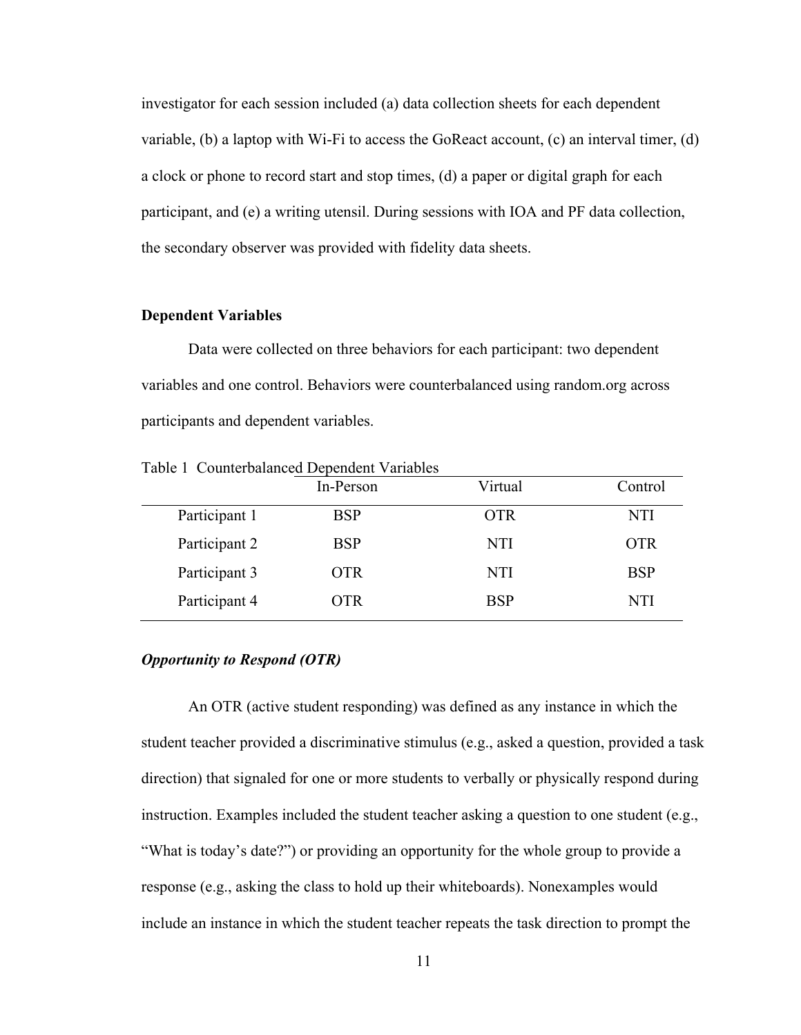investigator for each session included (a) data collection sheets for each dependent variable, (b) a laptop with Wi-Fi to access the GoReact account, (c) an interval timer, (d) a clock or phone to record start and stop times, (d) a paper or digital graph for each participant, and (e) a writing utensil. During sessions with IOA and PF data collection, the secondary observer was provided with fidelity data sheets.

### Dependent Variables

Data were collected on three behaviors for each participant: two dependent variables and one control. Behaviors were counterbalanced using random.org across participants and dependent variables.

Table 1 Counterbalanced Dependent Variables

| | In-Person | Virtual | Control |
|---|---|---|---|
| Participant 1 | BSP | OTR | NTI |
| Participant 2 | BSP | NTI | OTR |
| Participant 3 | OTR | NTI | BSP |
| Participant 4 | OTR | BSP | NTI |

#### ***Opportunity to Respond (OTR)***

An OTR (active student responding) was defined as any instance in which the student teacher provided a discriminative stimulus (e.g., asked a question, provided a task direction) that signaled for one or more students to verbally or physically respond during instruction. Examples included the student teacher asking a question to one student (e.g., "What is today's date?") or providing an opportunity for the whole group to provide a response (e.g., asking the class to hold up their whiteboards). Nonexamples would include an instance in which the student teacher repeats the task direction to prompt the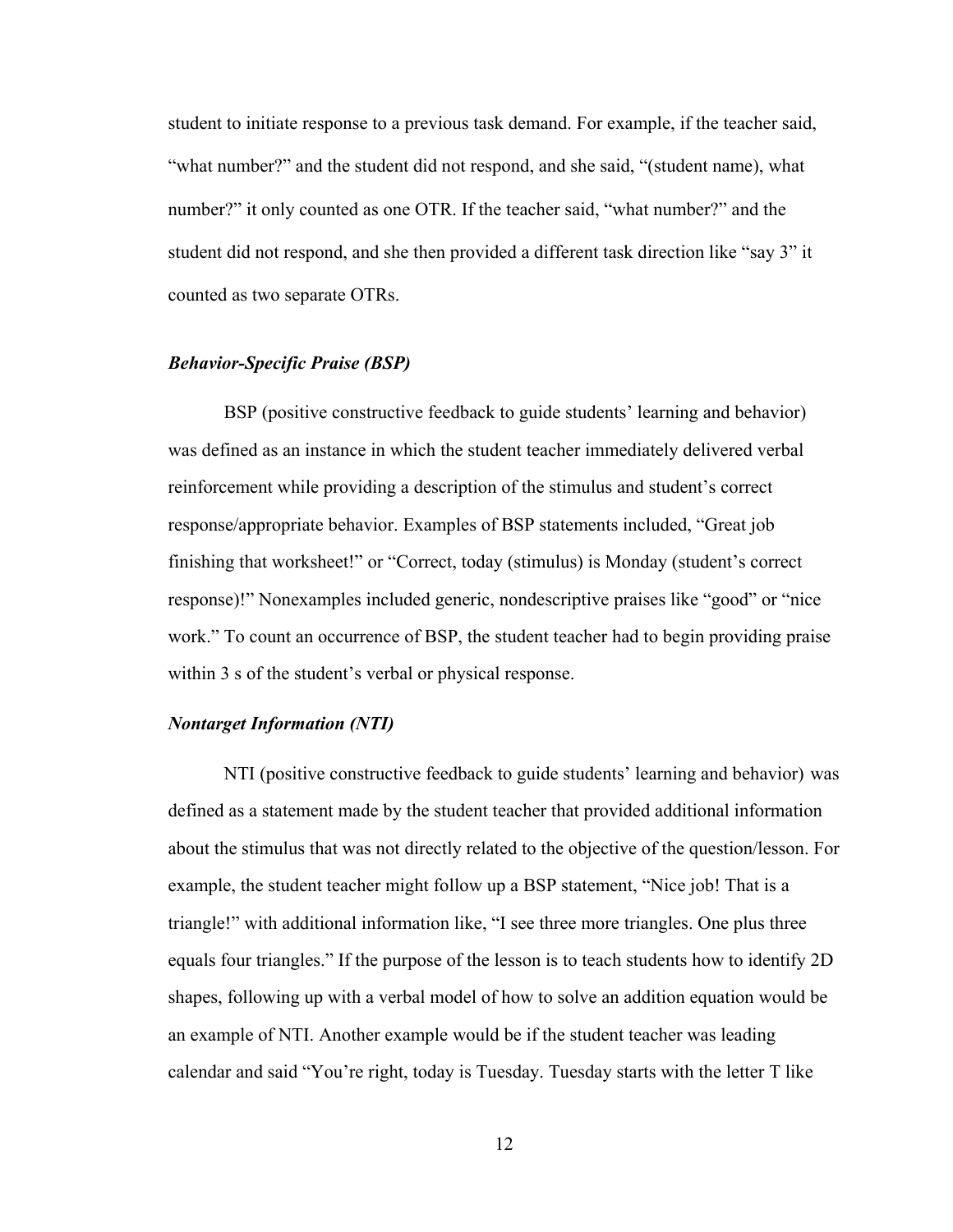student to initiate response to a previous task demand. For example, if the teacher said, “what number?” and the student did not respond, and she said, “(student name), what number?” it only counted as one OTR. If the teacher said, “what number?” and the student did not respond, and she then provided a different task direction like “say 3” it counted as two separate OTRs.

### *Behavior-Specific Praise (BSP)*

BSP (positive constructive feedback to guide students’ learning and behavior) was defined as an instance in which the student teacher immediately delivered verbal reinforcement while providing a description of the stimulus and student’s correct response/appropriate behavior. Examples of BSP statements included, “Great job finishing that worksheet!” or “Correct, today (stimulus) is Monday (student’s correct response)!” Nonexamples included generic, nondescriptive praises like “good” or “nice work.” To count an occurrence of BSP, the student teacher had to begin providing praise within 3 s of the student’s verbal or physical response.

### *Nontarget Information (NTI)*

NTI (positive constructive feedback to guide students’ learning and behavior) was defined as a statement made by the student teacher that provided additional information about the stimulus that was not directly related to the objective of the question/lesson. For example, the student teacher might follow up a BSP statement, “Nice job! That is a triangle!” with additional information like, “I see three more triangles. One plus three equals four triangles.” If the purpose of the lesson is to teach students how to identify 2D shapes, following up with a verbal model of how to solve an addition equation would be an example of NTI. Another example would be if the student teacher was leading calendar and said “You’re right, today is Tuesday. Tuesday starts with the letter T like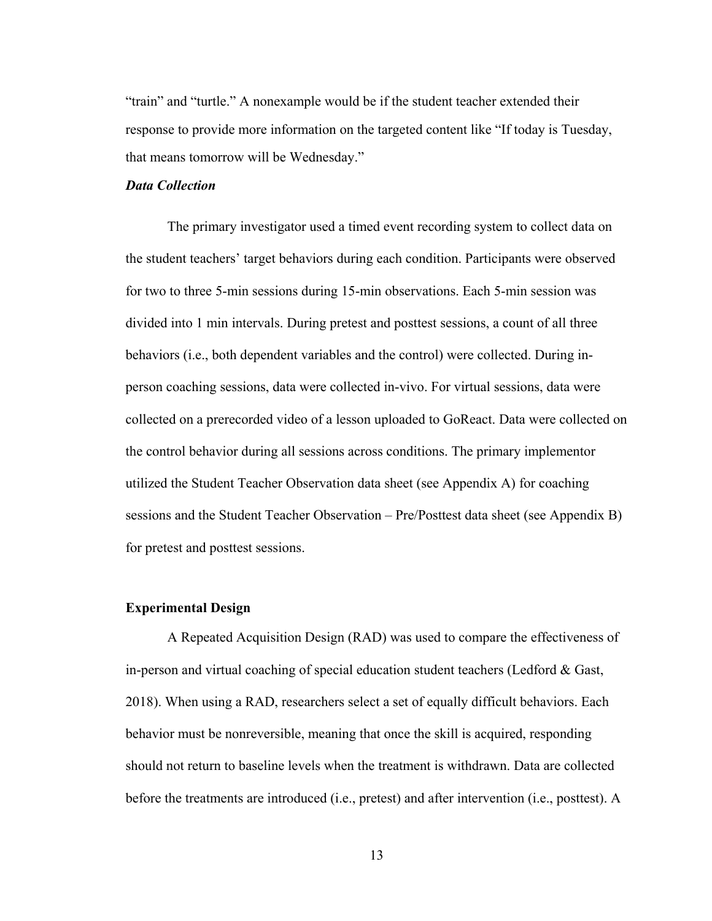"train" and "turtle." A nonexample would be if the student teacher extended their response to provide more information on the targeted content like "If today is Tuesday, that means tomorrow will be Wednesday."

***Data Collection***

The primary investigator used a timed event recording system to collect data on the student teachers' target behaviors during each condition. Participants were observed for two to three 5-min sessions during 15-min observations. Each 5-min session was divided into 1 min intervals. During pretest and posttest sessions, a count of all three behaviors (i.e., both dependent variables and the control) were collected. During in-person coaching sessions, data were collected in-vivo. For virtual sessions, data were collected on a prerecorded video of a lesson uploaded to GoReact. Data were collected on the control behavior during all sessions across conditions. The primary implementor utilized the Student Teacher Observation data sheet (see Appendix A) for coaching sessions and the Student Teacher Observation – Pre/Posttest data sheet (see Appendix B) for pretest and posttest sessions.

**Experimental Design**

A Repeated Acquisition Design (RAD) was used to compare the effectiveness of in-person and virtual coaching of special education student teachers (Ledford & Gast, 2018). When using a RAD, researchers select a set of equally difficult behaviors. Each behavior must be nonreversible, meaning that once the skill is acquired, responding should not return to baseline levels when the treatment is withdrawn. Data are collected before the treatments are introduced (i.e., pretest) and after intervention (i.e., posttest). A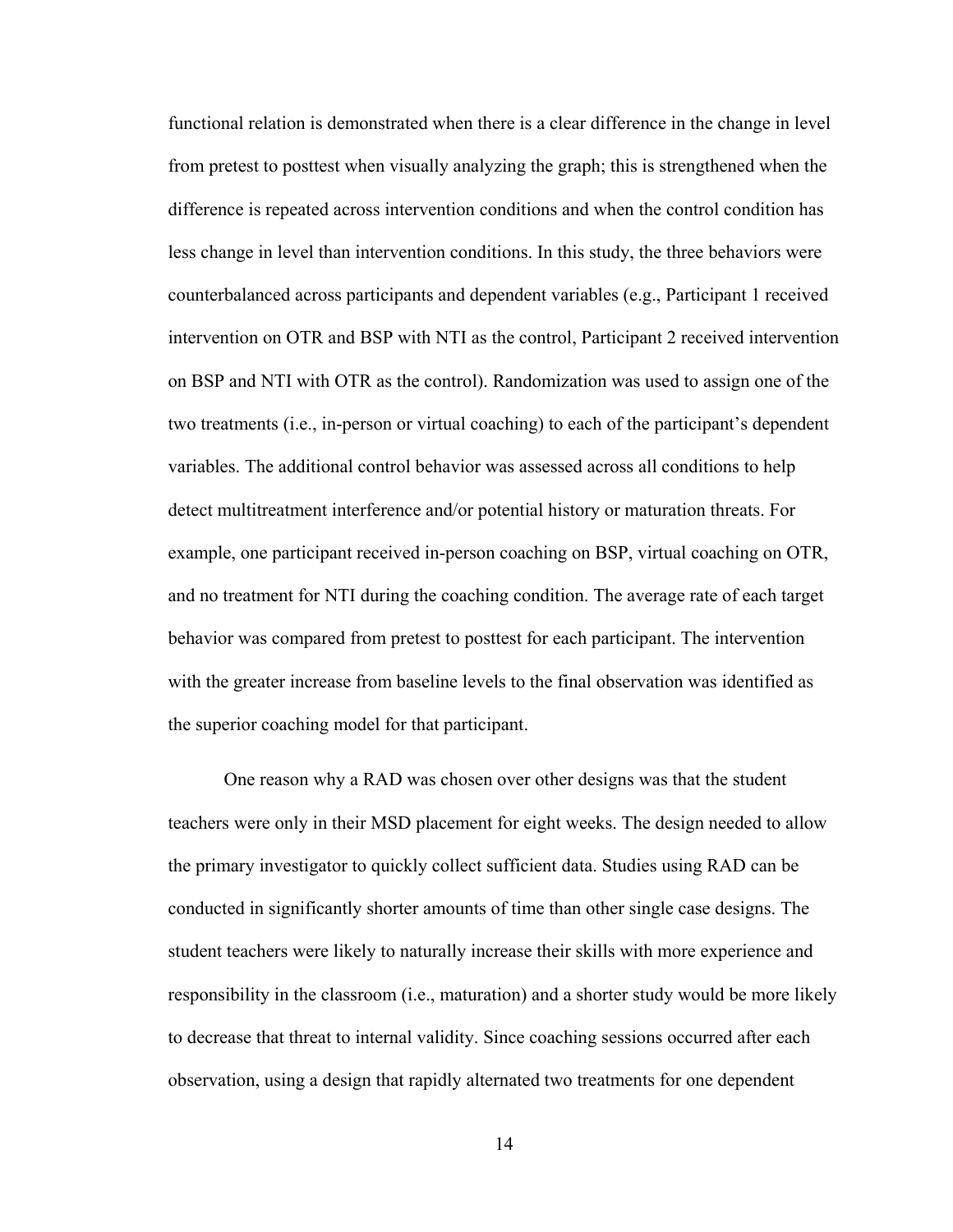functional relation is demonstrated when there is a clear difference in the change in level from pretest to posttest when visually analyzing the graph; this is strengthened when the difference is repeated across intervention conditions and when the control condition has less change in level than intervention conditions. In this study, the three behaviors were counterbalanced across participants and dependent variables (e.g., Participant 1 received intervention on OTR and BSP with NTI as the control, Participant 2 received intervention on BSP and NTI with OTR as the control). Randomization was used to assign one of the two treatments (i.e., in-person or virtual coaching) to each of the participant's dependent variables. The additional control behavior was assessed across all conditions to help detect multitreatment interference and/or potential history or maturation threats. For example, one participant received in-person coaching on BSP, virtual coaching on OTR, and no treatment for NTI during the coaching condition. The average rate of each target behavior was compared from pretest to posttest for each participant. The intervention with the greater increase from baseline levels to the final observation was identified as the superior coaching model for that participant.

One reason why a RAD was chosen over other designs was that the student teachers were only in their MSD placement for eight weeks. The design needed to allow the primary investigator to quickly collect sufficient data. Studies using RAD can be conducted in significantly shorter amounts of time than other single case designs. The student teachers were likely to naturally increase their skills with more experience and responsibility in the classroom (i.e., maturation) and a shorter study would be more likely to decrease that threat to internal validity. Since coaching sessions occurred after each observation, using a design that rapidly alternated two treatments for one dependent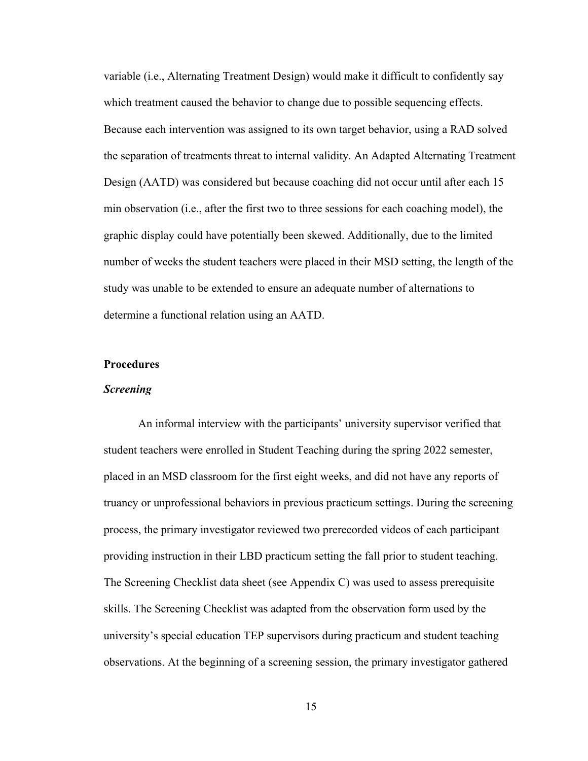variable (i.e., Alternating Treatment Design) would make it difficult to confidently say which treatment caused the behavior to change due to possible sequencing effects. Because each intervention was assigned to its own target behavior, using a RAD solved the separation of treatments threat to internal validity. An Adapted Alternating Treatment Design (AATD) was considered but because coaching did not occur until after each 15 min observation (i.e., after the first two to three sessions for each coaching model), the graphic display could have potentially been skewed. Additionally, due to the limited number of weeks the student teachers were placed in their MSD setting, the length of the study was unable to be extended to ensure an adequate number of alternations to determine a functional relation using an AATD.

## Procedures

### *Screening*

An informal interview with the participants' university supervisor verified that student teachers were enrolled in Student Teaching during the spring 2022 semester, placed in an MSD classroom for the first eight weeks, and did not have any reports of truancy or unprofessional behaviors in previous practicum settings. During the screening process, the primary investigator reviewed two prerecorded videos of each participant providing instruction in their LBD practicum setting the fall prior to student teaching. The Screening Checklist data sheet (see Appendix C) was used to assess prerequisite skills. The Screening Checklist was adapted from the observation form used by the university's special education TEP supervisors during practicum and student teaching observations. At the beginning of a screening session, the primary investigator gathered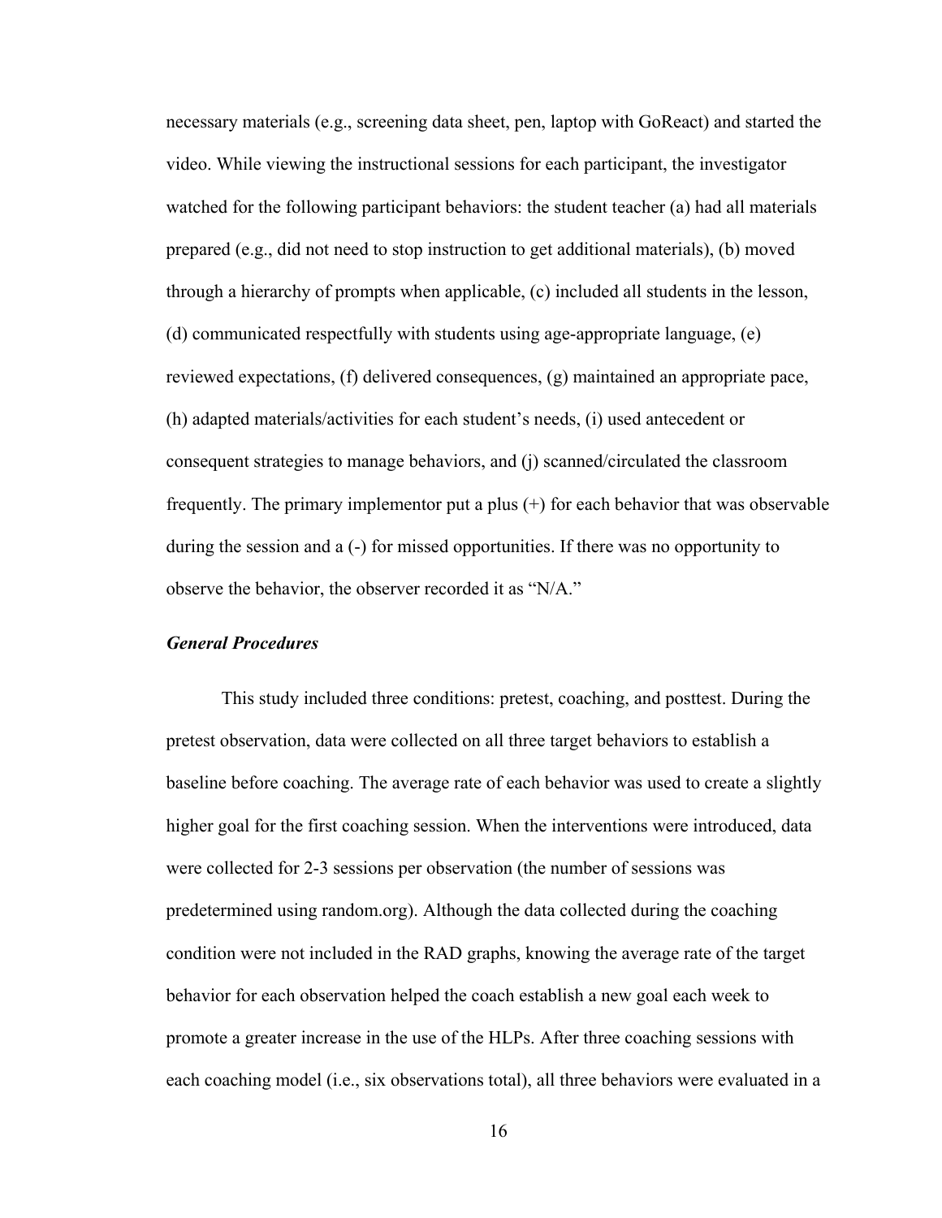necessary materials (e.g., screening data sheet, pen, laptop with GoReact) and started the video. While viewing the instructional sessions for each participant, the investigator watched for the following participant behaviors: the student teacher (a) had all materials prepared (e.g., did not need to stop instruction to get additional materials), (b) moved through a hierarchy of prompts when applicable, (c) included all students in the lesson, (d) communicated respectfully with students using age-appropriate language, (e) reviewed expectations, (f) delivered consequences, (g) maintained an appropriate pace, (h) adapted materials/activities for each student's needs, (i) used antecedent or consequent strategies to manage behaviors, and (j) scanned/circulated the classroom frequently. The primary implementor put a plus (+) for each behavior that was observable during the session and a (-) for missed opportunities. If there was no opportunity to observe the behavior, the observer recorded it as "N/A."

### *General Procedures*

This study included three conditions: pretest, coaching, and posttest. During the pretest observation, data were collected on all three target behaviors to establish a baseline before coaching. The average rate of each behavior was used to create a slightly higher goal for the first coaching session. When the interventions were introduced, data were collected for 2-3 sessions per observation (the number of sessions was predetermined using random.org). Although the data collected during the coaching condition were not included in the RAD graphs, knowing the average rate of the target behavior for each observation helped the coach establish a new goal each week to promote a greater increase in the use of the HLPs. After three coaching sessions with each coaching model (i.e., six observations total), all three behaviors were evaluated in a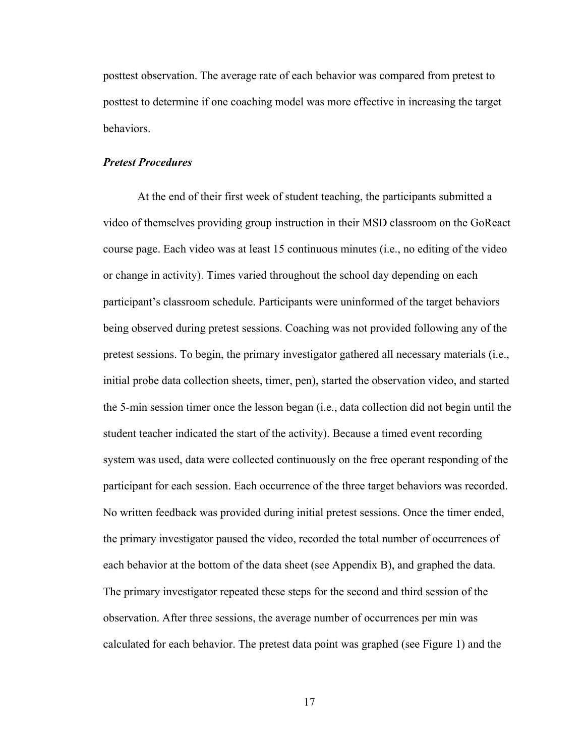posttest observation. The average rate of each behavior was compared from pretest to posttest to determine if one coaching model was more effective in increasing the target behaviors.

### ***Pretest Procedures***

At the end of their first week of student teaching, the participants submitted a video of themselves providing group instruction in their MSD classroom on the GoReact course page. Each video was at least 15 continuous minutes (i.e., no editing of the video or change in activity). Times varied throughout the school day depending on each participant's classroom schedule. Participants were uninformed of the target behaviors being observed during pretest sessions. Coaching was not provided following any of the pretest sessions. To begin, the primary investigator gathered all necessary materials (i.e., initial probe data collection sheets, timer, pen), started the observation video, and started the 5-min session timer once the lesson began (i.e., data collection did not begin until the student teacher indicated the start of the activity). Because a timed event recording system was used, data were collected continuously on the free operant responding of the participant for each session. Each occurrence of the three target behaviors was recorded. No written feedback was provided during initial pretest sessions. Once the timer ended, the primary investigator paused the video, recorded the total number of occurrences of each behavior at the bottom of the data sheet (see Appendix B), and graphed the data. The primary investigator repeated these steps for the second and third session of the observation. After three sessions, the average number of occurrences per min was calculated for each behavior. The pretest data point was graphed (see Figure 1) and the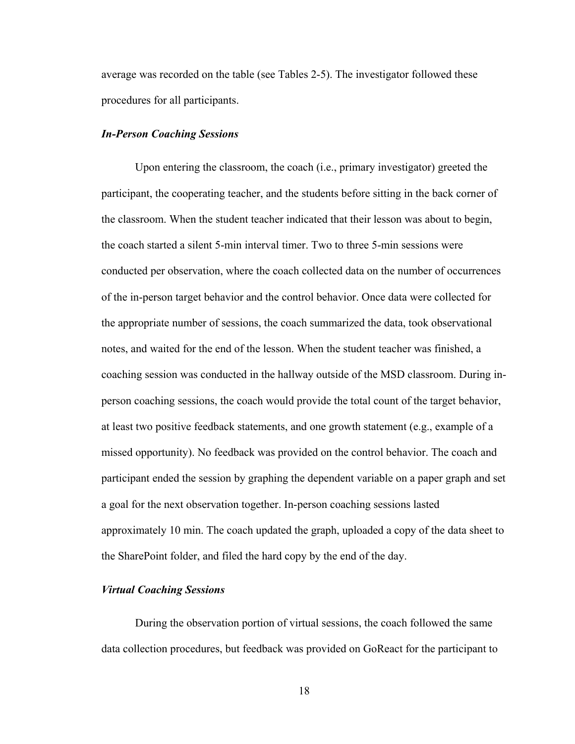average was recorded on the table (see Tables 2-5). The investigator followed these procedures for all participants.

### *In-Person Coaching Sessions*

Upon entering the classroom, the coach (i.e., primary investigator) greeted the participant, the cooperating teacher, and the students before sitting in the back corner of the classroom. When the student teacher indicated that their lesson was about to begin, the coach started a silent 5-min interval timer. Two to three 5-min sessions were conducted per observation, where the coach collected data on the number of occurrences of the in-person target behavior and the control behavior. Once data were collected for the appropriate number of sessions, the coach summarized the data, took observational notes, and waited for the end of the lesson. When the student teacher was finished, a coaching session was conducted in the hallway outside of the MSD classroom. During in-person coaching sessions, the coach would provide the total count of the target behavior, at least two positive feedback statements, and one growth statement (e.g., example of a missed opportunity). No feedback was provided on the control behavior. The coach and participant ended the session by graphing the dependent variable on a paper graph and set a goal for the next observation together. In-person coaching sessions lasted approximately 10 min. The coach updated the graph, uploaded a copy of the data sheet to the SharePoint folder, and filed the hard copy by the end of the day.

### *Virtual Coaching Sessions*

During the observation portion of virtual sessions, the coach followed the same data collection procedures, but feedback was provided on GoReact for the participant to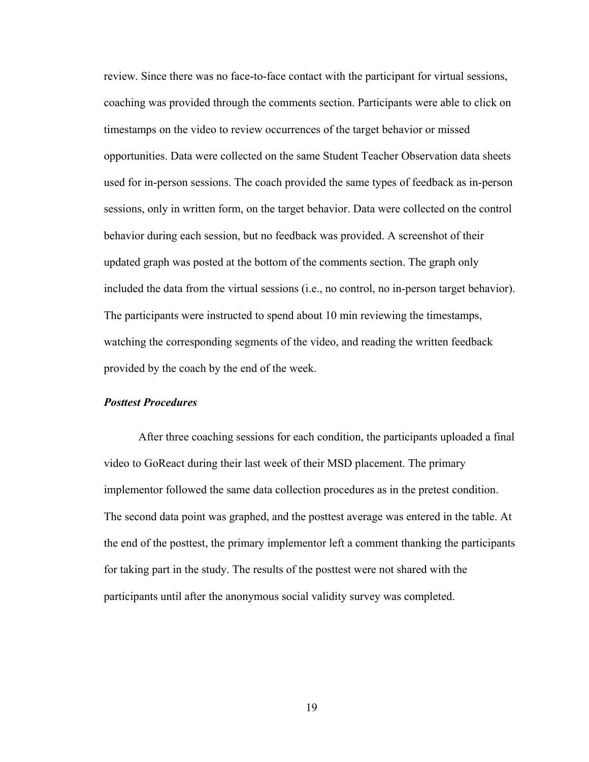review. Since there was no face-to-face contact with the participant for virtual sessions, coaching was provided through the comments section. Participants were able to click on timestamps on the video to review occurrences of the target behavior or missed opportunities. Data were collected on the same Student Teacher Observation data sheets used for in-person sessions. The coach provided the same types of feedback as in-person sessions, only in written form, on the target behavior. Data were collected on the control behavior during each session, but no feedback was provided. A screenshot of their updated graph was posted at the bottom of the comments section. The graph only included the data from the virtual sessions (i.e., no control, no in-person target behavior). The participants were instructed to spend about 10 min reviewing the timestamps, watching the corresponding segments of the video, and reading the written feedback provided by the coach by the end of the week.

### ***Posttest Procedures***

After three coaching sessions for each condition, the participants uploaded a final video to GoReact during their last week of their MSD placement. The primary implementor followed the same data collection procedures as in the pretest condition. The second data point was graphed, and the posttest average was entered in the table. At the end of the posttest, the primary implementor left a comment thanking the participants for taking part in the study. The results of the posttest were not shared with the participants until after the anonymous social validity survey was completed.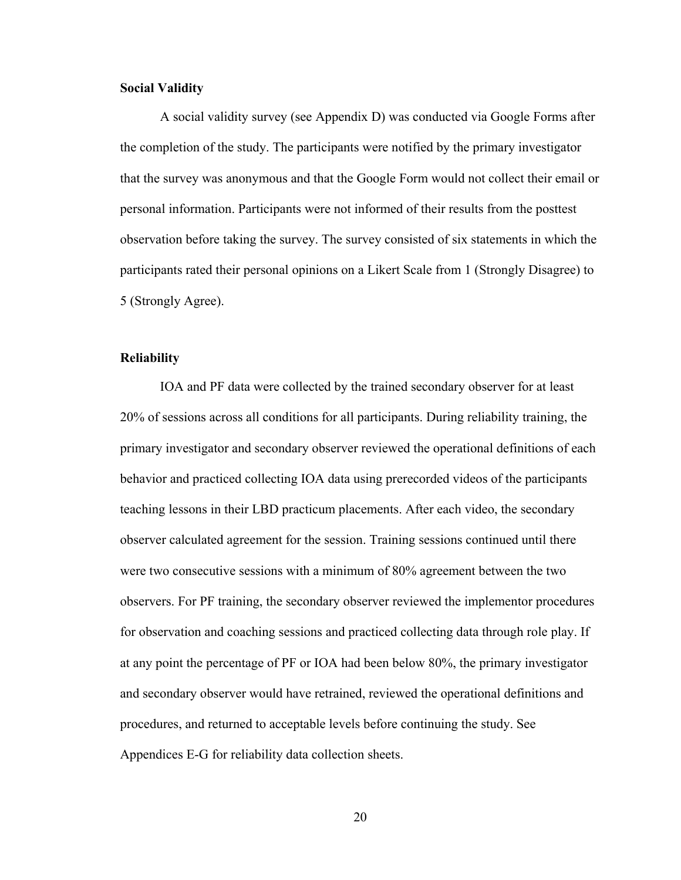### Social Validity

A social validity survey (see Appendix D) was conducted via Google Forms after the completion of the study. The participants were notified by the primary investigator that the survey was anonymous and that the Google Form would not collect their email or personal information. Participants were not informed of their results from the posttest observation before taking the survey. The survey consisted of six statements in which the participants rated their personal opinions on a Likert Scale from 1 (Strongly Disagree) to 5 (Strongly Agree).

### Reliability

IOA and PF data were collected by the trained secondary observer for at least 20% of sessions across all conditions for all participants. During reliability training, the primary investigator and secondary observer reviewed the operational definitions of each behavior and practiced collecting IOA data using prerecorded videos of the participants teaching lessons in their LBD practicum placements. After each video, the secondary observer calculated agreement for the session. Training sessions continued until there were two consecutive sessions with a minimum of 80% agreement between the two observers. For PF training, the secondary observer reviewed the implementor procedures for observation and coaching sessions and practiced collecting data through role play. If at any point the percentage of PF or IOA had been below 80%, the primary investigator and secondary observer would have retrained, reviewed the operational definitions and procedures, and returned to acceptable levels before continuing the study. See Appendices E-G for reliability data collection sheets.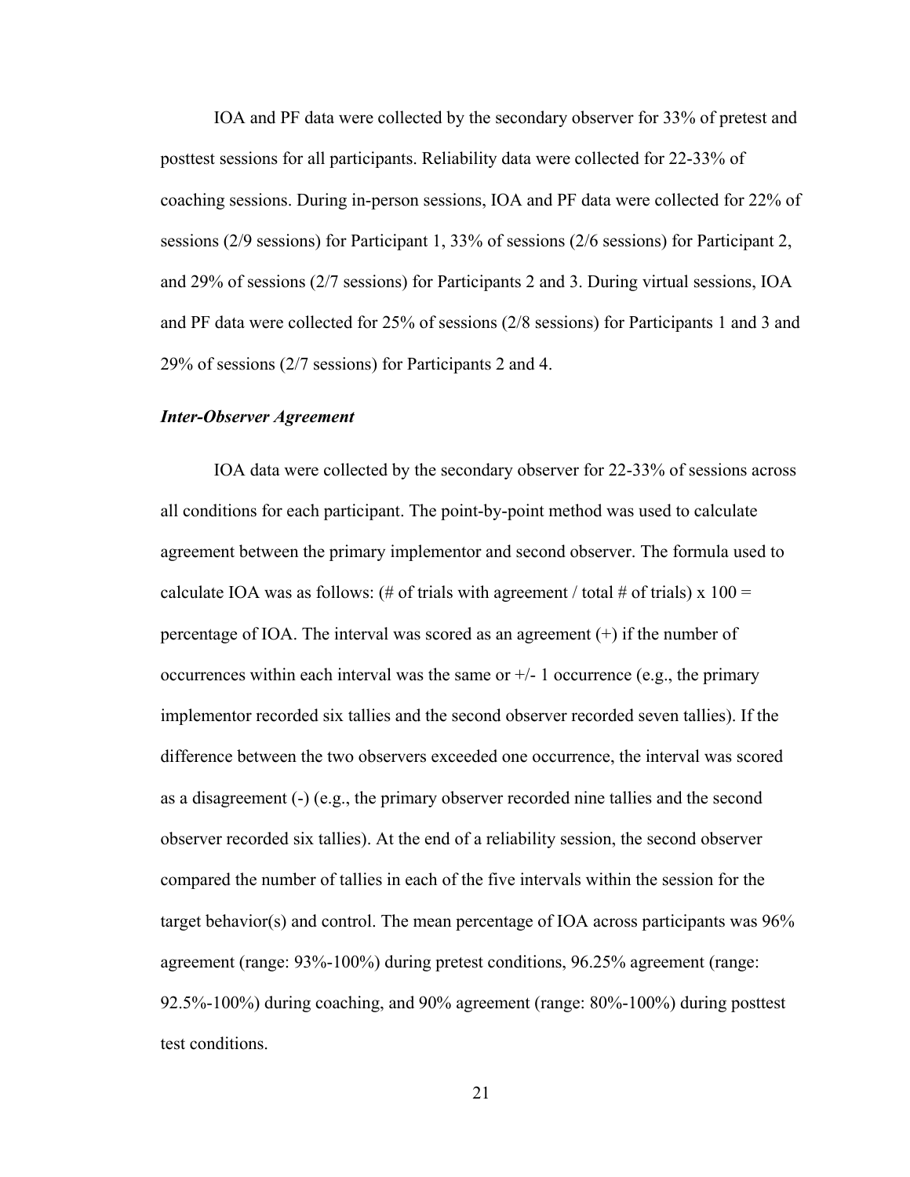IOA and PF data were collected by the secondary observer for 33% of pretest and posttest sessions for all participants. Reliability data were collected for 22-33% of coaching sessions. During in-person sessions, IOA and PF data were collected for 22% of sessions (2/9 sessions) for Participant 1, 33% of sessions (2/6 sessions) for Participant 2, and 29% of sessions (2/7 sessions) for Participants 2 and 3. During virtual sessions, IOA and PF data were collected for 25% of sessions (2/8 sessions) for Participants 1 and 3 and 29% of sessions (2/7 sessions) for Participants 2 and 4.

### ***Inter-Observer Agreement***

IOA data were collected by the secondary observer for 22-33% of sessions across all conditions for each participant. The point-by-point method was used to calculate agreement between the primary implementor and second observer. The formula used to calculate IOA was as follows: (# of trials with agreement / total # of trials) x 100 = percentage of IOA. The interval was scored as an agreement (+) if the number of occurrences within each interval was the same or +/- 1 occurrence (e.g., the primary implementor recorded six tallies and the second observer recorded seven tallies). If the difference between the two observers exceeded one occurrence, the interval was scored as a disagreement (-) (e.g., the primary observer recorded nine tallies and the second observer recorded six tallies). At the end of a reliability session, the second observer compared the number of tallies in each of the five intervals within the session for the target behavior(s) and control. The mean percentage of IOA across participants was 96% agreement (range: 93%-100%) during pretest conditions, 96.25% agreement (range: 92.5%-100%) during coaching, and 90% agreement (range: 80%-100%) during posttest test conditions.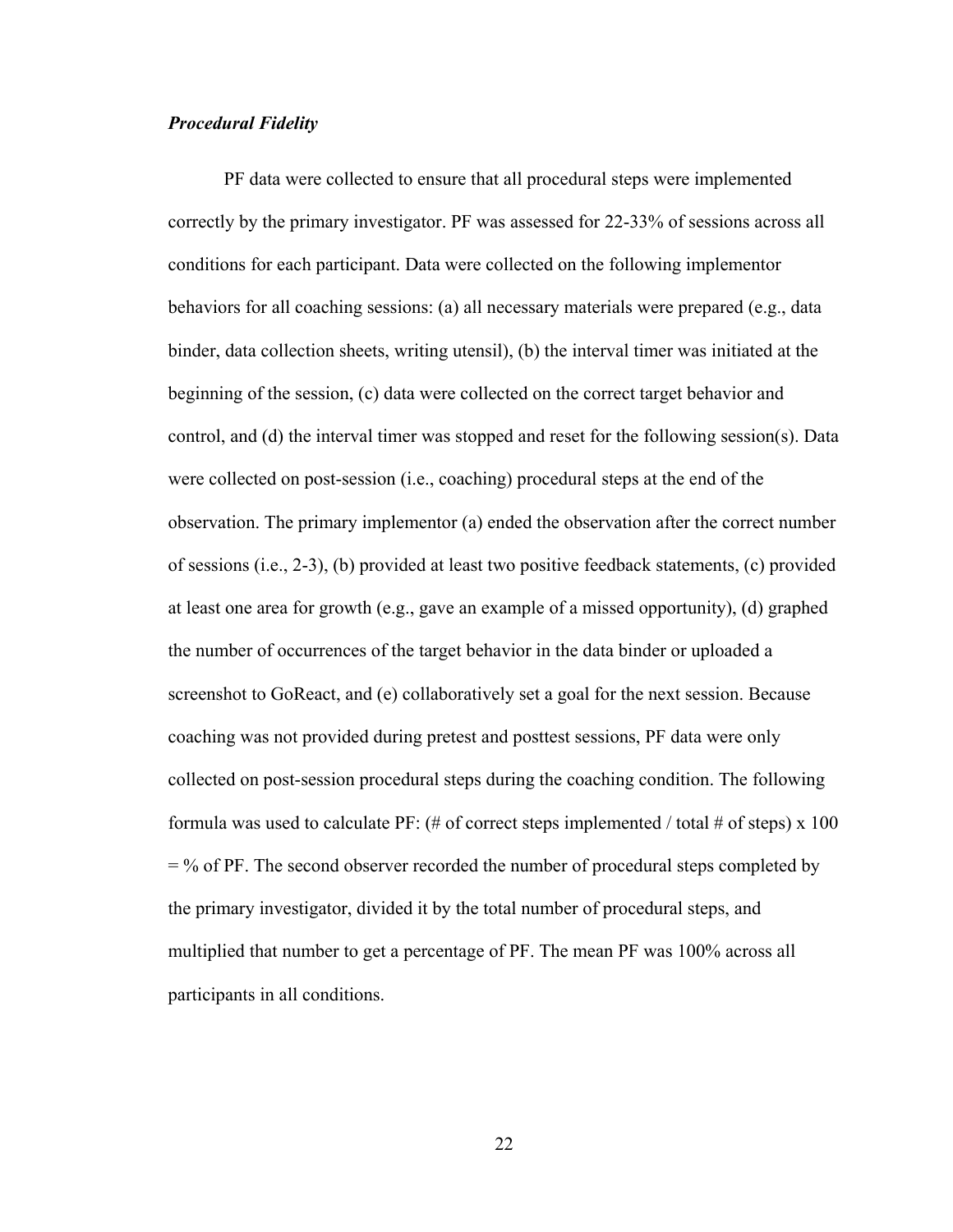### ***Procedural Fidelity***

PF data were collected to ensure that all procedural steps were implemented correctly by the primary investigator. PF was assessed for 22-33% of sessions across all conditions for each participant. Data were collected on the following implementor behaviors for all coaching sessions: (a) all necessary materials were prepared (e.g., data binder, data collection sheets, writing utensil), (b) the interval timer was initiated at the beginning of the session, (c) data were collected on the correct target behavior and control, and (d) the interval timer was stopped and reset for the following session(s). Data were collected on post-session (i.e., coaching) procedural steps at the end of the observation. The primary implementor (a) ended the observation after the correct number of sessions (i.e., 2-3), (b) provided at least two positive feedback statements, (c) provided at least one area for growth (e.g., gave an example of a missed opportunity), (d) graphed the number of occurrences of the target behavior in the data binder or uploaded a screenshot to GoReact, and (e) collaboratively set a goal for the next session. Because coaching was not provided during pretest and posttest sessions, PF data were only collected on post-session procedural steps during the coaching condition. The following formula was used to calculate PF: (# of correct steps implemented / total # of steps) x 100 = % of PF. The second observer recorded the number of procedural steps completed by the primary investigator, divided it by the total number of procedural steps, and multiplied that number to get a percentage of PF. The mean PF was 100% across all participants in all conditions.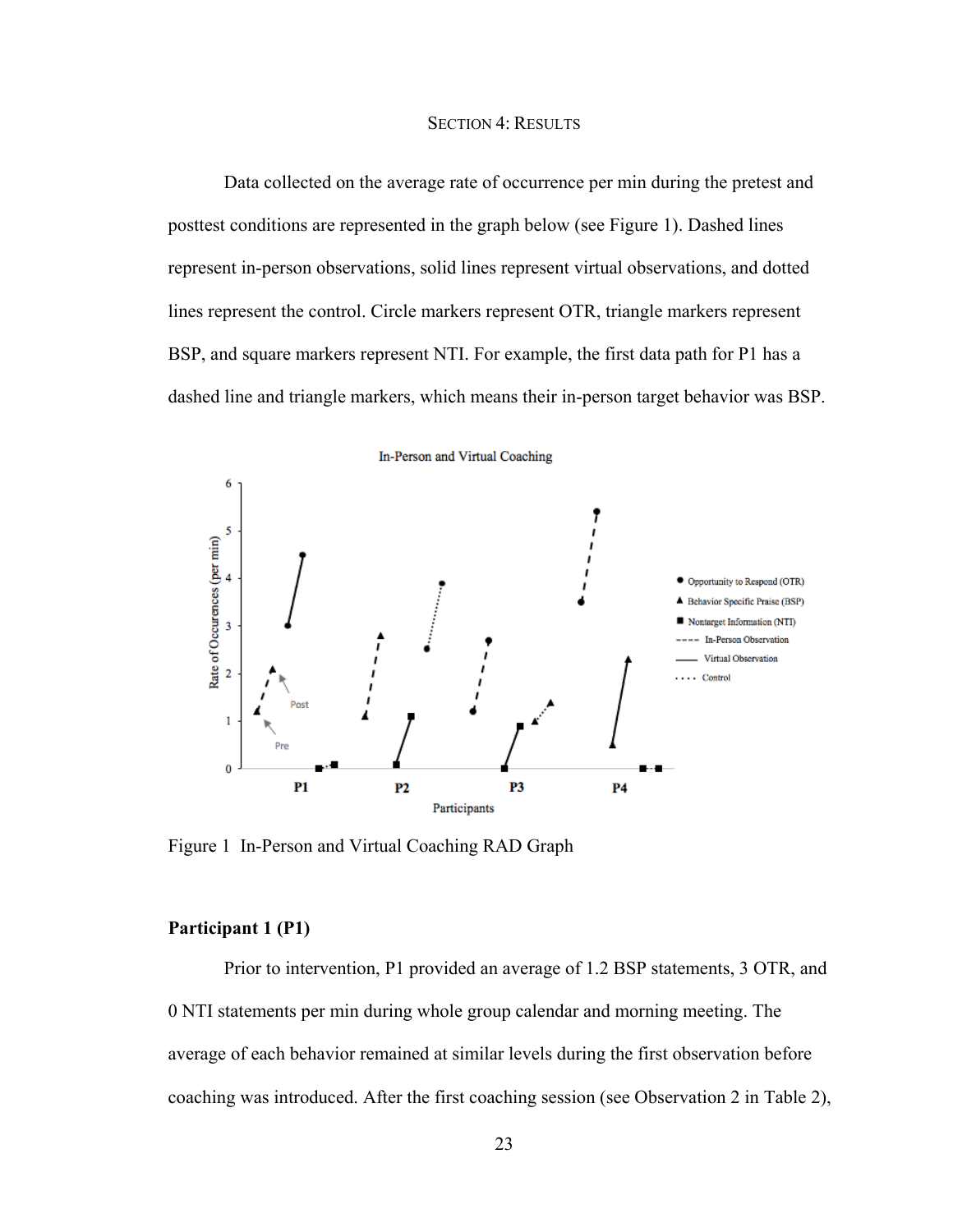## Section 4: Results

Data collected on the average rate of occurrence per min during the pretest and posttest conditions are represented in the graph below (see Figure 1). Dashed lines represent in-person observations, solid lines represent virtual observations, and dotted lines represent the control. Circle markers represent OTR, triangle markers represent BSP, and square markers represent NTI. For example, the first data path for P1 has a dashed line and triangle markers, which means their in-person target behavior was BSP.

Figure 1 In-Person and Virtual Coaching RAD Graph

### Participant 1 (P1)

Prior to intervention, P1 provided an average of 1.2 BSP statements, 3 OTR, and 0 NTI statements per min during whole group calendar and morning meeting. The average of each behavior remained at similar levels during the first observation before coaching was introduced. After the first coaching session (see Observation 2 in Table 2),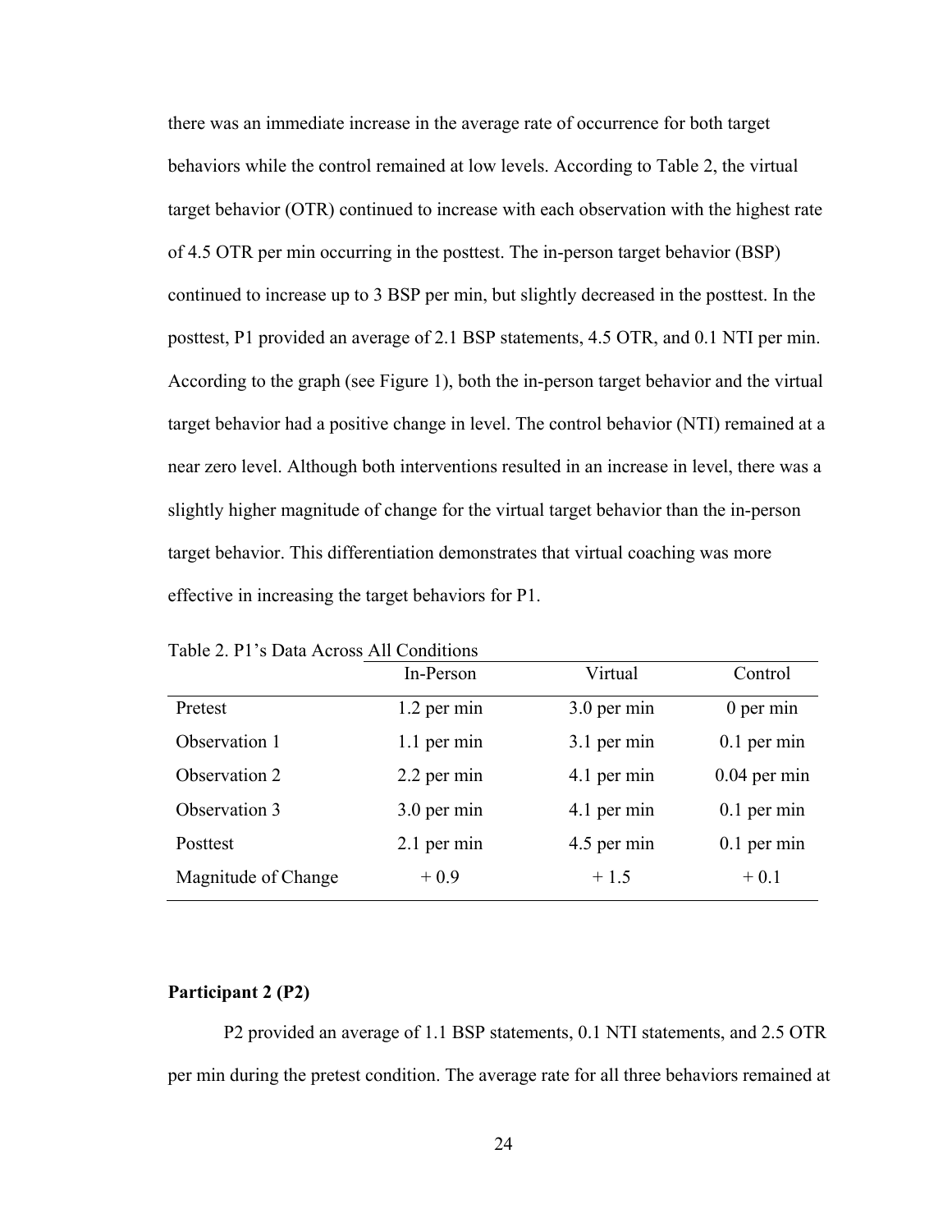there was an immediate increase in the average rate of occurrence for both target behaviors while the control remained at low levels. According to Table 2, the virtual target behavior (OTR) continued to increase with each observation with the highest rate of 4.5 OTR per min occurring in the posttest. The in-person target behavior (BSP) continued to increase up to 3 BSP per min, but slightly decreased in the posttest. In the posttest, P1 provided an average of 2.1 BSP statements, 4.5 OTR, and 0.1 NTI per min. According to the graph (see Figure 1), both the in-person target behavior and the virtual target behavior had a positive change in level. The control behavior (NTI) remained at a near zero level. Although both interventions resulted in an increase in level, there was a slightly higher magnitude of change for the virtual target behavior than the in-person target behavior. This differentiation demonstrates that virtual coaching was more effective in increasing the target behaviors for P1.

Table 2. P1's Data Across All Conditions

| | In-Person | Virtual | Control |
|---|---|---|---|
| Pretest | 1.2 per min | 3.0 per min | 0 per min |
| Observation 1 | 1.1 per min | 3.1 per min | 0.1 per min |
| Observation 2 | 2.2 per min | 4.1 per min | 0.04 per min |
| Observation 3 | 3.0 per min | 4.1 per min | 0.1 per min |
| Posttest | 2.1 per min | 4.5 per min | 0.1 per min |
| Magnitude of Change | + 0.9 | + 1.5 | + 0.1 |

**Participant 2 (P2)**

P2 provided an average of 1.1 BSP statements, 0.1 NTI statements, and 2.5 OTR per min during the pretest condition. The average rate for all three behaviors remained at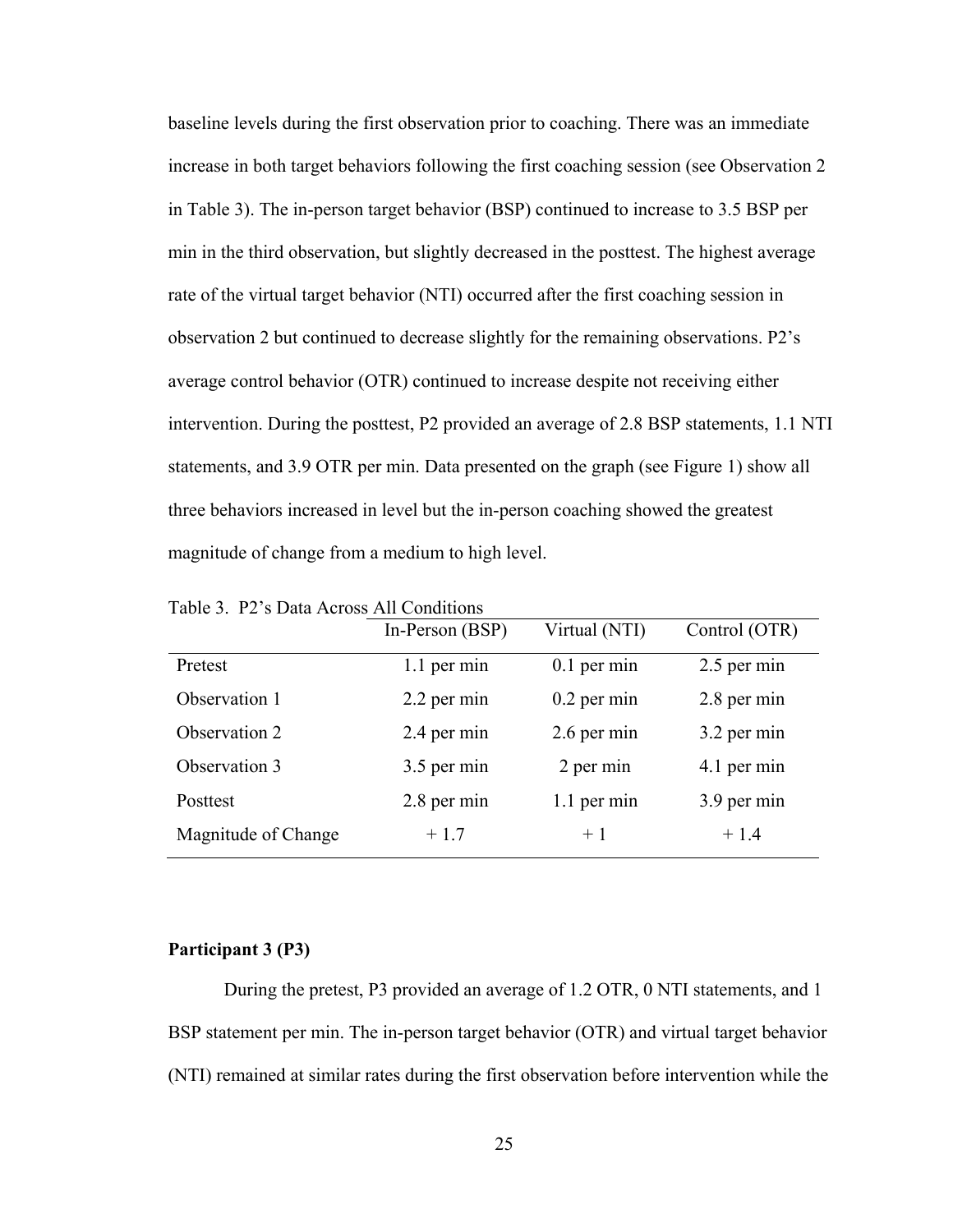baseline levels during the first observation prior to coaching. There was an immediate increase in both target behaviors following the first coaching session (see Observation 2 in Table 3). The in-person target behavior (BSP) continued to increase to 3.5 BSP per min in the third observation, but slightly decreased in the posttest. The highest average rate of the virtual target behavior (NTI) occurred after the first coaching session in observation 2 but continued to decrease slightly for the remaining observations. P2's average control behavior (OTR) continued to increase despite not receiving either intervention. During the posttest, P2 provided an average of 2.8 BSP statements, 1.1 NTI statements, and 3.9 OTR per min. Data presented on the graph (see Figure 1) show all three behaviors increased in level but the in-person coaching showed the greatest magnitude of change from a medium to high level.

Table 3. P2's Data Across All Conditions

| | In-Person (BSP) | Virtual (NTI) | Control (OTR) |
|---|---|---|---|
| Pretest | 1.1 per min | 0.1 per min | 2.5 per min |
| Observation 1 | 2.2 per min | 0.2 per min | 2.8 per min |
| Observation 2 | 2.4 per min | 2.6 per min | 3.2 per min |
| Observation 3 | 3.5 per min | 2 per min | 4.1 per min |
| Posttest | 2.8 per min | 1.1 per min | 3.9 per min |
| Magnitude of Change | + 1.7 | + 1 | + 1.4 |

**Participant 3 (P3)**

During the pretest, P3 provided an average of 1.2 OTR, 0 NTI statements, and 1 BSP statement per min. The in-person target behavior (OTR) and virtual target behavior (NTI) remained at similar rates during the first observation before intervention while the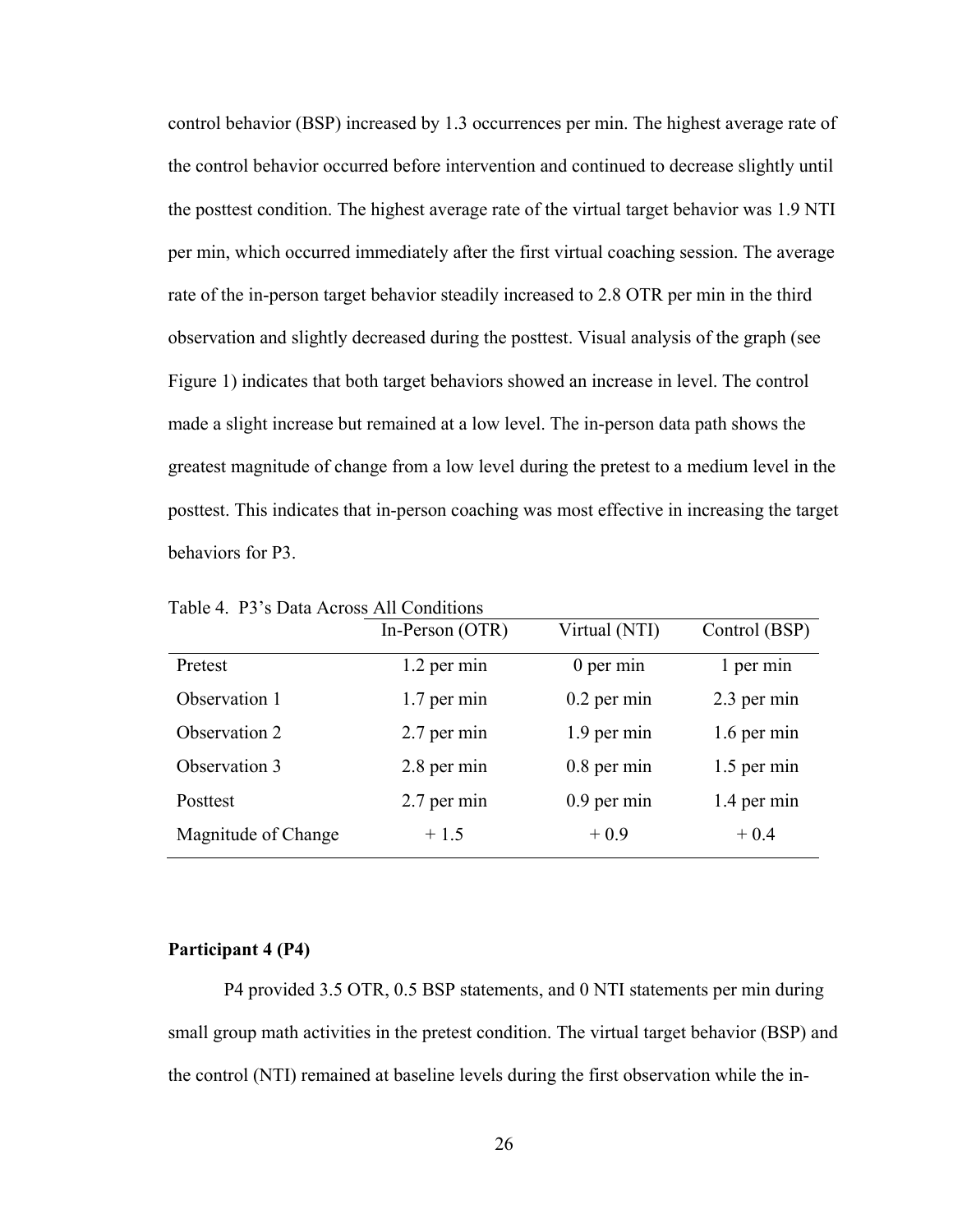control behavior (BSP) increased by 1.3 occurrences per min. The highest average rate of the control behavior occurred before intervention and continued to decrease slightly until the posttest condition. The highest average rate of the virtual target behavior was 1.9 NTI per min, which occurred immediately after the first virtual coaching session. The average rate of the in-person target behavior steadily increased to 2.8 OTR per min in the third observation and slightly decreased during the posttest. Visual analysis of the graph (see Figure 1) indicates that both target behaviors showed an increase in level. The control made a slight increase but remained at a low level. The in-person data path shows the greatest magnitude of change from a low level during the pretest to a medium level in the posttest. This indicates that in-person coaching was most effective in increasing the target behaviors for P3.

Table 4. P3's Data Across All Conditions

| | In-Person (OTR) | Virtual (NTI) | Control (BSP) |
|---|---|---|---|
| Pretest | 1.2 per min | 0 per min | 1 per min |
| Observation 1 | 1.7 per min | 0.2 per min | 2.3 per min |
| Observation 2 | 2.7 per min | 1.9 per min | 1.6 per min |
| Observation 3 | 2.8 per min | 0.8 per min | 1.5 per min |
| Posttest | 2.7 per min | 0.9 per min | 1.4 per min |
| Magnitude of Change | + 1.5 | + 0.9 | + 0.4 |

**Participant 4 (P4)**

P4 provided 3.5 OTR, 0.5 BSP statements, and 0 NTI statements per min during small group math activities in the pretest condition. The virtual target behavior (BSP) and the control (NTI) remained at baseline levels during the first observation while the in-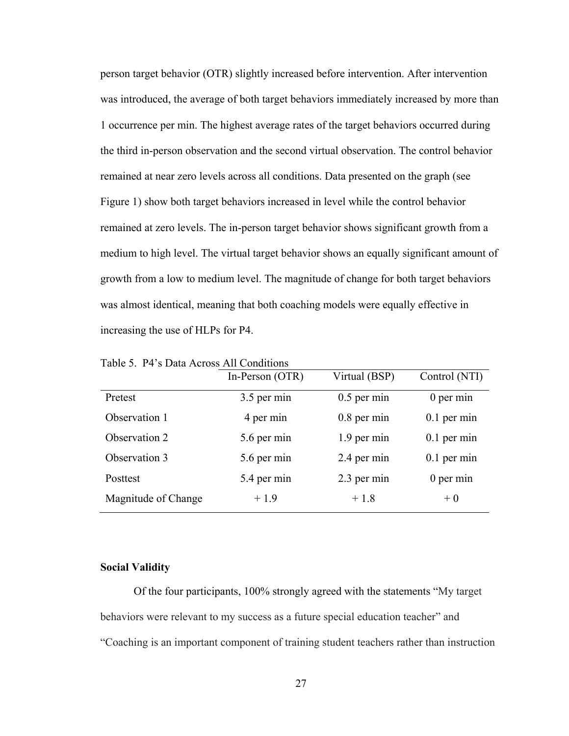person target behavior (OTR) slightly increased before intervention. After intervention was introduced, the average of both target behaviors immediately increased by more than 1 occurrence per min. The highest average rates of the target behaviors occurred during the third in-person observation and the second virtual observation. The control behavior remained at near zero levels across all conditions. Data presented on the graph (see Figure 1) show both target behaviors increased in level while the control behavior remained at zero levels. The in-person target behavior shows significant growth from a medium to high level. The virtual target behavior shows an equally significant amount of growth from a low to medium level. The magnitude of change for both target behaviors was almost identical, meaning that both coaching models were equally effective in increasing the use of HLPs for P4.

Table 5. P4's Data Across All Conditions

| | In-Person (OTR) | Virtual (BSP) | Control (NTI) |
|---|---|---|---|
| Pretest | 3.5 per min | 0.5 per min | 0 per min |
| Observation 1 | 4 per min | 0.8 per min | 0.1 per min |
| Observation 2 | 5.6 per min | 1.9 per min | 0.1 per min |
| Observation 3 | 5.6 per min | 2.4 per min | 0.1 per min |
| Posttest | 5.4 per min | 2.3 per min | 0 per min |
| Magnitude of Change | + 1.9 | + 1.8 | + 0 |

**Social Validity**

Of the four participants, 100% strongly agreed with the statements "My target behaviors were relevant to my success as a future special education teacher" and "Coaching is an important component of training student teachers rather than instruction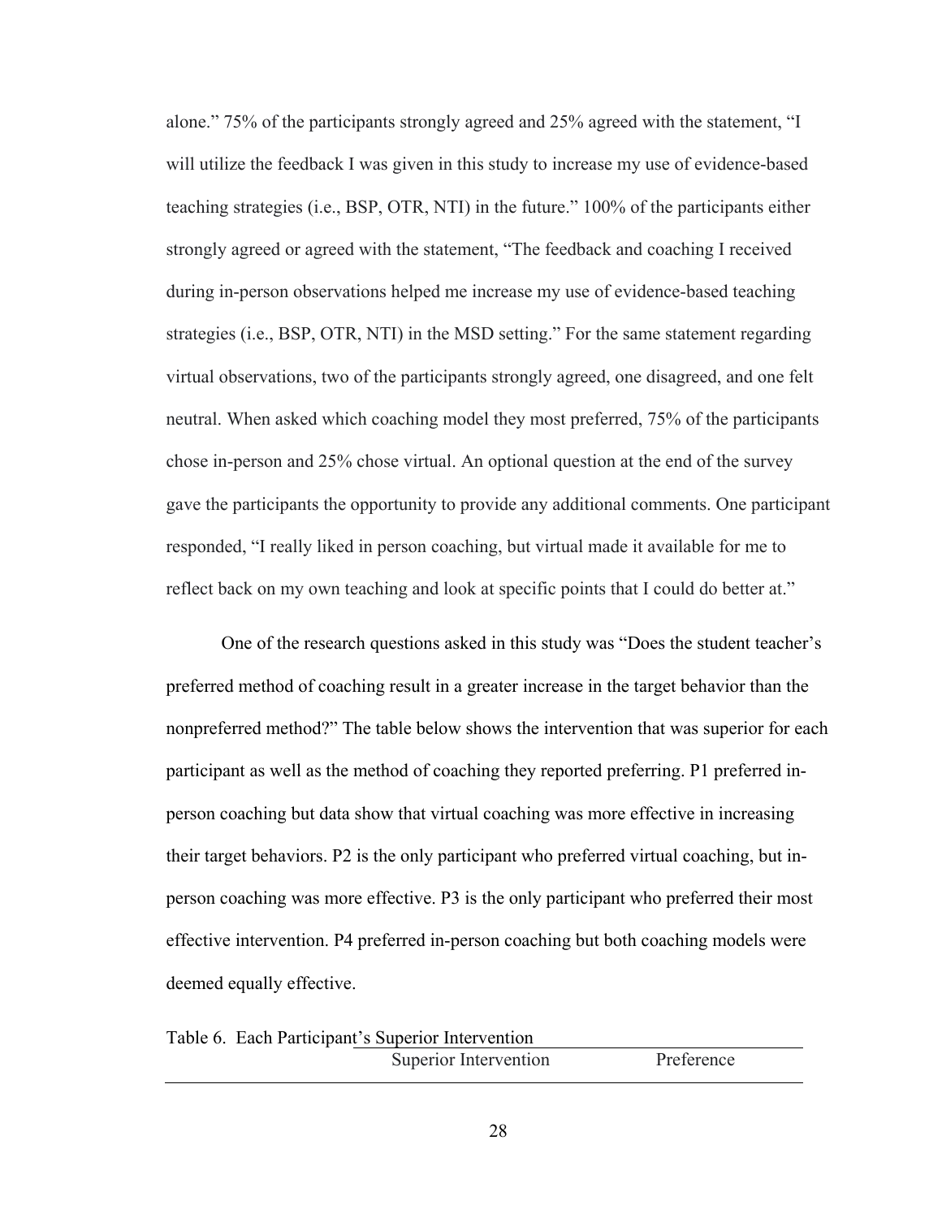alone." 75% of the participants strongly agreed and 25% agreed with the statement, "I will utilize the feedback I was given in this study to increase my use of evidence-based teaching strategies (i.e., BSP, OTR, NTI) in the future." 100% of the participants either strongly agreed or agreed with the statement, "The feedback and coaching I received during in-person observations helped me increase my use of evidence-based teaching strategies (i.e., BSP, OTR, NTI) in the MSD setting." For the same statement regarding virtual observations, two of the participants strongly agreed, one disagreed, and one felt neutral. When asked which coaching model they most preferred, 75% of the participants chose in-person and 25% chose virtual. An optional question at the end of the survey gave the participants the opportunity to provide any additional comments. One participant responded, "I really liked in person coaching, but virtual made it available for me to reflect back on my own teaching and look at specific points that I could do better at."

One of the research questions asked in this study was "Does the student teacher's preferred method of coaching result in a greater increase in the target behavior than the nonpreferred method?" The table below shows the intervention that was superior for each participant as well as the method of coaching they reported preferring. P1 preferred in-person coaching but data show that virtual coaching was more effective in increasing their target behaviors. P2 is the only participant who preferred virtual coaching, but in-person coaching was more effective. P3 is the only participant who preferred their most effective intervention. P4 preferred in-person coaching but both coaching models were deemed equally effective.

Table 6. Each Participant's Superior Intervention

| | Superior Intervention | Preference |
|---|---|---|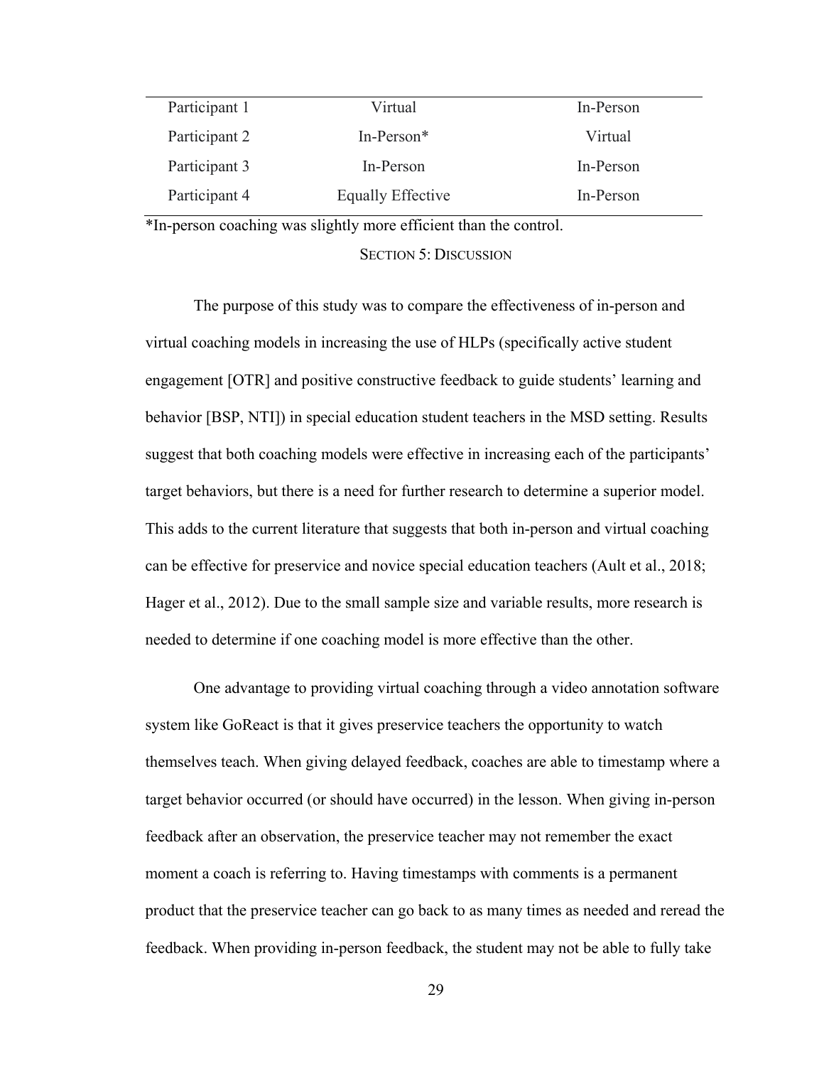| | | |
|---|---|---|
| Participant 1 | Virtual | In-Person |
| Participant 2 | In-Person* | Virtual |
| Participant 3 | In-Person | In-Person |
| Participant 4 | Equally Effective | In-Person |

*In-person coaching was slightly more efficient than the control.

## SECTION 5: DISCUSSION

The purpose of this study was to compare the effectiveness of in-person and virtual coaching models in increasing the use of HLPs (specifically active student engagement [OTR] and positive constructive feedback to guide students' learning and behavior [BSP, NTI]) in special education student teachers in the MSD setting. Results suggest that both coaching models were effective in increasing each of the participants' target behaviors, but there is a need for further research to determine a superior model. This adds to the current literature that suggests that both in-person and virtual coaching can be effective for preservice and novice special education teachers (Ault et al., 2018; Hager et al., 2012). Due to the small sample size and variable results, more research is needed to determine if one coaching model is more effective than the other.

One advantage to providing virtual coaching through a video annotation software system like GoReact is that it gives preservice teachers the opportunity to watch themselves teach. When giving delayed feedback, coaches are able to timestamp where a target behavior occurred (or should have occurred) in the lesson. When giving in-person feedback after an observation, the preservice teacher may not remember the exact moment a coach is referring to. Having timestamps with comments is a permanent product that the preservice teacher can go back to as many times as needed and reread the feedback. When providing in-person feedback, the student may not be able to fully take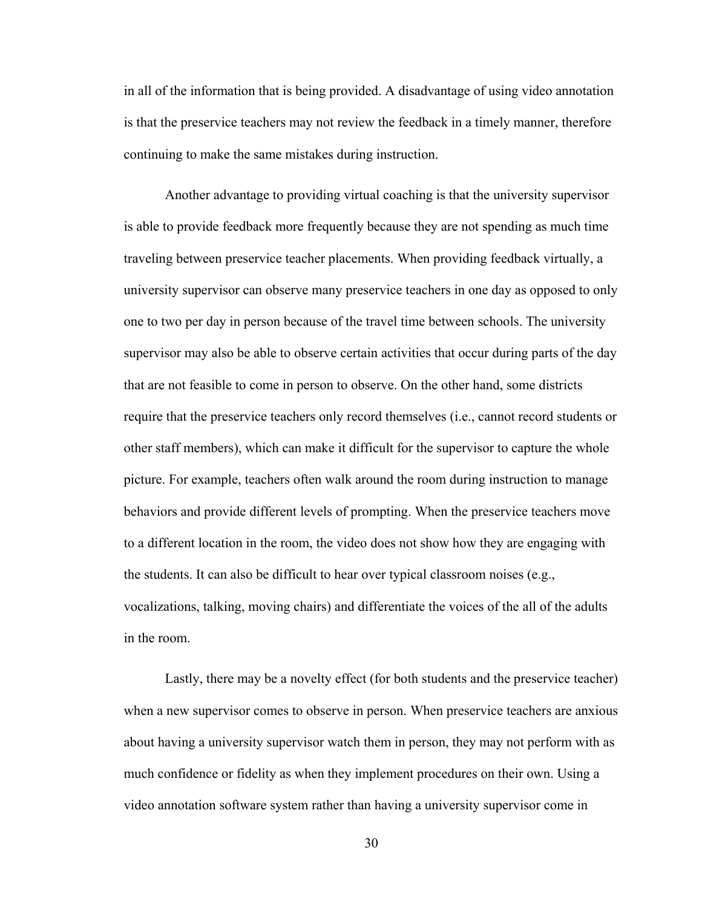in all of the information that is being provided. A disadvantage of using video annotation is that the preservice teachers may not review the feedback in a timely manner, therefore continuing to make the same mistakes during instruction.

Another advantage to providing virtual coaching is that the university supervisor is able to provide feedback more frequently because they are not spending as much time traveling between preservice teacher placements. When providing feedback virtually, a university supervisor can observe many preservice teachers in one day as opposed to only one to two per day in person because of the travel time between schools. The university supervisor may also be able to observe certain activities that occur during parts of the day that are not feasible to come in person to observe. On the other hand, some districts require that the preservice teachers only record themselves (i.e., cannot record students or other staff members), which can make it difficult for the supervisor to capture the whole picture. For example, teachers often walk around the room during instruction to manage behaviors and provide different levels of prompting. When the preservice teachers move to a different location in the room, the video does not show how they are engaging with the students. It can also be difficult to hear over typical classroom noises (e.g., vocalizations, talking, moving chairs) and differentiate the voices of the all of the adults in the room.

Lastly, there may be a novelty effect (for both students and the preservice teacher) when a new supervisor comes to observe in person. When preservice teachers are anxious about having a university supervisor watch them in person, they may not perform with as much confidence or fidelity as when they implement procedures on their own. Using a video annotation software system rather than having a university supervisor come in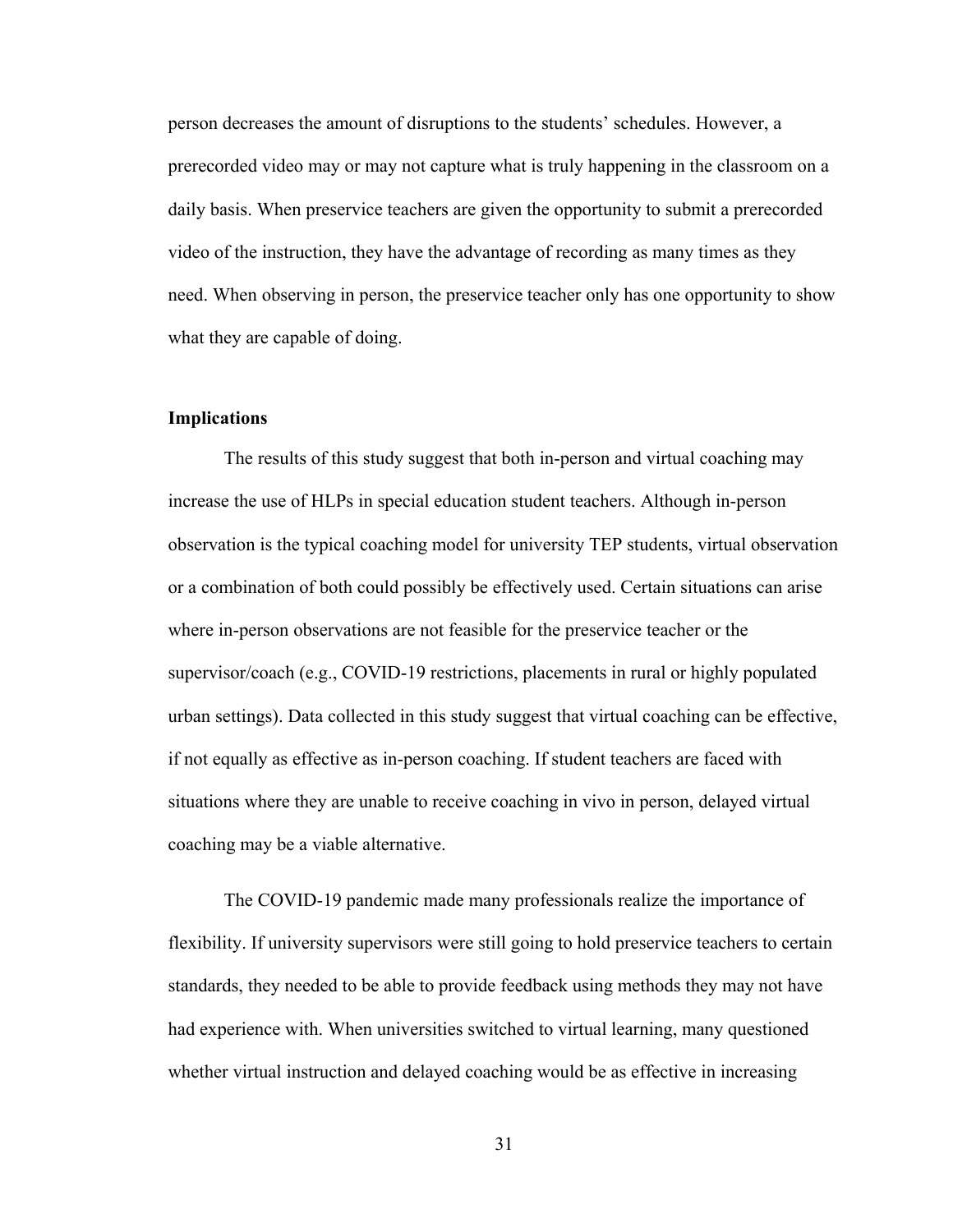person decreases the amount of disruptions to the students' schedules. However, a prerecorded video may or may not capture what is truly happening in the classroom on a daily basis. When preservice teachers are given the opportunity to submit a prerecorded video of the instruction, they have the advantage of recording as many times as they need. When observing in person, the preservice teacher only has one opportunity to show what they are capable of doing.

## Implications

The results of this study suggest that both in-person and virtual coaching may increase the use of HLPs in special education student teachers. Although in-person observation is the typical coaching model for university TEP students, virtual observation or a combination of both could possibly be effectively used. Certain situations can arise where in-person observations are not feasible for the preservice teacher or the supervisor/coach (e.g., COVID-19 restrictions, placements in rural or highly populated urban settings). Data collected in this study suggest that virtual coaching can be effective, if not equally as effective as in-person coaching. If student teachers are faced with situations where they are unable to receive coaching in vivo in person, delayed virtual coaching may be a viable alternative.

The COVID-19 pandemic made many professionals realize the importance of flexibility. If university supervisors were still going to hold preservice teachers to certain standards, they needed to be able to provide feedback using methods they may not have had experience with. When universities switched to virtual learning, many questioned whether virtual instruction and delayed coaching would be as effective in increasing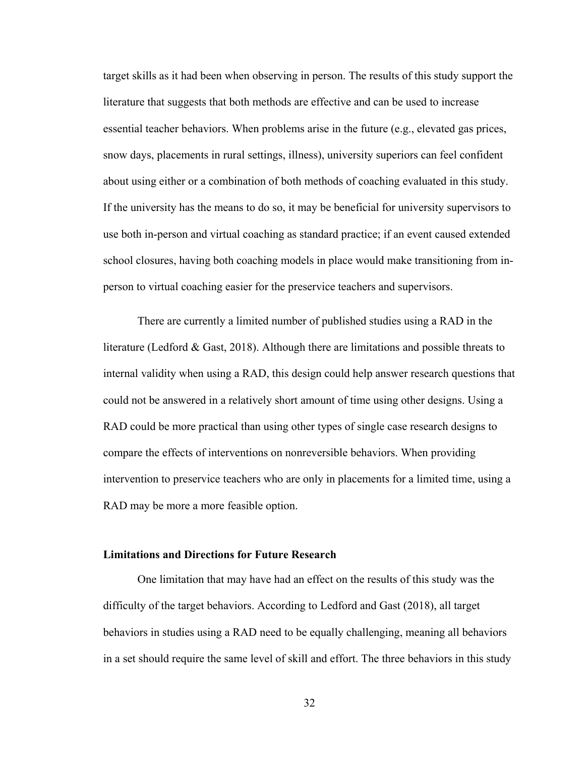target skills as it had been when observing in person. The results of this study support the literature that suggests that both methods are effective and can be used to increase essential teacher behaviors. When problems arise in the future (e.g., elevated gas prices, snow days, placements in rural settings, illness), university superiors can feel confident about using either or a combination of both methods of coaching evaluated in this study. If the university has the means to do so, it may be beneficial for university supervisors to use both in-person and virtual coaching as standard practice; if an event caused extended school closures, having both coaching models in place would make transitioning from in-person to virtual coaching easier for the preservice teachers and supervisors.

There are currently a limited number of published studies using a RAD in the literature (Ledford & Gast, 2018). Although there are limitations and possible threats to internal validity when using a RAD, this design could help answer research questions that could not be answered in a relatively short amount of time using other designs. Using a RAD could be more practical than using other types of single case research designs to compare the effects of interventions on nonreversible behaviors. When providing intervention to preservice teachers who are only in placements for a limited time, using a RAD may be more a more feasible option.

### Limitations and Directions for Future Research

One limitation that may have had an effect on the results of this study was the difficulty of the target behaviors. According to Ledford and Gast (2018), all target behaviors in studies using a RAD need to be equally challenging, meaning all behaviors in a set should require the same level of skill and effort. The three behaviors in this study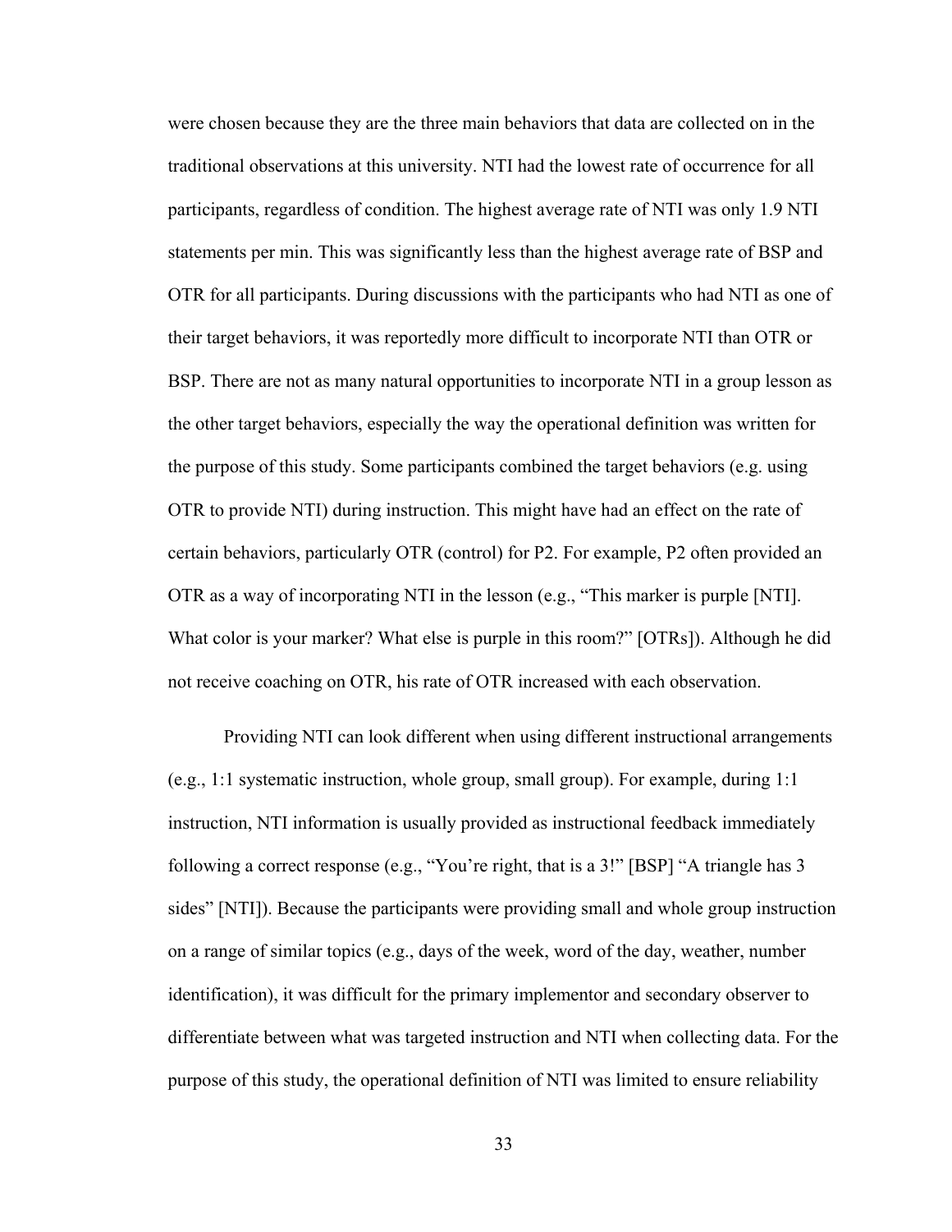were chosen because they are the three main behaviors that data are collected on in the traditional observations at this university. NTI had the lowest rate of occurrence for all participants, regardless of condition. The highest average rate of NTI was only 1.9 NTI statements per min. This was significantly less than the highest average rate of BSP and OTR for all participants. During discussions with the participants who had NTI as one of their target behaviors, it was reportedly more difficult to incorporate NTI than OTR or BSP. There are not as many natural opportunities to incorporate NTI in a group lesson as the other target behaviors, especially the way the operational definition was written for the purpose of this study. Some participants combined the target behaviors (e.g. using OTR to provide NTI) during instruction. This might have had an effect on the rate of certain behaviors, particularly OTR (control) for P2. For example, P2 often provided an OTR as a way of incorporating NTI in the lesson (e.g., "This marker is purple [NTI]. What color is your marker? What else is purple in this room?" [OTRs]). Although he did not receive coaching on OTR, his rate of OTR increased with each observation.

Providing NTI can look different when using different instructional arrangements (e.g., 1:1 systematic instruction, whole group, small group). For example, during 1:1 instruction, NTI information is usually provided as instructional feedback immediately following a correct response (e.g., "You're right, that is a 3!" [BSP] "A triangle has 3 sides" [NTI]). Because the participants were providing small and whole group instruction on a range of similar topics (e.g., days of the week, word of the day, weather, number identification), it was difficult for the primary implementor and secondary observer to differentiate between what was targeted instruction and NTI when collecting data. For the purpose of this study, the operational definition of NTI was limited to ensure reliability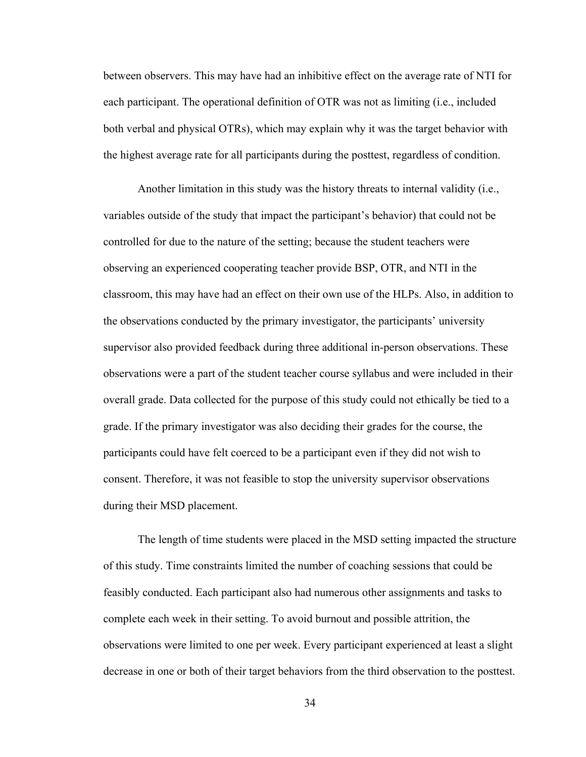between observers. This may have had an inhibitive effect on the average rate of NTI for each participant. The operational definition of OTR was not as limiting (i.e., included both verbal and physical OTRs), which may explain why it was the target behavior with the highest average rate for all participants during the posttest, regardless of condition.

Another limitation in this study was the history threats to internal validity (i.e., variables outside of the study that impact the participant's behavior) that could not be controlled for due to the nature of the setting; because the student teachers were observing an experienced cooperating teacher provide BSP, OTR, and NTI in the classroom, this may have had an effect on their own use of the HLPs. Also, in addition to the observations conducted by the primary investigator, the participants' university supervisor also provided feedback during three additional in-person observations. These observations were a part of the student teacher course syllabus and were included in their overall grade. Data collected for the purpose of this study could not ethically be tied to a grade. If the primary investigator was also deciding their grades for the course, the participants could have felt coerced to be a participant even if they did not wish to consent. Therefore, it was not feasible to stop the university supervisor observations during their MSD placement.

The length of time students were placed in the MSD setting impacted the structure of this study. Time constraints limited the number of coaching sessions that could be feasibly conducted. Each participant also had numerous other assignments and tasks to complete each week in their setting. To avoid burnout and possible attrition, the observations were limited to one per week. Every participant experienced at least a slight decrease in one or both of their target behaviors from the third observation to the posttest.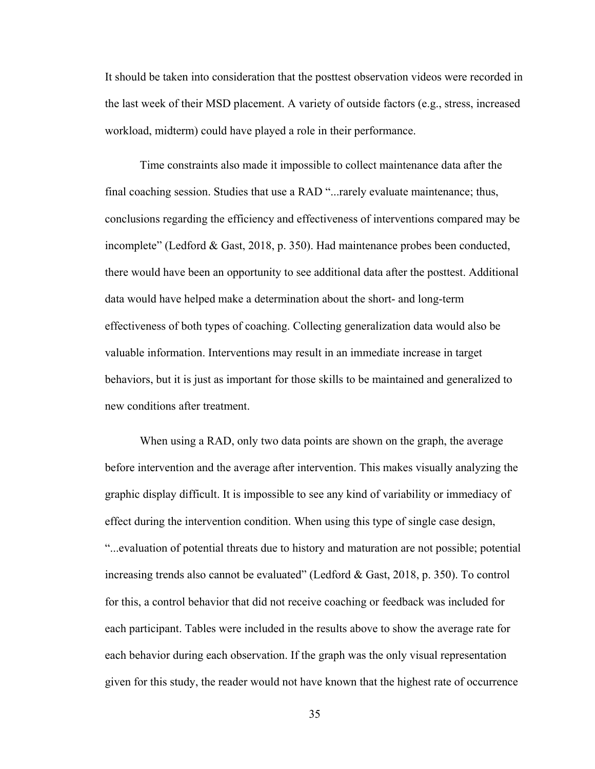It should be taken into consideration that the posttest observation videos were recorded in the last week of their MSD placement. A variety of outside factors (e.g., stress, increased workload, midterm) could have played a role in their performance.

Time constraints also made it impossible to collect maintenance data after the final coaching session. Studies that use a RAD "...rarely evaluate maintenance; thus, conclusions regarding the efficiency and effectiveness of interventions compared may be incomplete" (Ledford & Gast, 2018, p. 350). Had maintenance probes been conducted, there would have been an opportunity to see additional data after the posttest. Additional data would have helped make a determination about the short- and long-term effectiveness of both types of coaching. Collecting generalization data would also be valuable information. Interventions may result in an immediate increase in target behaviors, but it is just as important for those skills to be maintained and generalized to new conditions after treatment.

When using a RAD, only two data points are shown on the graph, the average before intervention and the average after intervention. This makes visually analyzing the graphic display difficult. It is impossible to see any kind of variability or immediacy of effect during the intervention condition. When using this type of single case design, "...evaluation of potential threats due to history and maturation are not possible; potential increasing trends also cannot be evaluated" (Ledford & Gast, 2018, p. 350). To control for this, a control behavior that did not receive coaching or feedback was included for each participant. Tables were included in the results above to show the average rate for each behavior during each observation. If the graph was the only visual representation given for this study, the reader would not have known that the highest rate of occurrence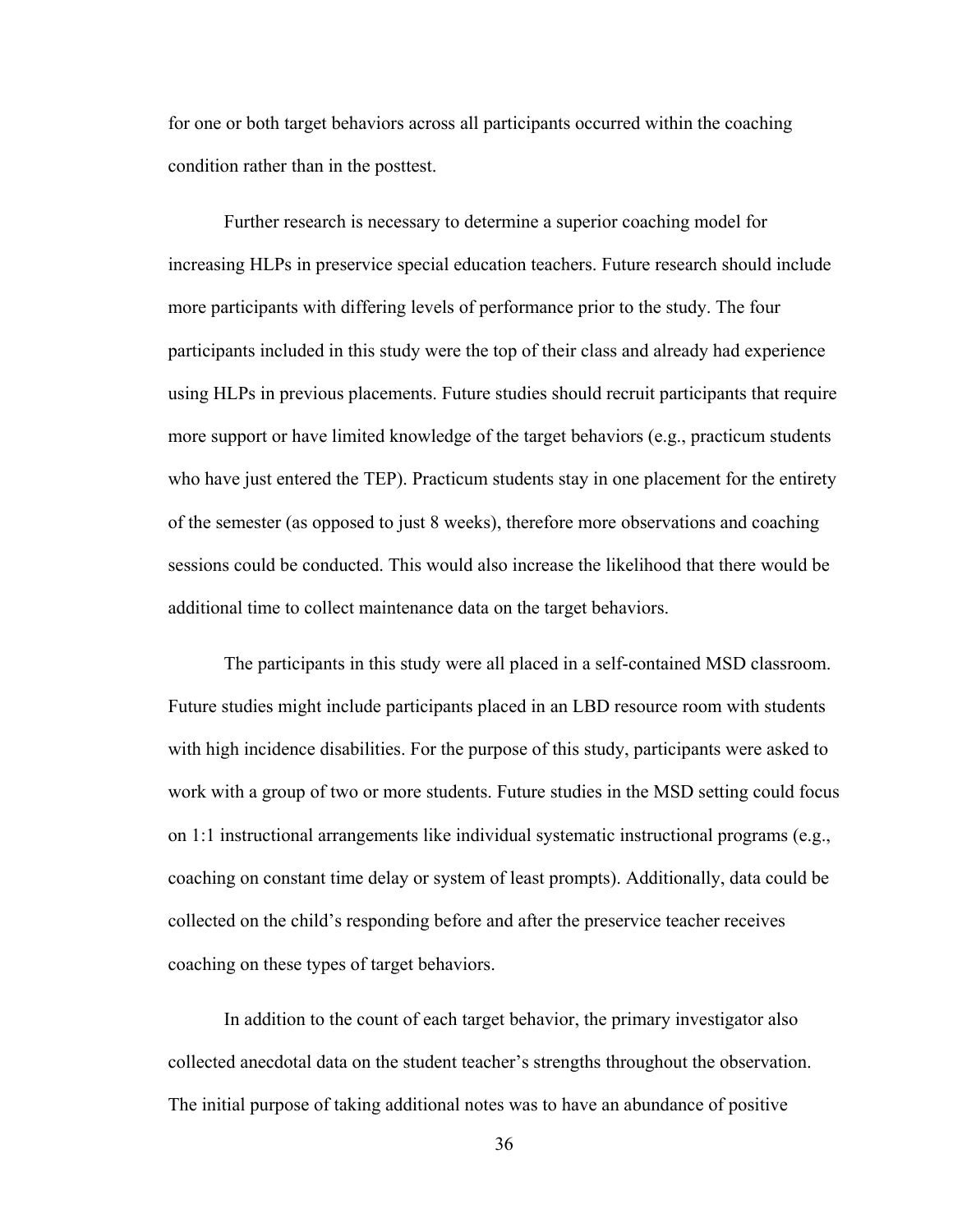for one or both target behaviors across all participants occurred within the coaching condition rather than in the posttest.

Further research is necessary to determine a superior coaching model for increasing HLPs in preservice special education teachers. Future research should include more participants with differing levels of performance prior to the study. The four participants included in this study were the top of their class and already had experience using HLPs in previous placements. Future studies should recruit participants that require more support or have limited knowledge of the target behaviors (e.g., practicum students who have just entered the TEP). Practicum students stay in one placement for the entirety of the semester (as opposed to just 8 weeks), therefore more observations and coaching sessions could be conducted. This would also increase the likelihood that there would be additional time to collect maintenance data on the target behaviors.

The participants in this study were all placed in a self-contained MSD classroom. Future studies might include participants placed in an LBD resource room with students with high incidence disabilities. For the purpose of this study, participants were asked to work with a group of two or more students. Future studies in the MSD setting could focus on 1:1 instructional arrangements like individual systematic instructional programs (e.g., coaching on constant time delay or system of least prompts). Additionally, data could be collected on the child's responding before and after the preservice teacher receives coaching on these types of target behaviors.

In addition to the count of each target behavior, the primary investigator also collected anecdotal data on the student teacher's strengths throughout the observation. The initial purpose of taking additional notes was to have an abundance of positive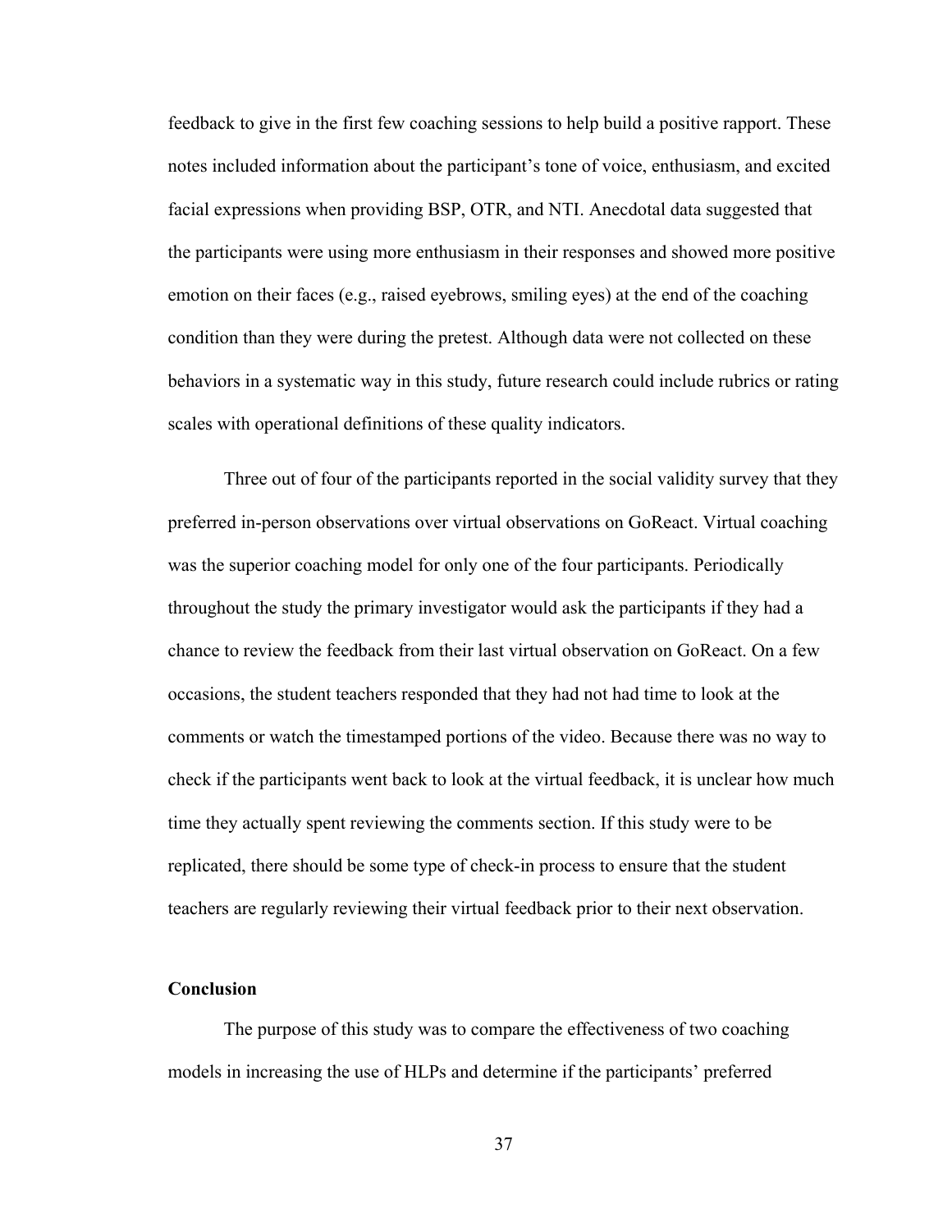feedback to give in the first few coaching sessions to help build a positive rapport. These notes included information about the participant's tone of voice, enthusiasm, and excited facial expressions when providing BSP, OTR, and NTI. Anecdotal data suggested that the participants were using more enthusiasm in their responses and showed more positive emotion on their faces (e.g., raised eyebrows, smiling eyes) at the end of the coaching condition than they were during the pretest. Although data were not collected on these behaviors in a systematic way in this study, future research could include rubrics or rating scales with operational definitions of these quality indicators.

Three out of four of the participants reported in the social validity survey that they preferred in-person observations over virtual observations on GoReact. Virtual coaching was the superior coaching model for only one of the four participants. Periodically throughout the study the primary investigator would ask the participants if they had a chance to review the feedback from their last virtual observation on GoReact. On a few occasions, the student teachers responded that they had not had time to look at the comments or watch the timestamped portions of the video. Because there was no way to check if the participants went back to look at the virtual feedback, it is unclear how much time they actually spent reviewing the comments section. If this study were to be replicated, there should be some type of check-in process to ensure that the student teachers are regularly reviewing their virtual feedback prior to their next observation.

## Conclusion

The purpose of this study was to compare the effectiveness of two coaching models in increasing the use of HLPs and determine if the participants' preferred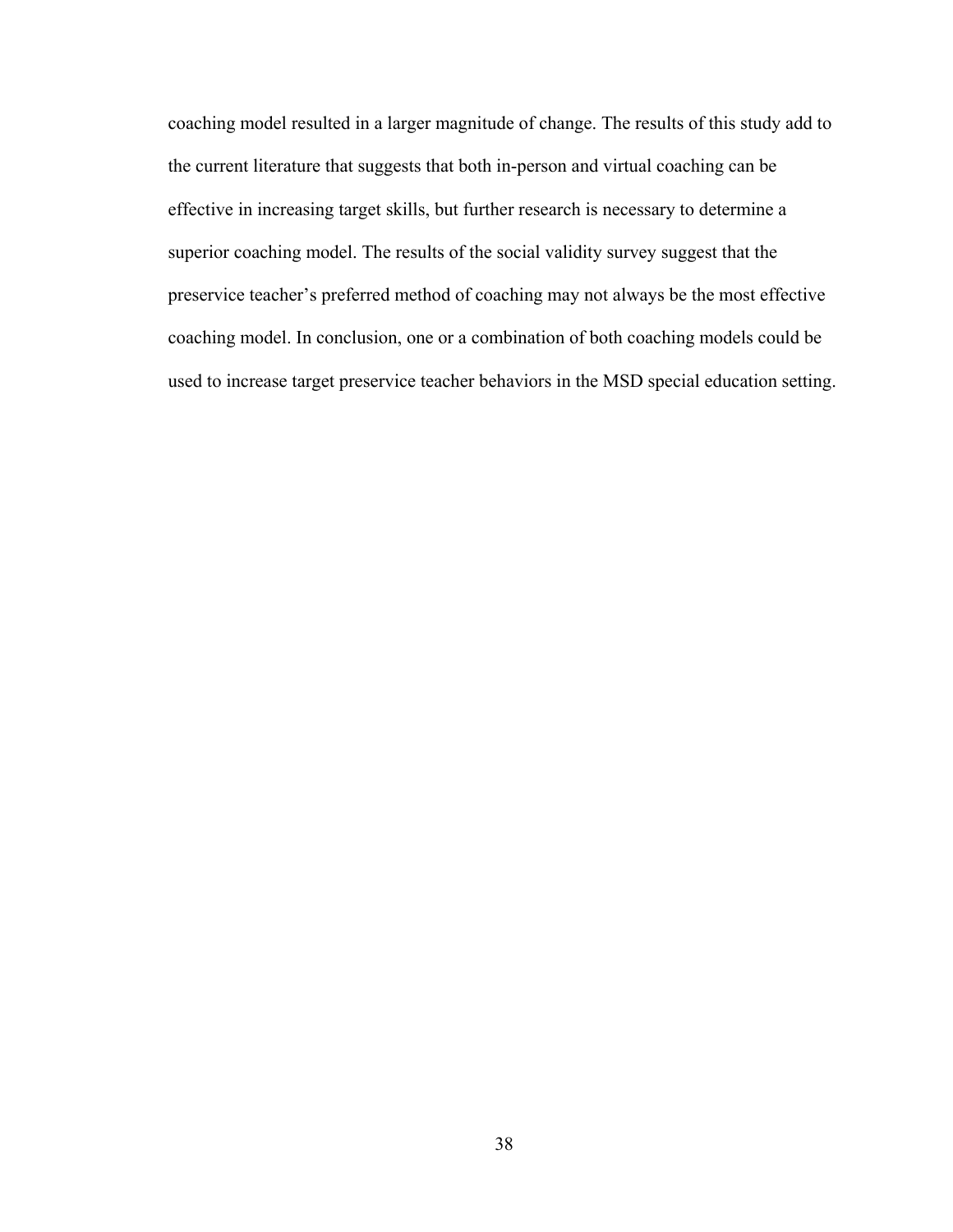coaching model resulted in a larger magnitude of change. The results of this study add to the current literature that suggests that both in-person and virtual coaching can be effective in increasing target skills, but further research is necessary to determine a superior coaching model. The results of the social validity survey suggest that the preservice teacher's preferred method of coaching may not always be the most effective coaching model. In conclusion, one or a combination of both coaching models could be used to increase target preservice teacher behaviors in the MSD special education setting.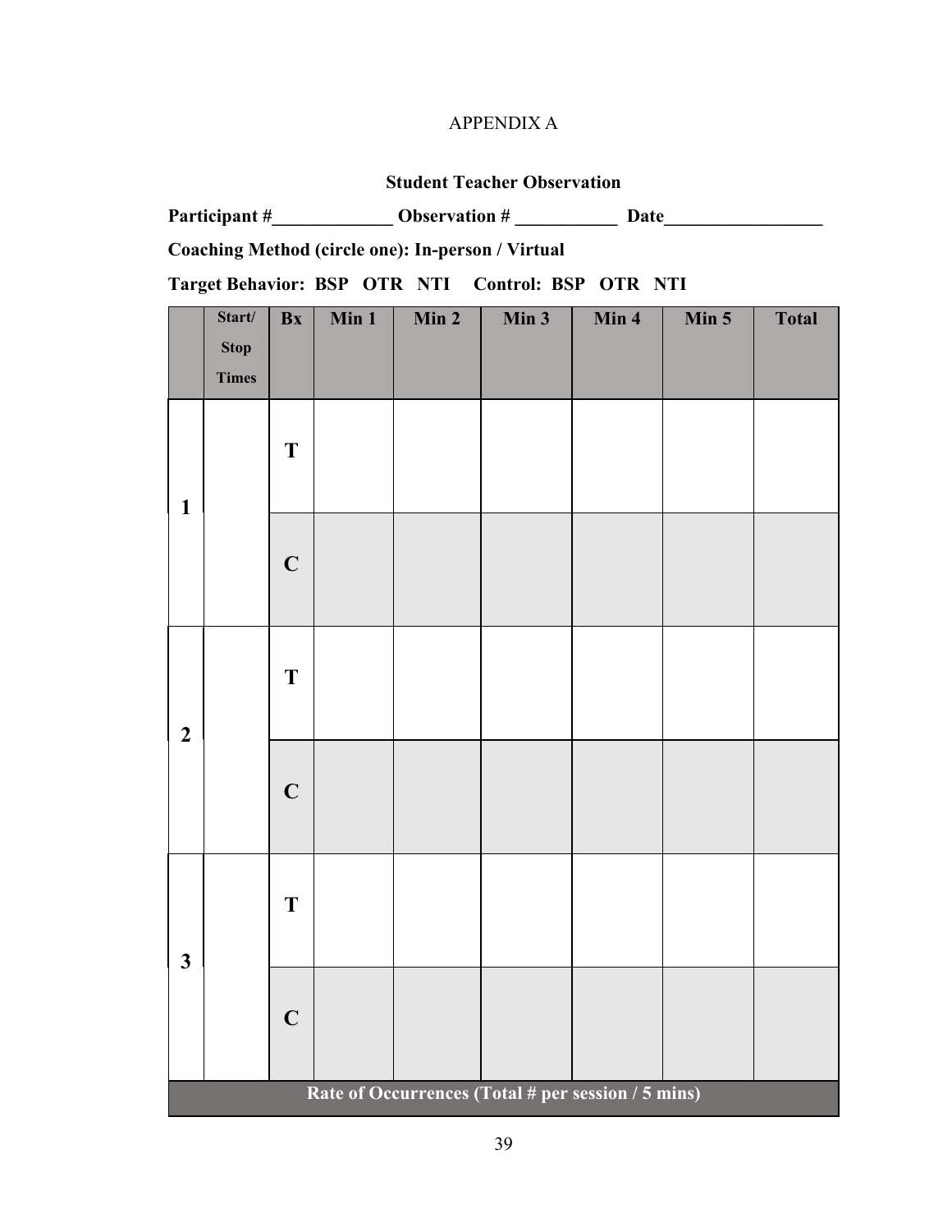APPENDIX A

**Student Teacher Observation**

**Participant #_____________ Observation # ___________ Date_________________**

**Coaching Method (circle one): In-person / Virtual**

**Target Behavior: BSP OTR NTI Control: BSP OTR NTI**

| | Start/ Stop Times | Bx | Min 1 | Min 2 | Min 3 | Min 4 | Min 5 | Total |
|---|---|---|---|---|---|---|---|---|
| **1** | | **T** | | | | | | |
| | | **C** | | | | | | |
| **2** | | **T** | | | | | | |
| | | **C** | | | | | | |
| **3** | | **T** | | | | | | |
| | | **C** | | | | | | |
| **Rate of Occurrences (Total # per session / 5 mins)** | | | | | | | | |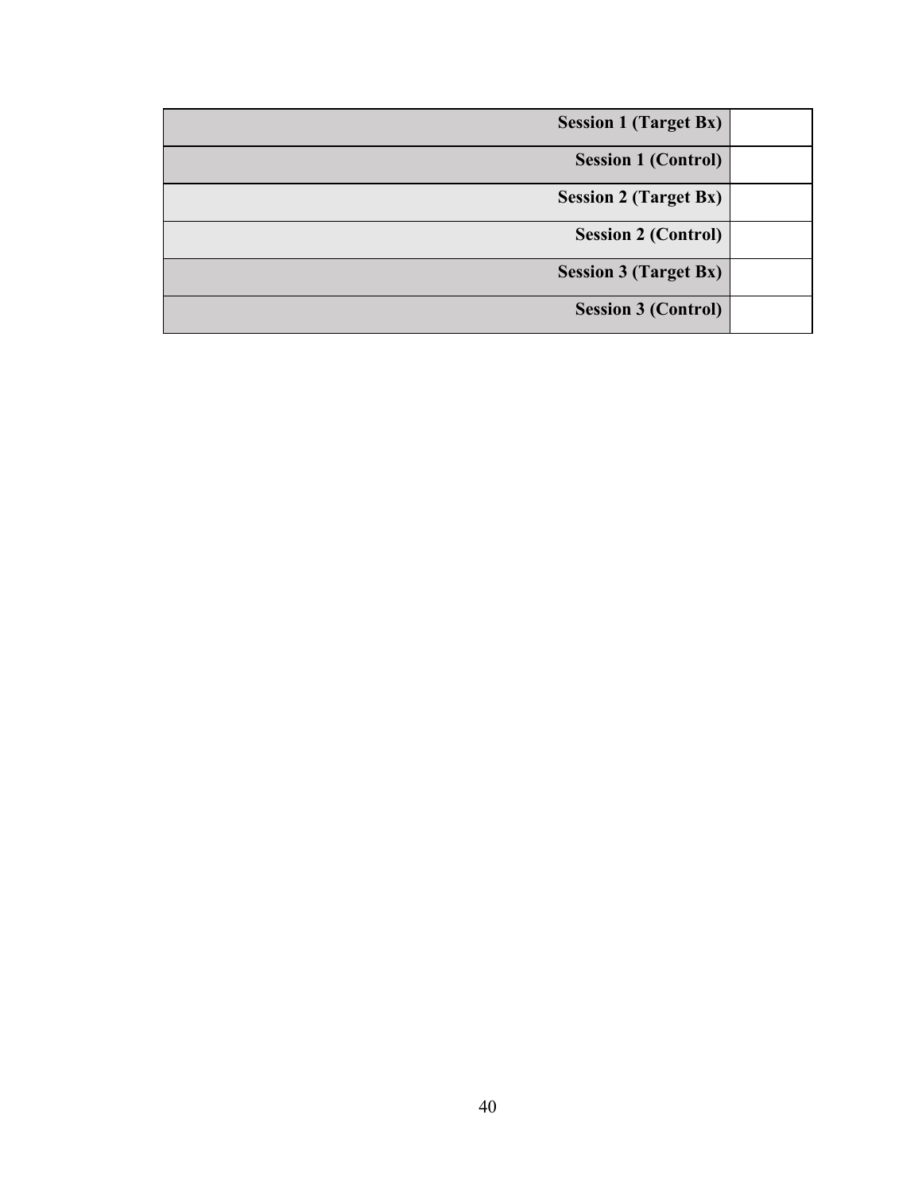| | |
|---|---|
| **Session 1 (Target Bx)** | |
| **Session 1 (Control)** | |
| **Session 2 (Target Bx)** | |
| **Session 2 (Control)** | |
| **Session 3 (Target Bx)** | |
| **Session 3 (Control)** | |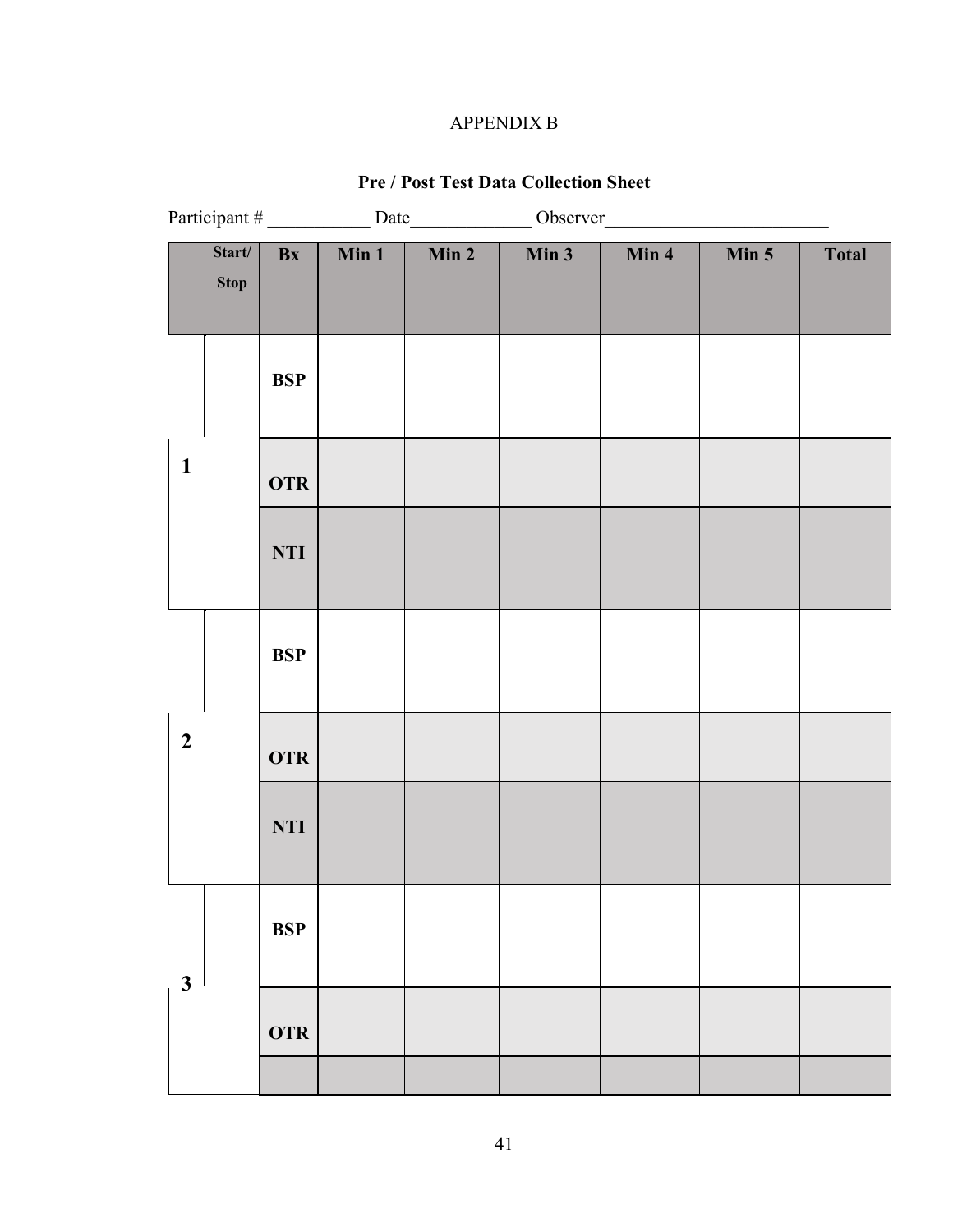APPENDIX B

**Pre / Post Test Data Collection Sheet**

Participant # ___________ Date_____________ Observer________________________

| | Start/ Stop | Bx | Min 1 | Min 2 | Min 3 | Min 4 | Min 5 | Total |
|---|---|---|---|---|---|---|---|---|
| 1 | | BSP | | | | | | |
| | | OTR | | | | | | |
| | | NTI | | | | | | |
| 2 | | BSP | | | | | | |
| | | OTR | | | | | | |
| | | NTI | | | | | | |
| 3 | | BSP | | | | | | |
| | | OTR | | | | | | |
| | | | | | | | | |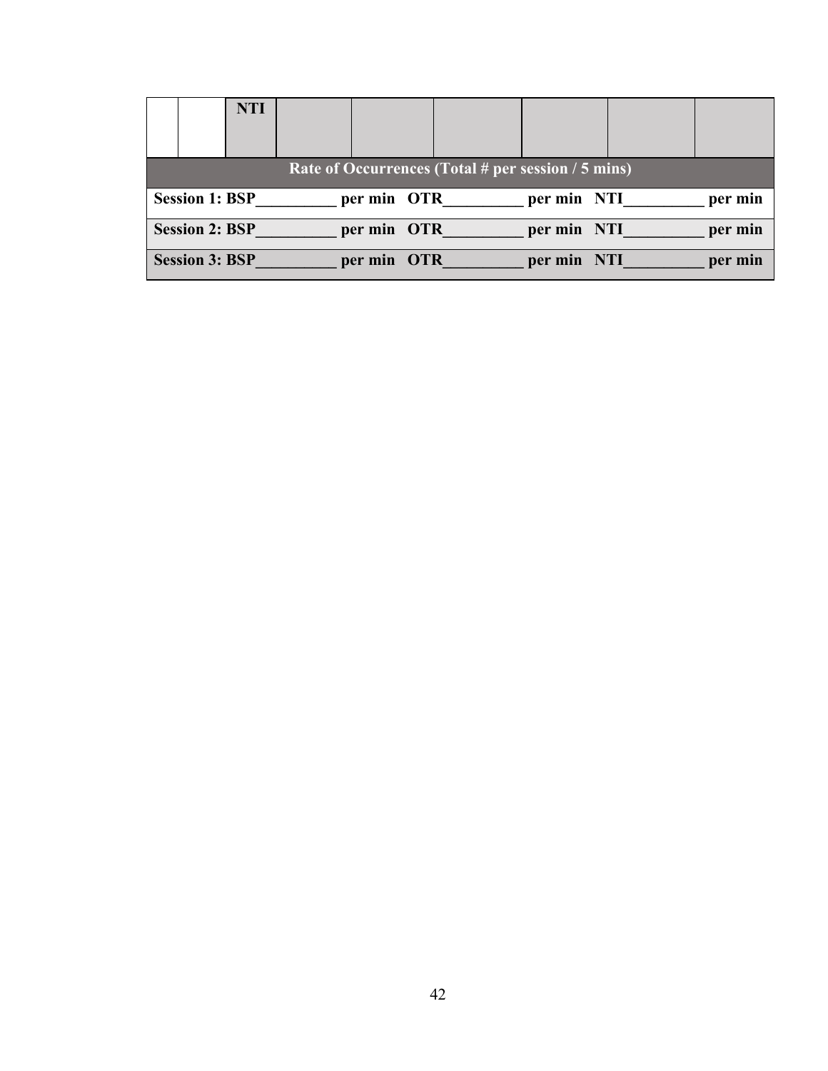| | | NTI | | | | | | |
|---|---|---|---|---|---|---|---|---|

**Rate of Occurrences (Total # per session / 5 mins)**

| |
|---|
| **Session 1: BSP__________ per min OTR__________ per min NTI__________ per min** |
| **Session 2: BSP__________ per min OTR__________ per min NTI__________ per min** |
| **Session 3: BSP__________ per min OTR__________ per min NTI__________ per min** |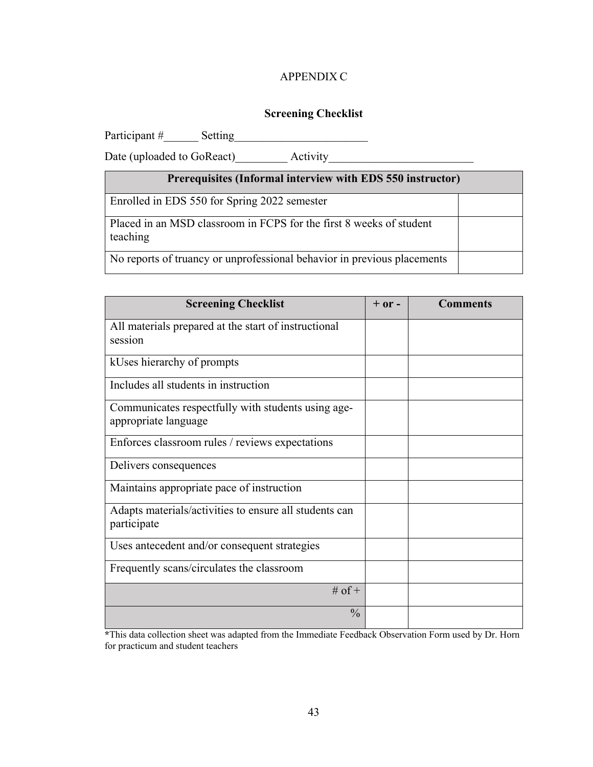# APPENDIX C

## Screening Checklist

Participant #______ Setting________________________

Date (uploaded to GoReact)_________ Activity_________________________

| Prerequisites (Informal interview with EDS 550 instructor) | |
|---|---|
| Enrolled in EDS 550 for Spring 2022 semester | |
| Placed in an MSD classroom in FCPS for the first 8 weeks of student teaching | |
| No reports of truancy or unprofessional behavior in previous placements | |

| Screening Checklist | + or - | Comments |
|---|---|---|
| All materials prepared at the start of instructional session | | |
| kUses hierarchy of prompts | | |
| Includes all students in instruction | | |
| Communicates respectfully with students using age-appropriate language | | |
| Enforces classroom rules / reviews expectations | | |
| Delivers consequences | | |
| Maintains appropriate pace of instruction | | |
| Adapts materials/activities to ensure all students can participate | | |
| Uses antecedent and/or consequent strategies | | |
| Frequently scans/circulates the classroom | | |
| # of + | | |
| % | | |

*This data collection sheet was adapted from the Immediate Feedback Observation Form used by Dr. Horn for practicum and student teachers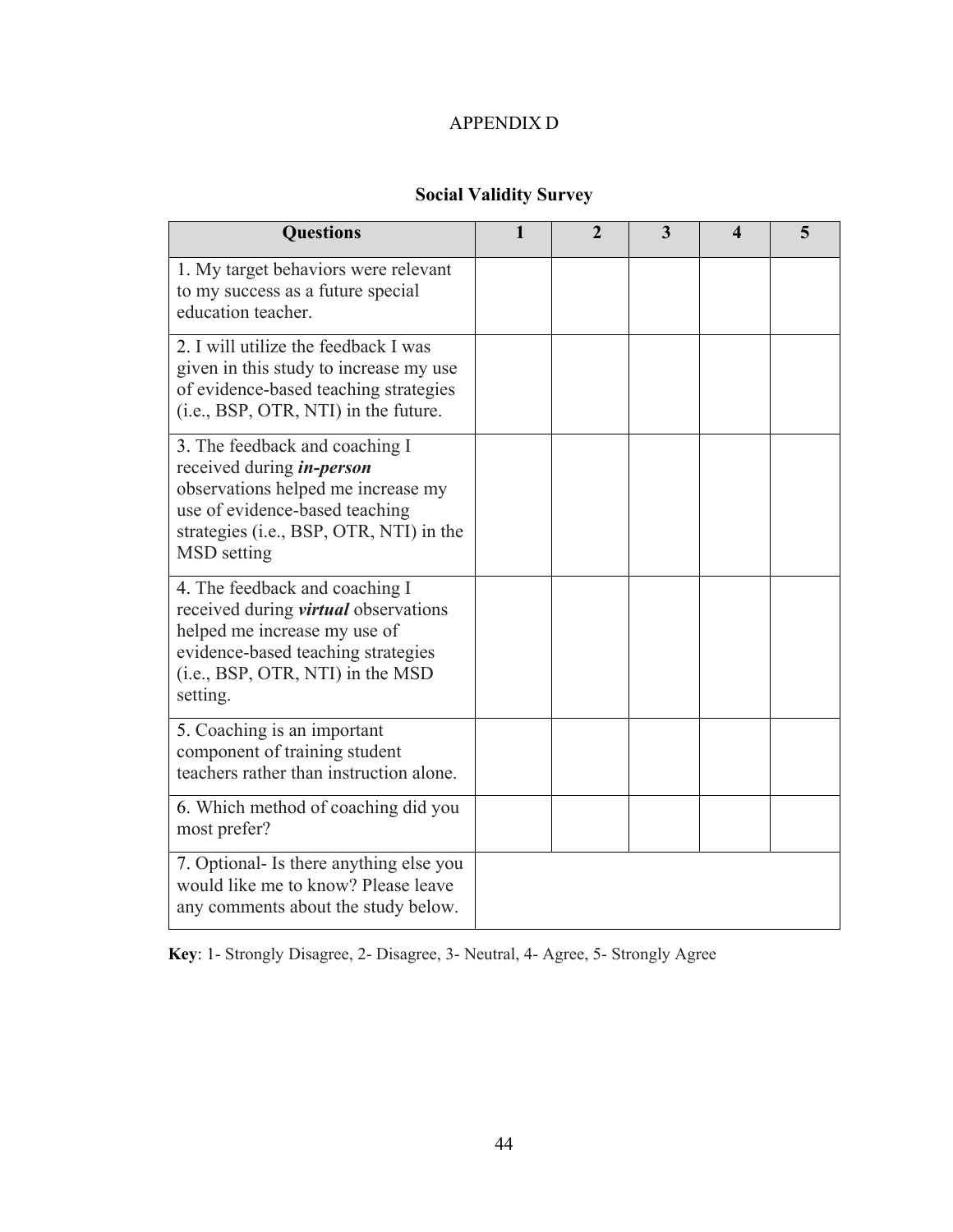# APPENDIX D

## Social Validity Survey

| Questions | 1 | 2 | 3 | 4 | 5 |
|---|---|---|---|---|---|
| 1. My target behaviors were relevant to my success as a future special education teacher. | | | | | |
| 2. I will utilize the feedback I was given in this study to increase my use of evidence-based teaching strategies (i.e., BSP, OTR, NTI) in the future. | | | | | |
| 3. The feedback and coaching I received during ***in-person*** observations helped me increase my use of evidence-based teaching strategies (i.e., BSP, OTR, NTI) in the MSD setting | | | | | |
| 4. The feedback and coaching I received during ***virtual*** observations helped me increase my use of evidence-based teaching strategies (i.e., BSP, OTR, NTI) in the MSD setting. | | | | | |
| 5. Coaching is an important component of training student teachers rather than instruction alone. | | | | | |
| 6. Which method of coaching did you most prefer? | | | | | |
| 7. Optional- Is there anything else you would like me to know? Please leave any comments about the study below. | | | | | |

**Key**: 1- Strongly Disagree, 2- Disagree, 3- Neutral, 4- Agree, 5- Strongly Agree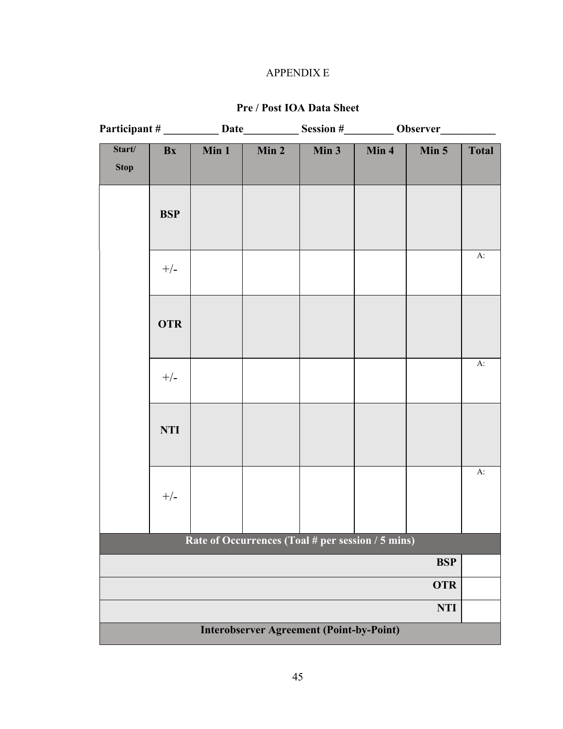APPENDIX E

**Pre / Post IOA Data Sheet**

**Participant # __________ Date__________ Session #_________ Observer__________**

| Start/ Stop | Bx | Min 1 | Min 2 | Min 3 | Min 4 | Min 5 | Total |
|---|---|---|---|---|---|---|---|
| | **BSP** | | | | | | |
| | +/- | | | | | | A: |
| | **OTR** | | | | | | |
| | +/- | | | | | | A: |
| | **NTI** | | | | | | |
| | +/- | | | | | | A: |
| **Rate of Occurrences (Toal # per session / 5 mins)** | | | | | | | |
| | | | | | | **BSP** | |
| | | | | | | **OTR** | |
| | | | | | | **NTI** | |
| **Interobserver Agreement (Point-by-Point)** | | | | | | | |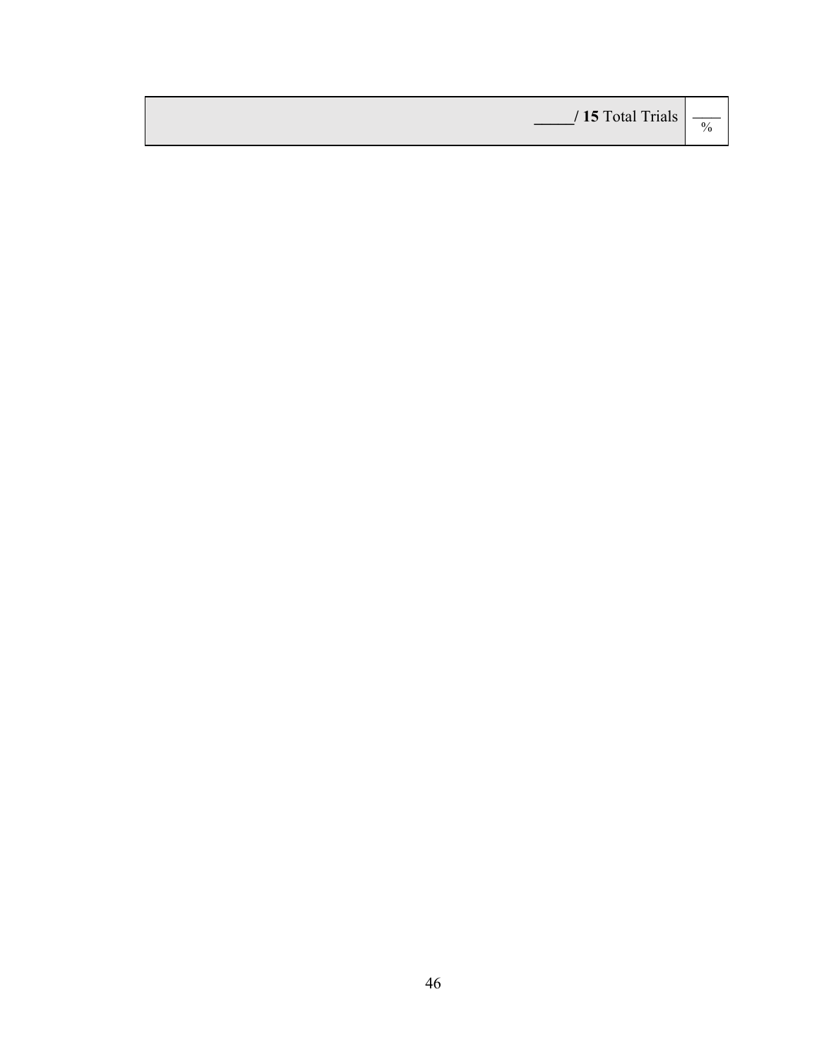| | |
|---|---|
| _____/ **15** Total Trials | ____ % |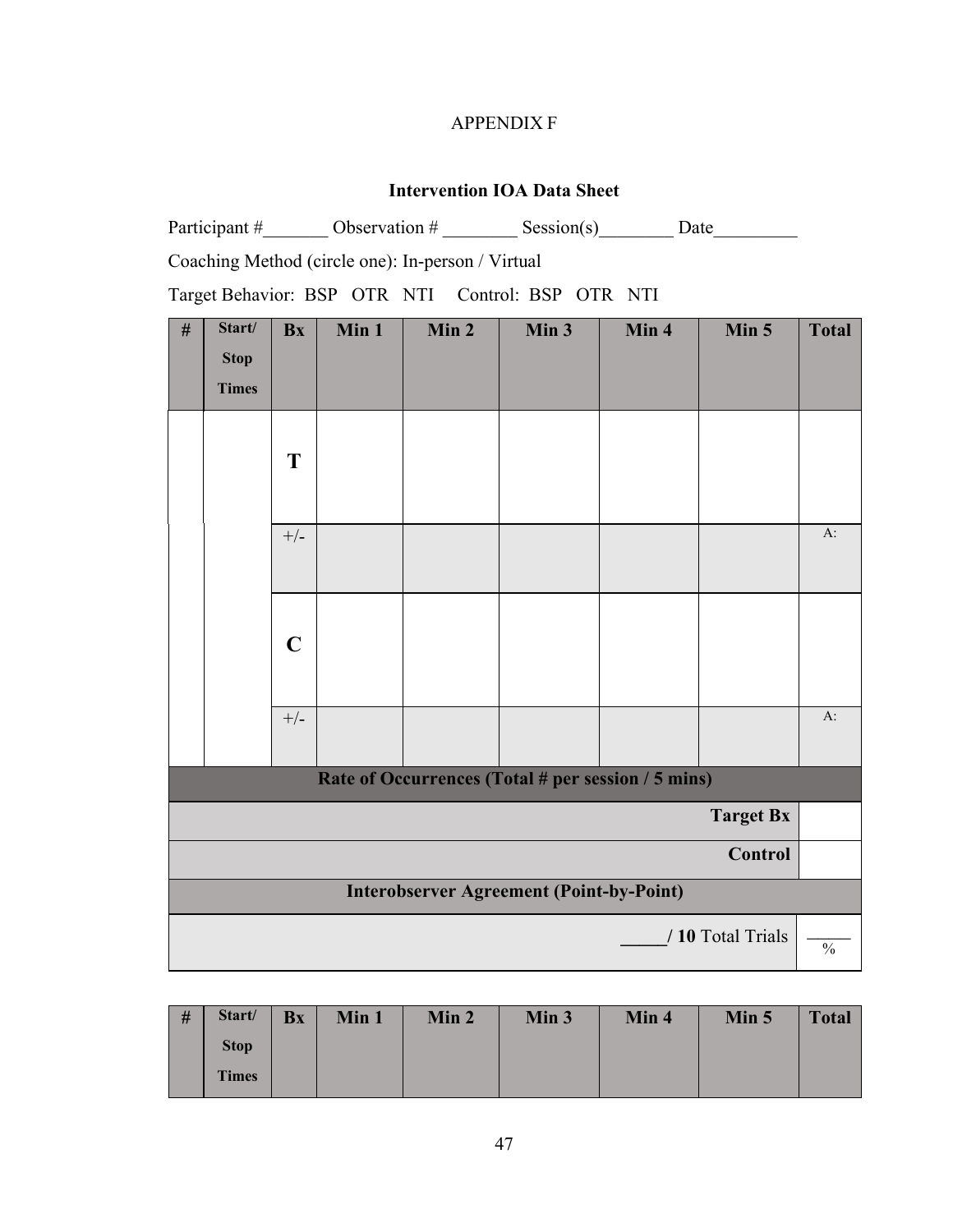APPENDIX F

**Intervention IOA Data Sheet**

Participant #_______ Observation # ________ Session(s)________ Date_________

Coaching Method (circle one): In-person / Virtual

Target Behavior: BSP OTR NTI Control: BSP OTR NTI

| # | Start/ Stop Times | Bx | Min 1 | Min 2 | Min 3 | Min 4 | Min 5 | Total |
|---|---|---|---|---|---|---|---|---|
| | | **T** | | | | | | |
| | | +/- | | | | | | A: |
| | | **C** | | | | | | |
| | | +/- | | | | | | A: |
| **Rate of Occurrences (Total # per session / 5 mins)** | | | | | | | | |
| | | | | | | | **Target Bx** | |
| | | | | | | | **Control** | |
| **Interobserver Agreement (Point-by-Point)** | | | | | | | | |
| | | | | | | | _____/ **10** Total Trials | _____ % |

| # | Start/ Stop Times | Bx | Min 1 | Min 2 | Min 3 | Min 4 | Min 5 | Total |
|---|---|---|---|---|---|---|---|---|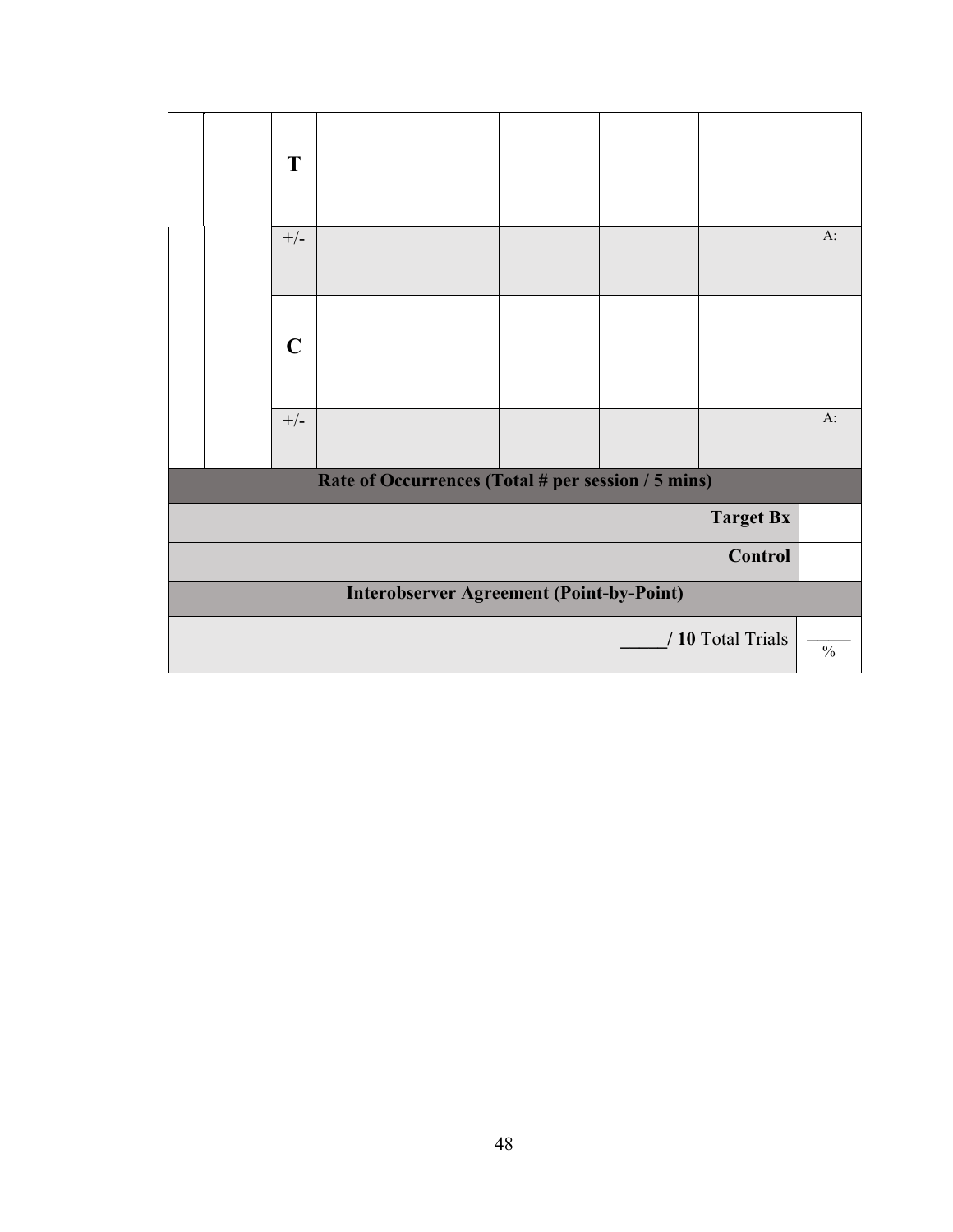| | | | | | | | |
|---|---|---|---|---|---|---|---|
| | | T | | | | | |
| | | +/- | | | | | A: |
| | | C | | | | | |
| | | +/- | | | | | A: |
| **Rate of Occurrences (Total # per session / 5 mins)** | | | | | | | |
| | | | | | | **Target Bx** | |
| | | | | | | **Control** | |
| **Interobserver Agreement (Point-by-Point)** | | | | | | | |
| | | | | | | _____/ **10** Total Trials | ____ % |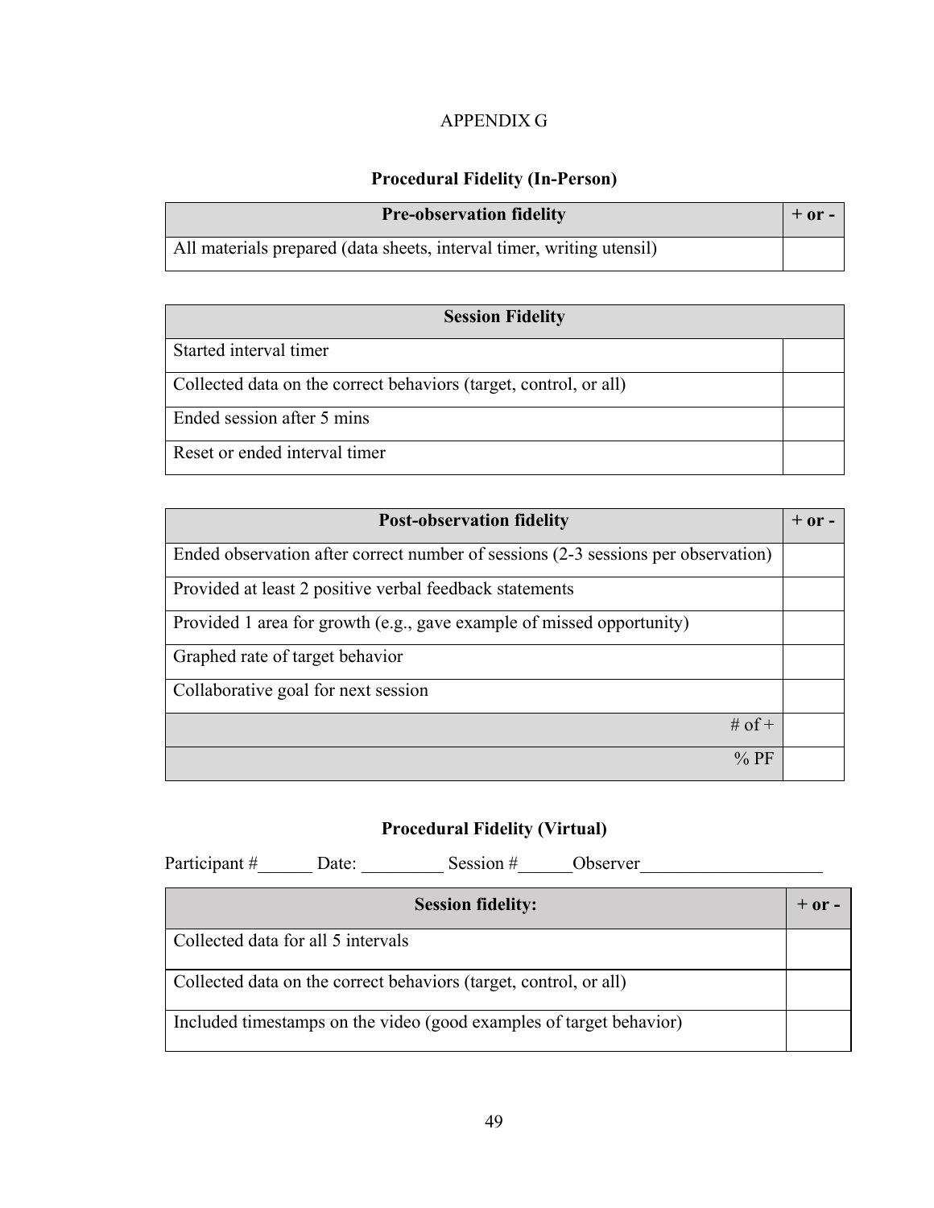# APPENDIX G

## Procedural Fidelity (In-Person)

| Pre-observation fidelity | + or - |
|---|---|
| All materials prepared (data sheets, interval timer, writing utensil) | |

| Session Fidelity | |
|---|---|
| Started interval timer | |
| Collected data on the correct behaviors (target, control, or all) | |
| Ended session after 5 mins | |
| Reset or ended interval timer | |

| Post-observation fidelity | + or - |
|---|---|
| Ended observation after correct number of sessions (2-3 sessions per observation) | |
| Provided at least 2 positive verbal feedback statements | |
| Provided 1 area for growth (e.g., gave example of missed opportunity) | |
| Graphed rate of target behavior | |
| Collaborative goal for next session | |
| # of + | |
| % PF | |

## Procedural Fidelity (Virtual)

Participant #______ Date: _________ Session #______Observer____________________

| Session fidelity: | + or - |
|---|---|
| Collected data for all 5 intervals | |
| Collected data on the correct behaviors (target, control, or all) | |
| Included timestamps on the video (good examples of target behavior) | |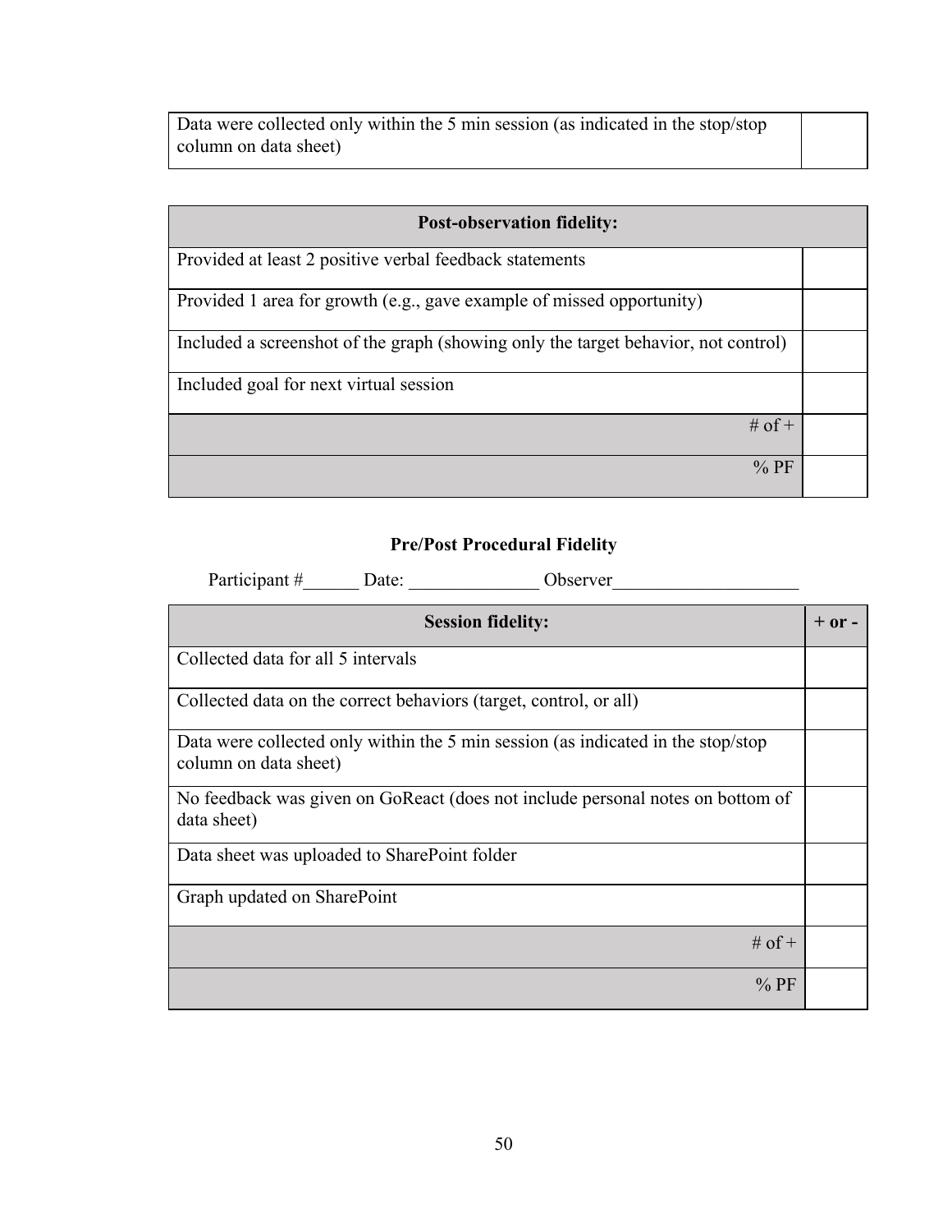| Data were collected only within the 5 min session (as indicated in the stop/stop column on data sheet) | |
|---|---|

| Post-observation fidelity: | |
|---|---|
| Provided at least 2 positive verbal feedback statements | |
| Provided 1 area for growth (e.g., gave example of missed opportunity) | |
| Included a screenshot of the graph (showing only the target behavior, not control) | |
| Included goal for next virtual session | |
| # of + | |
| % PF | |

**Pre/Post Procedural Fidelity**

Participant #______ Date: ______________ Observer____________________

| Session fidelity: | + or - |
|---|---|
| Collected data for all 5 intervals | |
| Collected data on the correct behaviors (target, control, or all) | |
| Data were collected only within the 5 min session (as indicated in the stop/stop column on data sheet) | |
| No feedback was given on GoReact (does not include personal notes on bottom of data sheet) | |
| Data sheet was uploaded to SharePoint folder | |
| Graph updated on SharePoint | |
| # of + | |
| % PF | |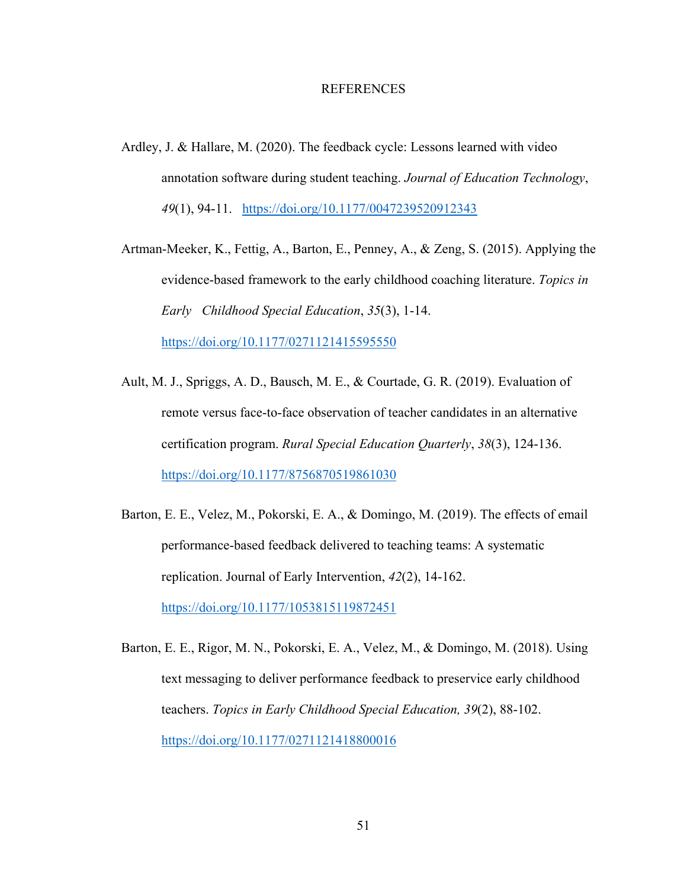# REFERENCES

Ardley, J. & Hallare, M. (2020). The feedback cycle: Lessons learned with video annotation software during student teaching. *Journal of Education Technology*, *49*(1), 94-11. https://doi.org/10.1177/0047239520912343

Artman-Meeker, K., Fettig, A., Barton, E., Penney, A., & Zeng, S. (2015). Applying the evidence-based framework to the early childhood coaching literature. *Topics in Early Childhood Special Education*, *35*(3), 1-14. https://doi.org/10.1177/0271121415595550

Ault, M. J., Spriggs, A. D., Bausch, M. E., & Courtade, G. R. (2019). Evaluation of remote versus face-to-face observation of teacher candidates in an alternative certification program. *Rural Special Education Quarterly*, *38*(3), 124-136. https://doi.org/10.1177/8756870519861030

Barton, E. E., Velez, M., Pokorski, E. A., & Domingo, M. (2019). The effects of email performance-based feedback delivered to teaching teams: A systematic replication. Journal of Early Intervention, *42*(2), 14-162. https://doi.org/10.1177/1053815119872451

Barton, E. E., Rigor, M. N., Pokorski, E. A., Velez, M., & Domingo, M. (2018). Using text messaging to deliver performance feedback to preservice early childhood teachers. *Topics in Early Childhood Special Education, 39*(2), 88-102. https://doi.org/10.1177/0271121418800016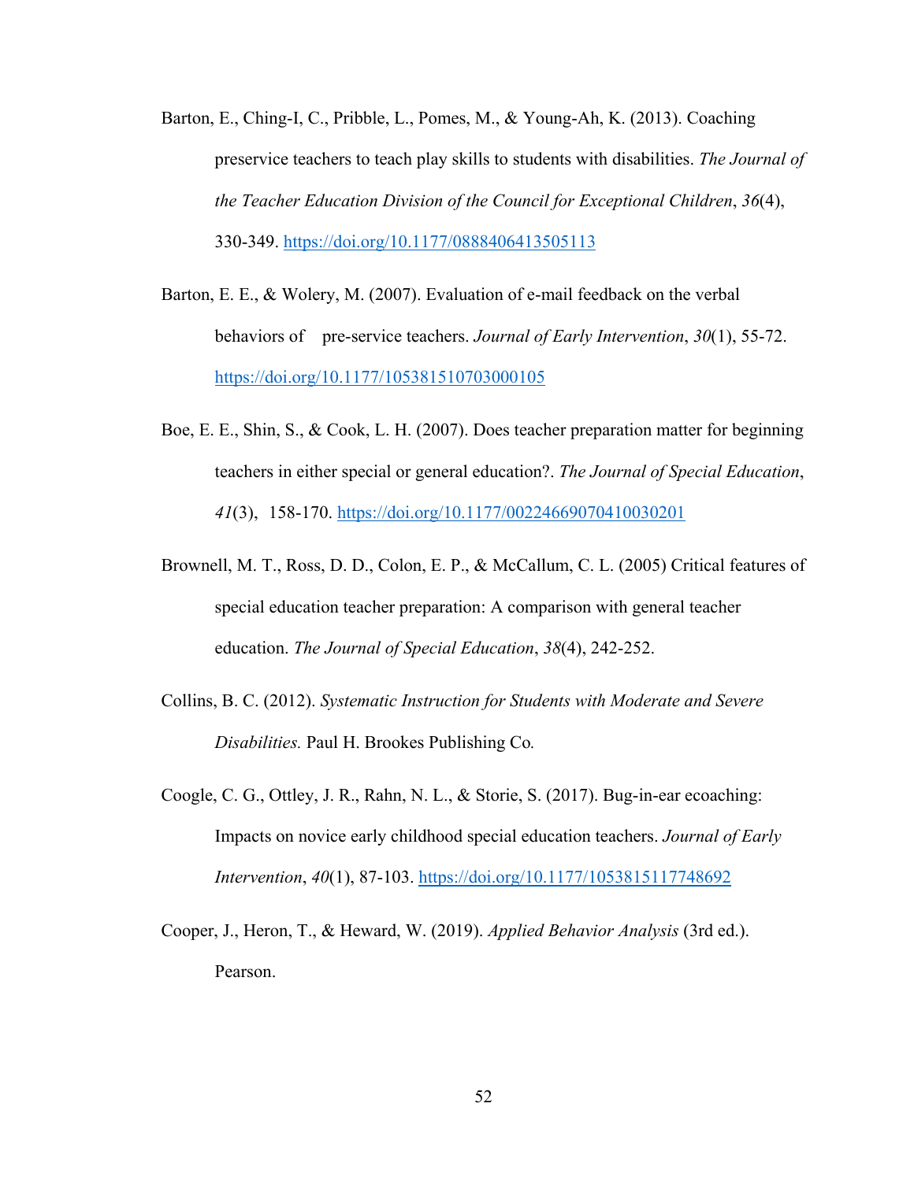Barton, E., Ching-I, C., Pribble, L., Pomes, M., & Young-Ah, K. (2013). Coaching preservice teachers to teach play skills to students with disabilities. *The Journal of the Teacher Education Division of the Council for Exceptional Children*, *36*(4), 330-349. https://doi.org/10.1177/0888406413505113

Barton, E. E., & Wolery, M. (2007). Evaluation of e-mail feedback on the verbal behaviors of pre-service teachers. *Journal of Early Intervention*, *30*(1), 55-72. https://doi.org/10.1177/105381510703000105

Boe, E. E., Shin, S., & Cook, L. H. (2007). Does teacher preparation matter for beginning teachers in either special or general education?. *The Journal of Special Education*, *41*(3), 158-170. https://doi.org/10.1177/00224669070410030201

Brownell, M. T., Ross, D. D., Colon, E. P., & McCallum, C. L. (2005) Critical features of special education teacher preparation: A comparison with general teacher education. *The Journal of Special Education*, *38*(4), 242-252.

Collins, B. C. (2012). *Systematic Instruction for Students with Moderate and Severe Disabilities.* Paul H. Brookes Publishing Co.

Coogle, C. G., Ottley, J. R., Rahn, N. L., & Storie, S. (2017). Bug-in-ear ecoaching: Impacts on novice early childhood special education teachers. *Journal of Early Intervention*, *40*(1), 87-103. https://doi.org/10.1177/1053815117748692

Cooper, J., Heron, T., & Heward, W. (2019). *Applied Behavior Analysis* (3rd ed.). Pearson.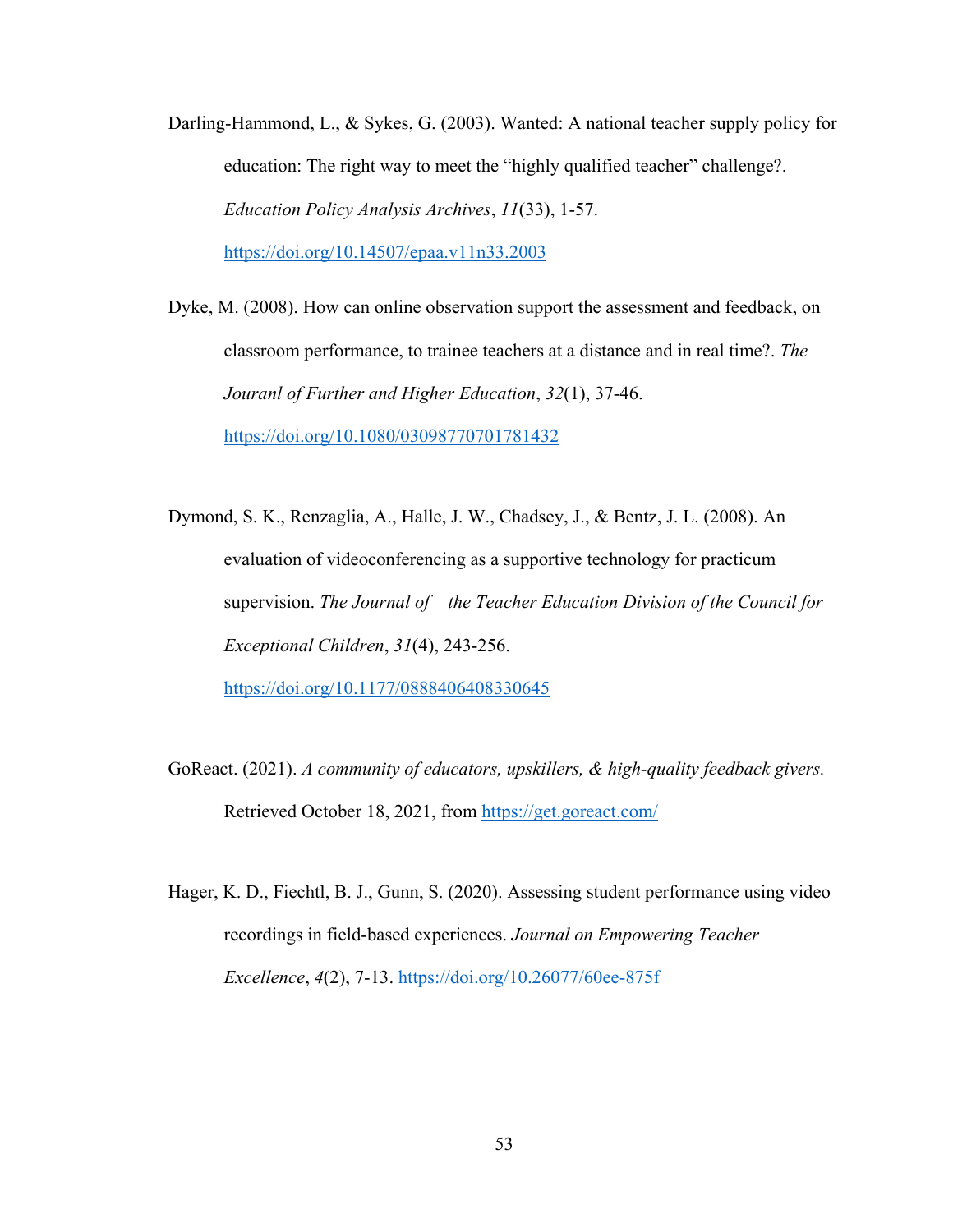Darling-Hammond, L., & Sykes, G. (2003). Wanted: A national teacher supply policy for education: The right way to meet the “highly qualified teacher” challenge?. *Education Policy Analysis Archives*, *11*(33), 1-57. https://doi.org/10.14507/epaa.v11n33.2003

Dyke, M. (2008). How can online observation support the assessment and feedback, on classroom performance, to trainee teachers at a distance and in real time?. *The Jouranl of Further and Higher Education*, *32*(1), 37-46. https://doi.org/10.1080/03098770701781432

Dymond, S. K., Renzaglia, A., Halle, J. W., Chadsey, J., & Bentz, J. L. (2008). An evaluation of videoconferencing as a supportive technology for practicum supervision. *The Journal of the Teacher Education Division of the Council for Exceptional Children*, *31*(4), 243-256. https://doi.org/10.1177/0888406408330645

GoReact. (2021). *A community of educators, upskillers, & high-quality feedback givers.* Retrieved October 18, 2021, from https://get.goreact.com/

Hager, K. D., Fiechtl, B. J., Gunn, S. (2020). Assessing student performance using video recordings in field-based experiences. *Journal on Empowering Teacher Excellence*, *4*(2), 7-13. https://doi.org/10.26077/60ee-875f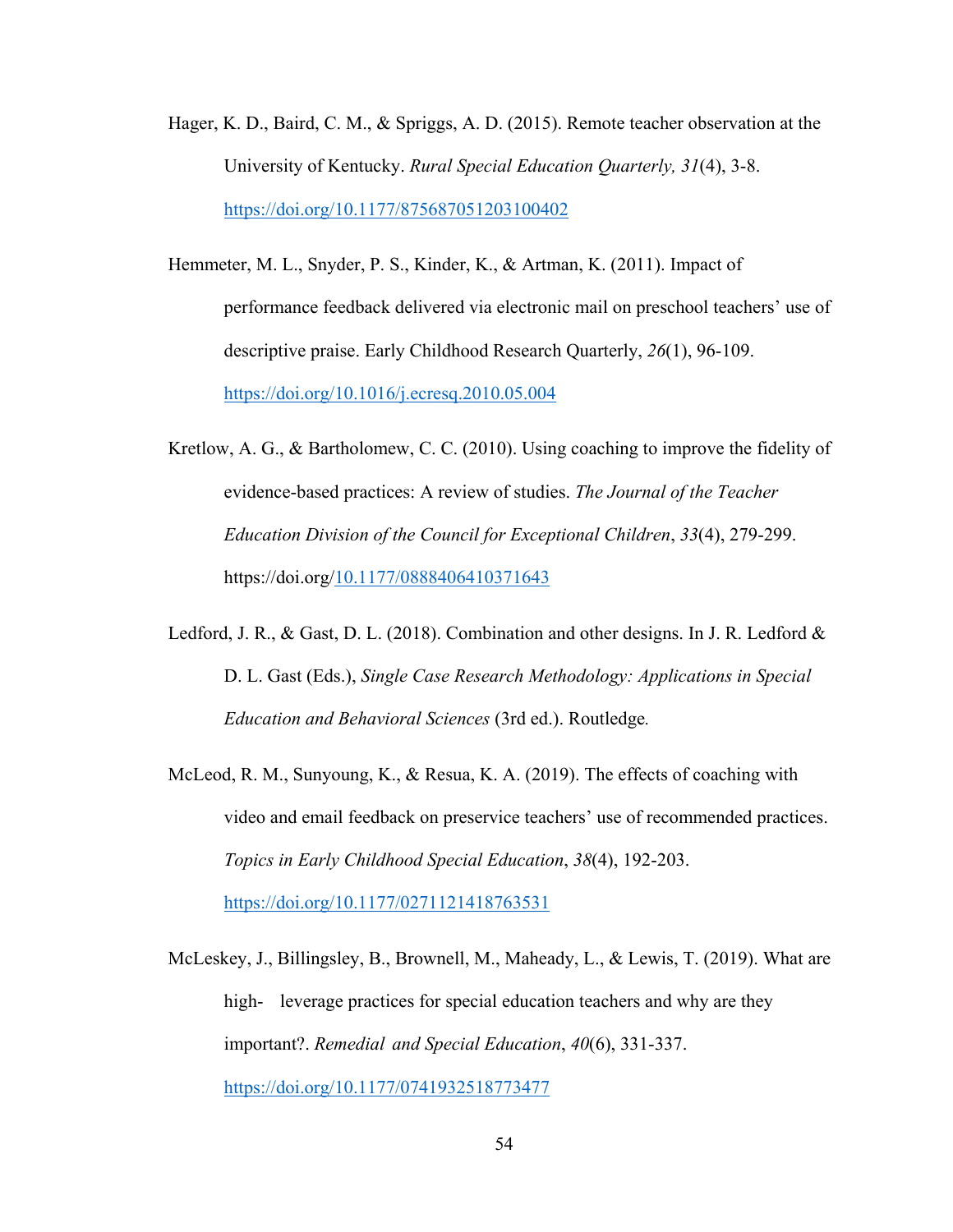Hager, K. D., Baird, C. M., & Spriggs, A. D. (2015). Remote teacher observation at the University of Kentucky. *Rural Special Education Quarterly, 31*(4), 3-8. https://doi.org/10.1177/875687051203100402

Hemmeter, M. L., Snyder, P. S., Kinder, K., & Artman, K. (2011). Impact of performance feedback delivered via electronic mail on preschool teachers' use of descriptive praise. Early Childhood Research Quarterly, *26*(1), 96-109. https://doi.org/10.1016/j.ecresq.2010.05.004

Kretlow, A. G., & Bartholomew, C. C. (2010). Using coaching to improve the fidelity of evidence-based practices: A review of studies. *The Journal of the Teacher Education Division of the Council for Exceptional Children*, *33*(4), 279-299. https://doi.org/10.1177/0888406410371643

Ledford, J. R., & Gast, D. L. (2018). Combination and other designs. In J. R. Ledford & D. L. Gast (Eds.), *Single Case Research Methodology: Applications in Special Education and Behavioral Sciences* (3rd ed.). Routledge.

McLeod, R. M., Sunyoung, K., & Resua, K. A. (2019). The effects of coaching with video and email feedback on preservice teachers' use of recommended practices. *Topics in Early Childhood Special Education*, *38*(4), 192-203. https://doi.org/10.1177/0271121418763531

McLeskey, J., Billingsley, B., Brownell, M., Maheady, L., & Lewis, T. (2019). What are high- leverage practices for special education teachers and why are they important?. *Remedial and Special Education*, *40*(6), 331-337. https://doi.org/10.1177/0741932518773477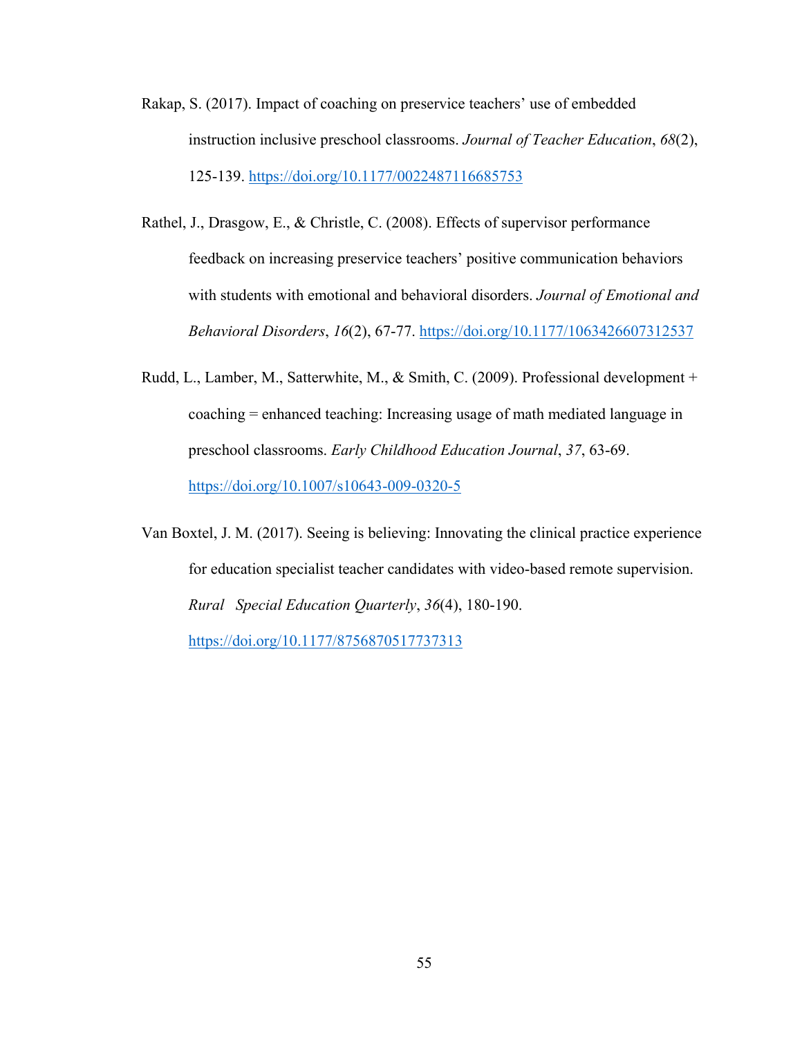Rakap, S. (2017). Impact of coaching on preservice teachers' use of embedded instruction inclusive preschool classrooms. *Journal of Teacher Education*, *68*(2), 125-139. https://doi.org/10.1177/0022487116685753

Rathel, J., Drasgow, E., & Christle, C. (2008). Effects of supervisor performance feedback on increasing preservice teachers' positive communication behaviors with students with emotional and behavioral disorders. *Journal of Emotional and Behavioral Disorders*, *16*(2), 67-77. https://doi.org/10.1177/1063426607312537

Rudd, L., Lamber, M., Satterwhite, M., & Smith, C. (2009). Professional development + coaching = enhanced teaching: Increasing usage of math mediated language in preschool classrooms. *Early Childhood Education Journal*, *37*, 63-69. https://doi.org/10.1007/s10643-009-0320-5

Van Boxtel, J. M. (2017). Seeing is believing: Innovating the clinical practice experience for education specialist teacher candidates with video-based remote supervision. *Rural Special Education Quarterly*, *36*(4), 180-190. https://doi.org/10.1177/8756870517737313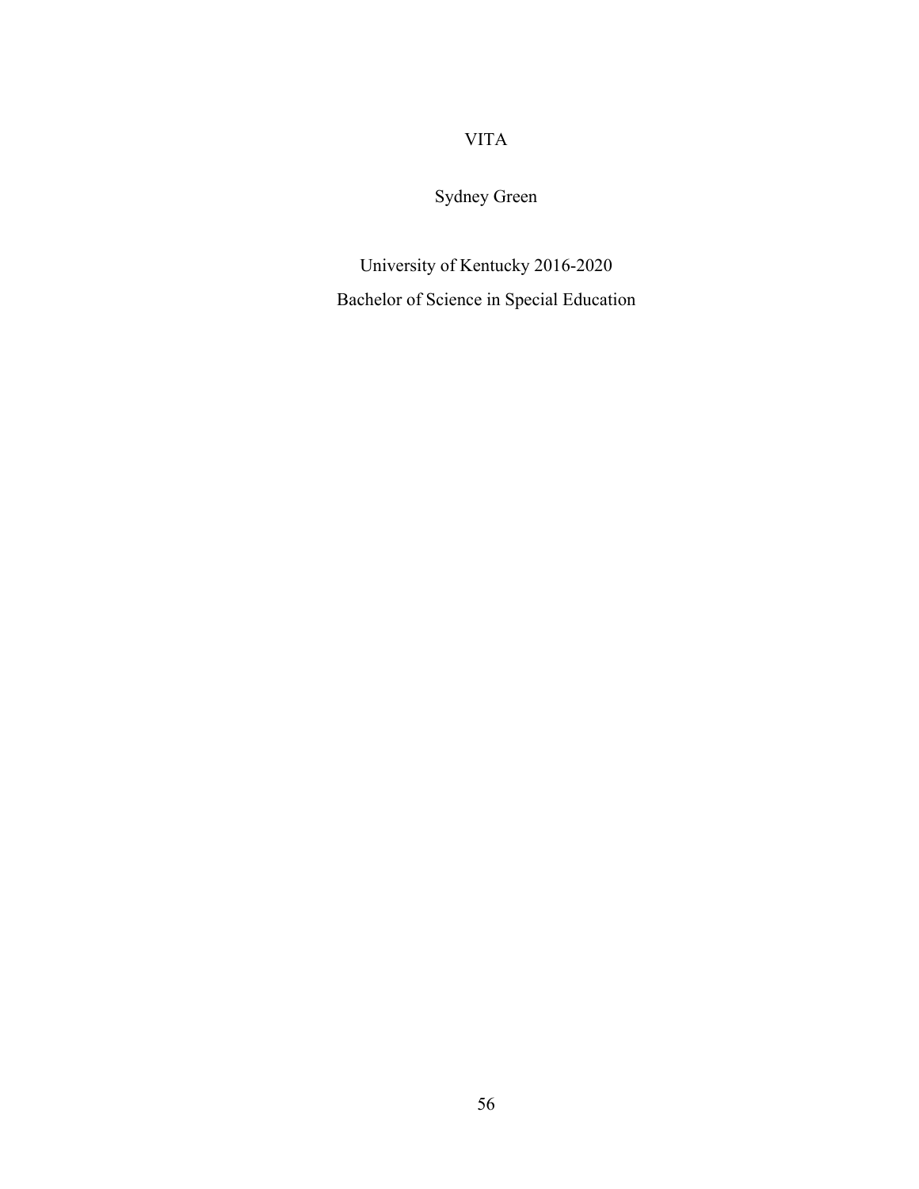# VITA

Sydney Green

University of Kentucky 2016-2020

Bachelor of Science in Special Education